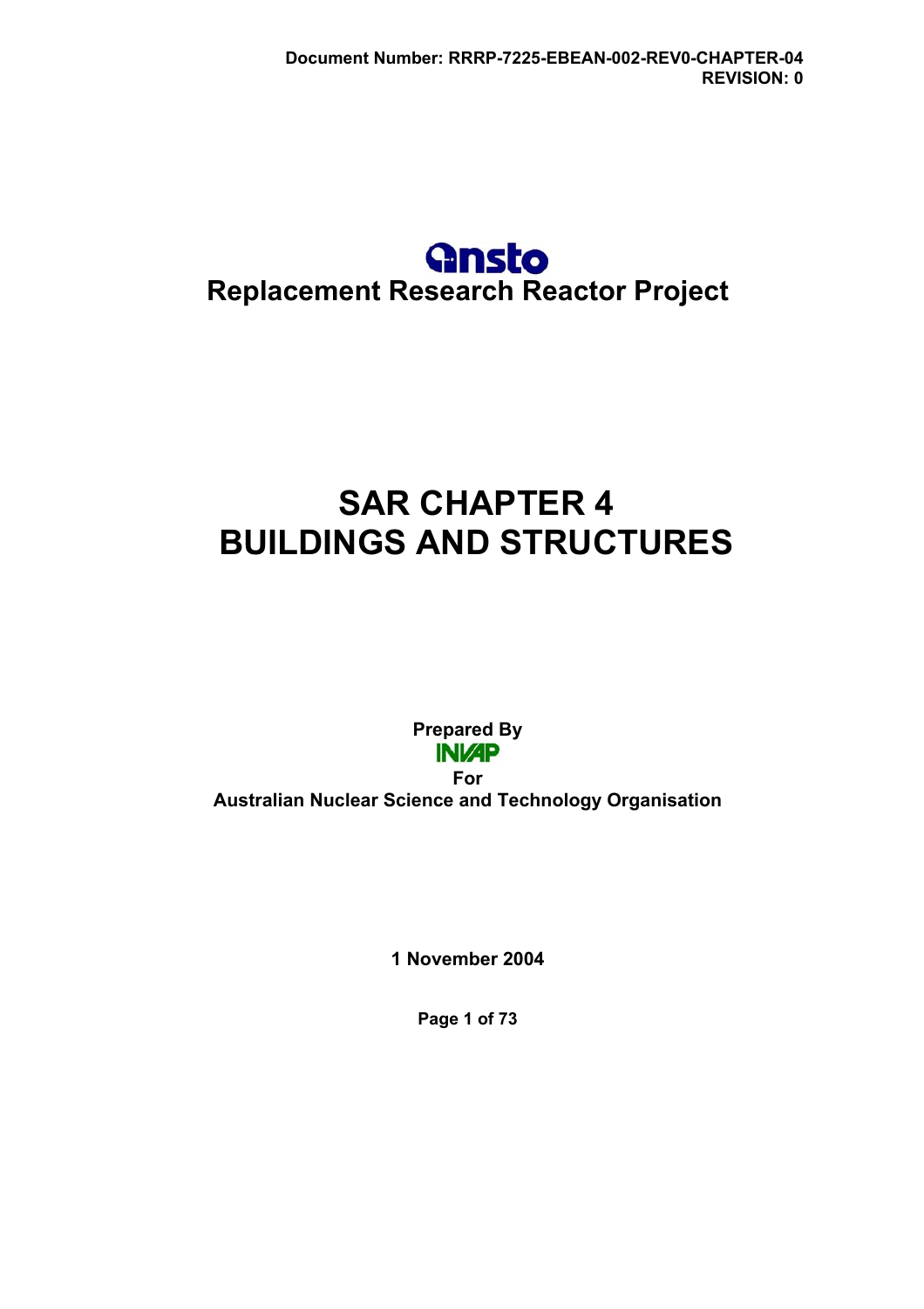Document Number: RRRP-7225-EBEAN-002-REV0-CHAPTER-04
REVISION: 0

ansto

**Replacement Research Reactor Project**

# SAR CHAPTER 4
# BUILDINGS AND STRUCTURES

**Prepared By**

INVAP

**For**

**Australian Nuclear Science and Technology Organisation**

**1 November 2004**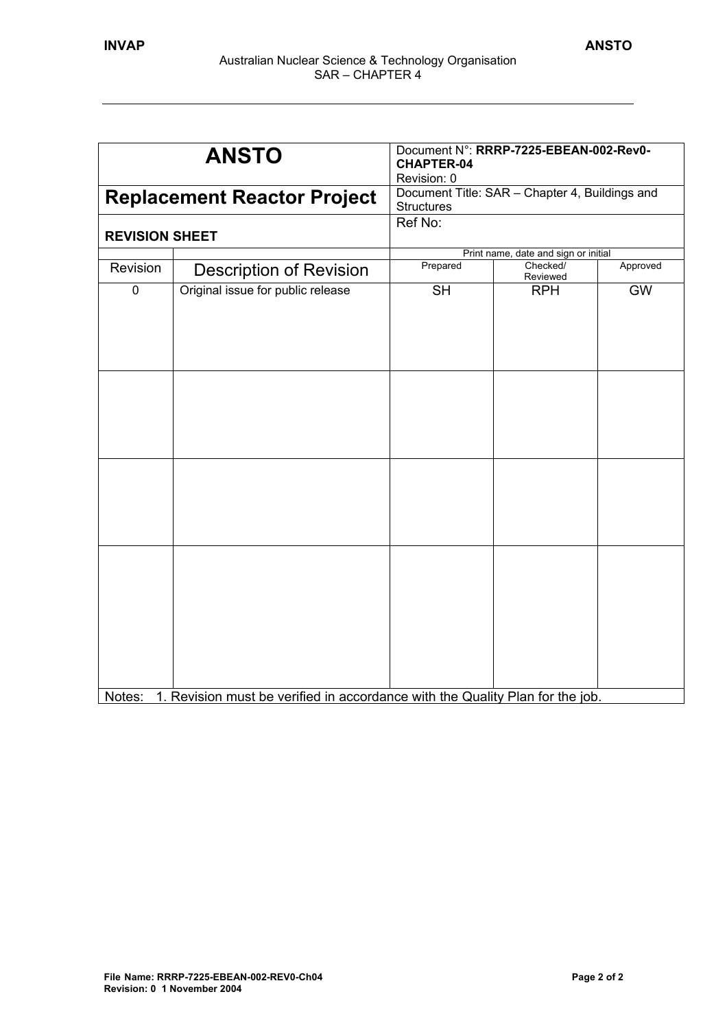| ANSTO | | Document N°: **RRRP-7225-EBEAN-002-Rev0-CHAPTER-04** Revision: 0 | | |
|---|---|---|---|---|
| **Replacement Reactor Project** | | Document Title: SAR – Chapter 4, Buildings and Structures | | |
| **REVISION SHEET** | | Ref No: | | |
| | | Print name, date and sign or initial | | |
| Revision | Description of Revision | Prepared | Checked/ Reviewed | Approved |
| 0 | Original issue for public release | SH | RPH | GW |
| | | | | |
| | | | | |
| | | | | |

Notes: 1. Revision must be verified in accordance with the Quality Plan for the job.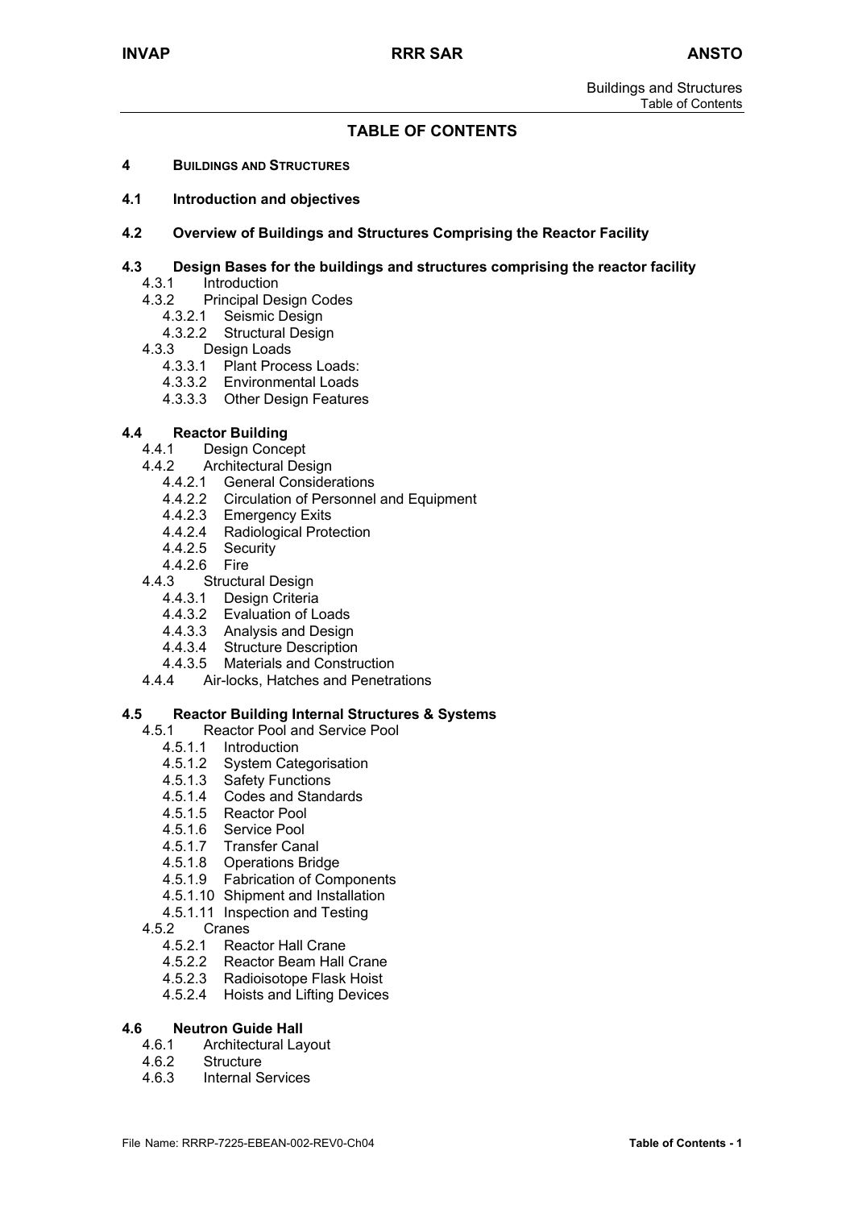# TABLE OF CONTENTS

**4 BUILDINGS AND STRUCTURES**

**4.1 Introduction and objectives**

**4.2 Overview of Buildings and Structures Comprising the Reactor Facility**

**4.3 Design Bases for the buildings and structures comprising the reactor facility**
- 4.3.1 Introduction
- 4.3.2 Principal Design Codes
  - 4.3.2.1 Seismic Design
  - 4.3.2.2 Structural Design
- 4.3.3 Design Loads
  - 4.3.3.1 Plant Process Loads:
  - 4.3.3.2 Environmental Loads
  - 4.3.3.3 Other Design Features

**4.4 Reactor Building**
- 4.4.1 Design Concept
- 4.4.2 Architectural Design
  - 4.4.2.1 General Considerations
  - 4.4.2.2 Circulation of Personnel and Equipment
  - 4.4.2.3 Emergency Exits
  - 4.4.2.4 Radiological Protection
  - 4.4.2.5 Security
  - 4.4.2.6 Fire
- 4.4.3 Structural Design
  - 4.4.3.1 Design Criteria
  - 4.4.3.2 Evaluation of Loads
  - 4.4.3.3 Analysis and Design
  - 4.4.3.4 Structure Description
  - 4.4.3.5 Materials and Construction
- 4.4.4 Air-locks, Hatches and Penetrations

**4.5 Reactor Building Internal Structures & Systems**
- 4.5.1 Reactor Pool and Service Pool
  - 4.5.1.1 Introduction
  - 4.5.1.2 System Categorisation
  - 4.5.1.3 Safety Functions
  - 4.5.1.4 Codes and Standards
  - 4.5.1.5 Reactor Pool
  - 4.5.1.6 Service Pool
  - 4.5.1.7 Transfer Canal
  - 4.5.1.8 Operations Bridge
  - 4.5.1.9 Fabrication of Components
  - 4.5.1.10 Shipment and Installation
  - 4.5.1.11 Inspection and Testing
- 4.5.2 Cranes
  - 4.5.2.1 Reactor Hall Crane
  - 4.5.2.2 Reactor Beam Hall Crane
  - 4.5.2.3 Radioisotope Flask Hoist
  - 4.5.2.4 Hoists and Lifting Devices

**4.6 Neutron Guide Hall**
- 4.6.1 Architectural Layout
- 4.6.2 Structure
- 4.6.3 Internal Services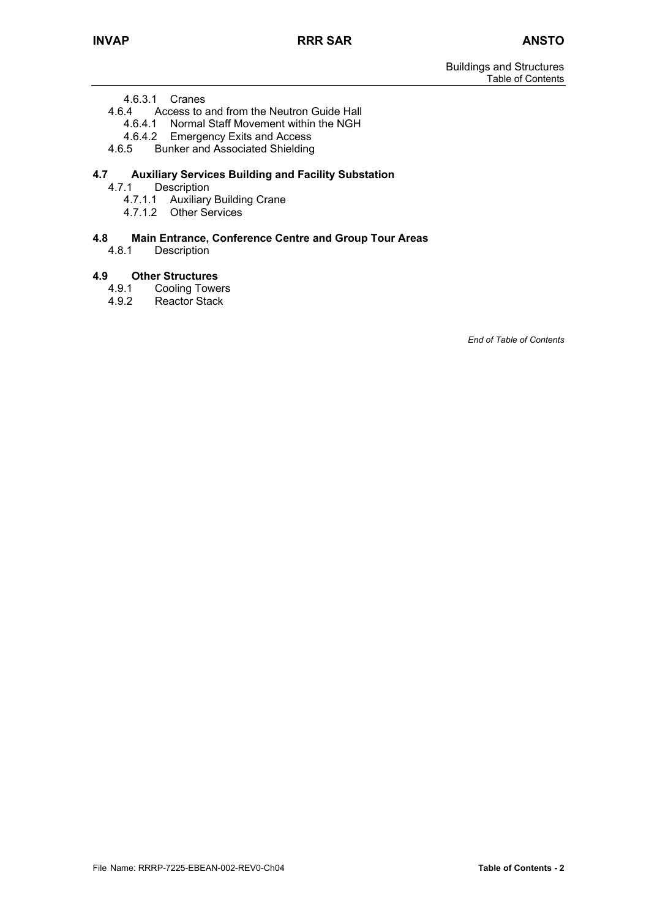4.6.3.1 Cranes
4.6.4 Access to and from the Neutron Guide Hall
4.6.4.1 Normal Staff Movement within the NGH
4.6.4.2 Emergency Exits and Access
4.6.5 Bunker and Associated Shielding

**4.7 Auxiliary Services Building and Facility Substation**
4.7.1 Description
4.7.1.1 Auxiliary Building Crane
4.7.1.2 Other Services

**4.8 Main Entrance, Conference Centre and Group Tour Areas**
4.8.1 Description

**4.9 Other Structures**
4.9.1 Cooling Towers
4.9.2 Reactor Stack

*End of Table of Contents*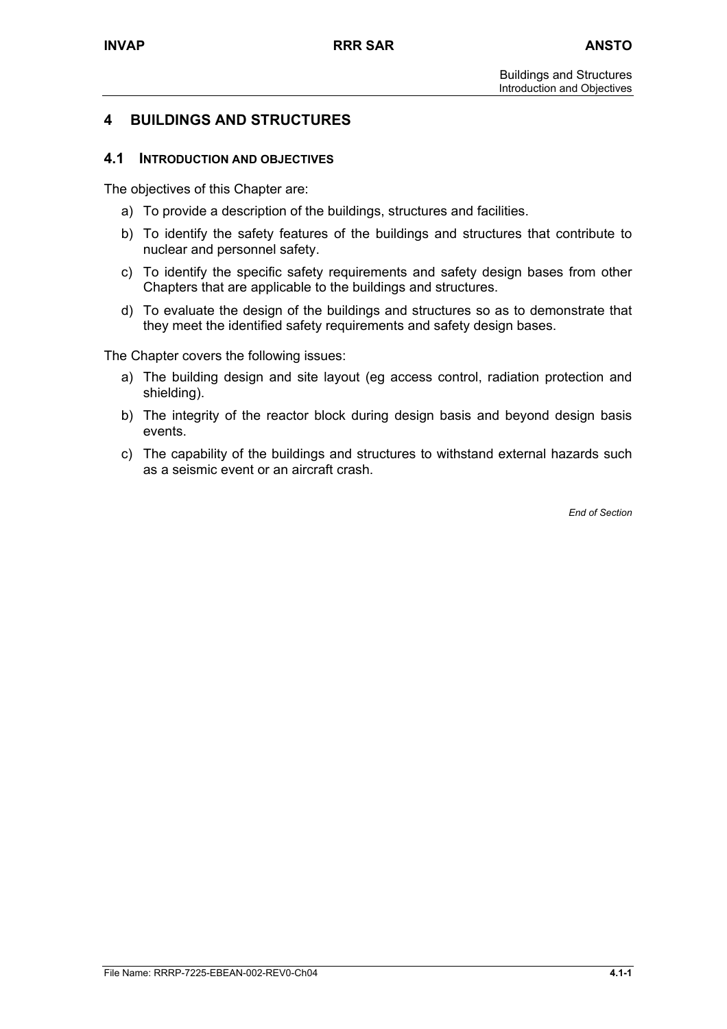# 4 BUILDINGS AND STRUCTURES

## 4.1 INTRODUCTION AND OBJECTIVES

The objectives of this Chapter are:

a) To provide a description of the buildings, structures and facilities.

b) To identify the safety features of the buildings and structures that contribute to nuclear and personnel safety.

c) To identify the specific safety requirements and safety design bases from other Chapters that are applicable to the buildings and structures.

d) To evaluate the design of the buildings and structures so as to demonstrate that they meet the identified safety requirements and safety design bases.

The Chapter covers the following issues:

a) The building design and site layout (eg access control, radiation protection and shielding).

b) The integrity of the reactor block during design basis and beyond design basis events.

c) The capability of the buildings and structures to withstand external hazards such as a seismic event or an aircraft crash.

*End of Section*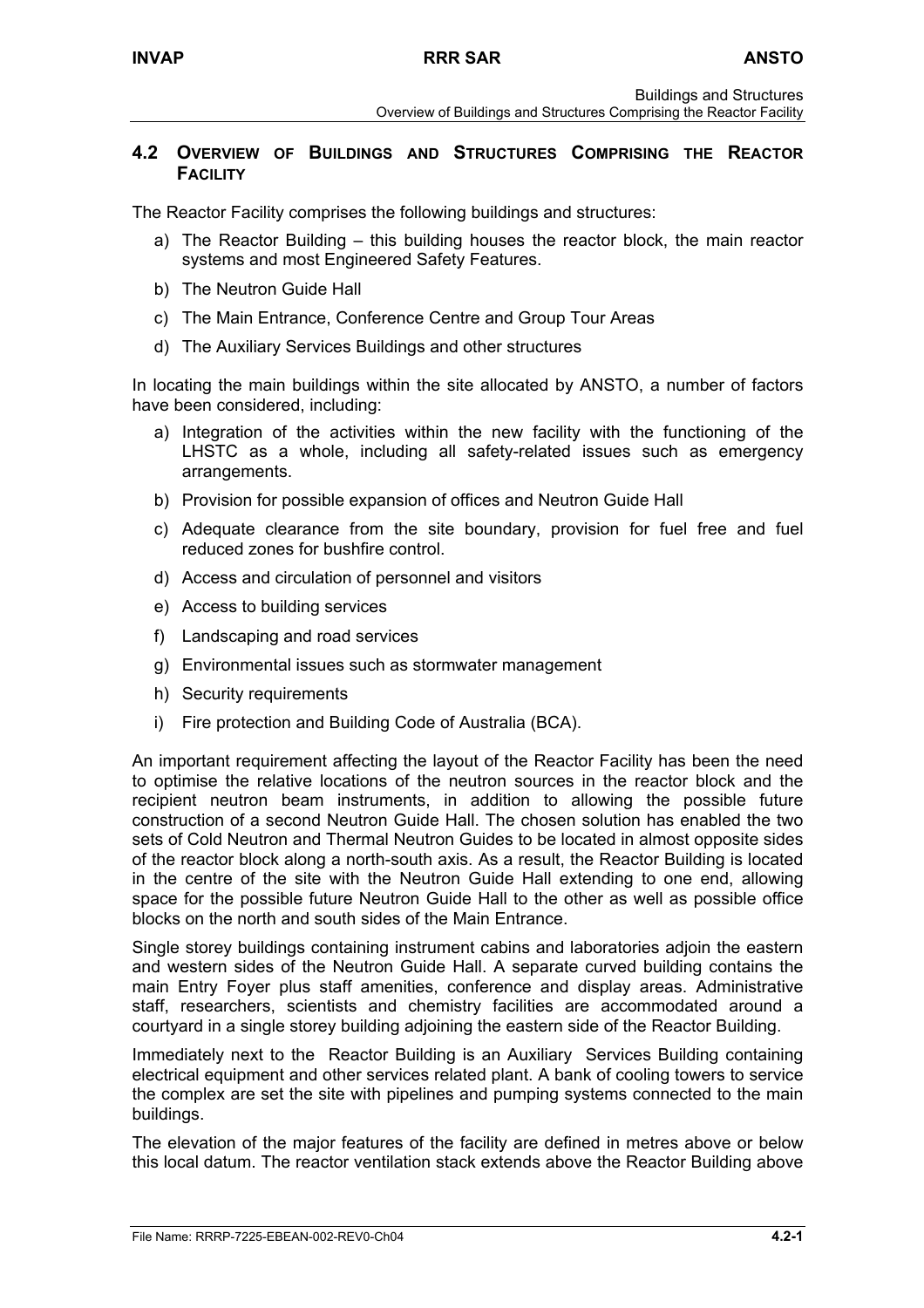## 4.2 Overview of Buildings and Structures Comprising the Reactor Facility

The Reactor Facility comprises the following buildings and structures:

a) The Reactor Building – this building houses the reactor block, the main reactor systems and most Engineered Safety Features.

b) The Neutron Guide Hall

c) The Main Entrance, Conference Centre and Group Tour Areas

d) The Auxiliary Services Buildings and other structures

In locating the main buildings within the site allocated by ANSTO, a number of factors have been considered, including:

a) Integration of the activities within the new facility with the functioning of the LHSTC as a whole, including all safety-related issues such as emergency arrangements.

b) Provision for possible expansion of offices and Neutron Guide Hall

c) Adequate clearance from the site boundary, provision for fuel free and fuel reduced zones for bushfire control.

d) Access and circulation of personnel and visitors

e) Access to building services

f) Landscaping and road services

g) Environmental issues such as stormwater management

h) Security requirements

i) Fire protection and Building Code of Australia (BCA).

An important requirement affecting the layout of the Reactor Facility has been the need to optimise the relative locations of the neutron sources in the reactor block and the recipient neutron beam instruments, in addition to allowing the possible future construction of a second Neutron Guide Hall. The chosen solution has enabled the two sets of Cold Neutron and Thermal Neutron Guides to be located in almost opposite sides of the reactor block along a north-south axis. As a result, the Reactor Building is located in the centre of the site with the Neutron Guide Hall extending to one end, allowing space for the possible future Neutron Guide Hall to the other as well as possible office blocks on the north and south sides of the Main Entrance.

Single storey buildings containing instrument cabins and laboratories adjoin the eastern and western sides of the Neutron Guide Hall. A separate curved building contains the main Entry Foyer plus staff amenities, conference and display areas. Administrative staff, researchers, scientists and chemistry facilities are accommodated around a courtyard in a single storey building adjoining the eastern side of the Reactor Building.

Immediately next to the Reactor Building is an Auxiliary Services Building containing electrical equipment and other services related plant. A bank of cooling towers to service the complex are set the site with pipelines and pumping systems connected to the main buildings.

The elevation of the major features of the facility are defined in metres above or below this local datum. The reactor ventilation stack extends above the Reactor Building above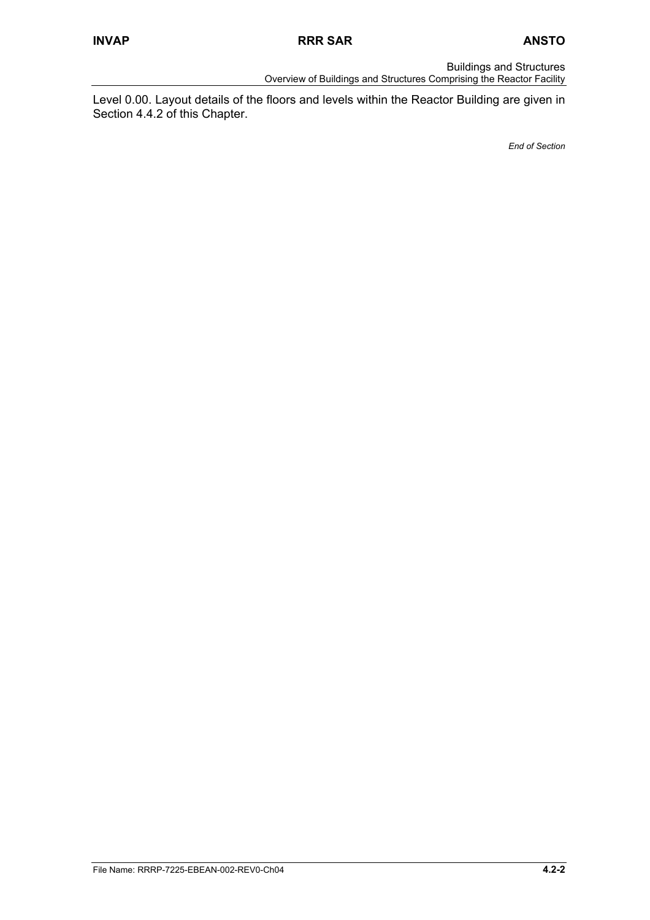Level 0.00. Layout details of the floors and levels within the Reactor Building are given in Section 4.4.2 of this Chapter.

*End of Section*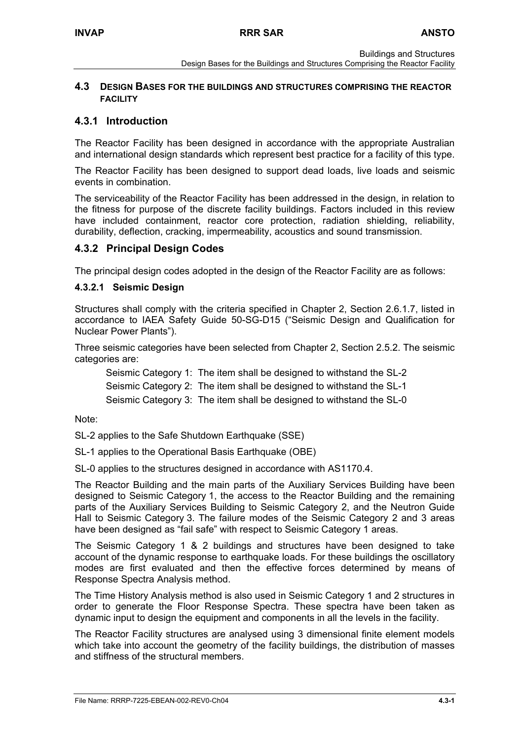## 4.3 DESIGN BASES FOR THE BUILDINGS AND STRUCTURES COMPRISING THE REACTOR FACILITY

### 4.3.1 Introduction

The Reactor Facility has been designed in accordance with the appropriate Australian and international design standards which represent best practice for a facility of this type.

The Reactor Facility has been designed to support dead loads, live loads and seismic events in combination.

The serviceability of the Reactor Facility has been addressed in the design, in relation to the fitness for purpose of the discrete facility buildings. Factors included in this review have included containment, reactor core protection, radiation shielding, reliability, durability, deflection, cracking, impermeability, acoustics and sound transmission.

### 4.3.2 Principal Design Codes

The principal design codes adopted in the design of the Reactor Facility are as follows:

#### 4.3.2.1 Seismic Design

Structures shall comply with the criteria specified in Chapter 2, Section 2.6.1.7, listed in accordance to IAEA Safety Guide 50-SG-D15 ("Seismic Design and Qualification for Nuclear Power Plants").

Three seismic categories have been selected from Chapter 2, Section 2.5.2. The seismic categories are:

Seismic Category 1: The item shall be designed to withstand the SL-2

Seismic Category 2: The item shall be designed to withstand the SL-1

Seismic Category 3: The item shall be designed to withstand the SL-0

Note:

SL-2 applies to the Safe Shutdown Earthquake (SSE)

SL-1 applies to the Operational Basis Earthquake (OBE)

SL-0 applies to the structures designed in accordance with AS1170.4.

The Reactor Building and the main parts of the Auxiliary Services Building have been designed to Seismic Category 1, the access to the Reactor Building and the remaining parts of the Auxiliary Services Building to Seismic Category 2, and the Neutron Guide Hall to Seismic Category 3. The failure modes of the Seismic Category 2 and 3 areas have been designed as "fail safe" with respect to Seismic Category 1 areas.

The Seismic Category 1 & 2 buildings and structures have been designed to take account of the dynamic response to earthquake loads. For these buildings the oscillatory modes are first evaluated and then the effective forces determined by means of Response Spectra Analysis method.

The Time History Analysis method is also used in Seismic Category 1 and 2 structures in order to generate the Floor Response Spectra. These spectra have been taken as dynamic input to design the equipment and components in all the levels in the facility.

The Reactor Facility structures are analysed using 3 dimensional finite element models which take into account the geometry of the facility buildings, the distribution of masses and stiffness of the structural members.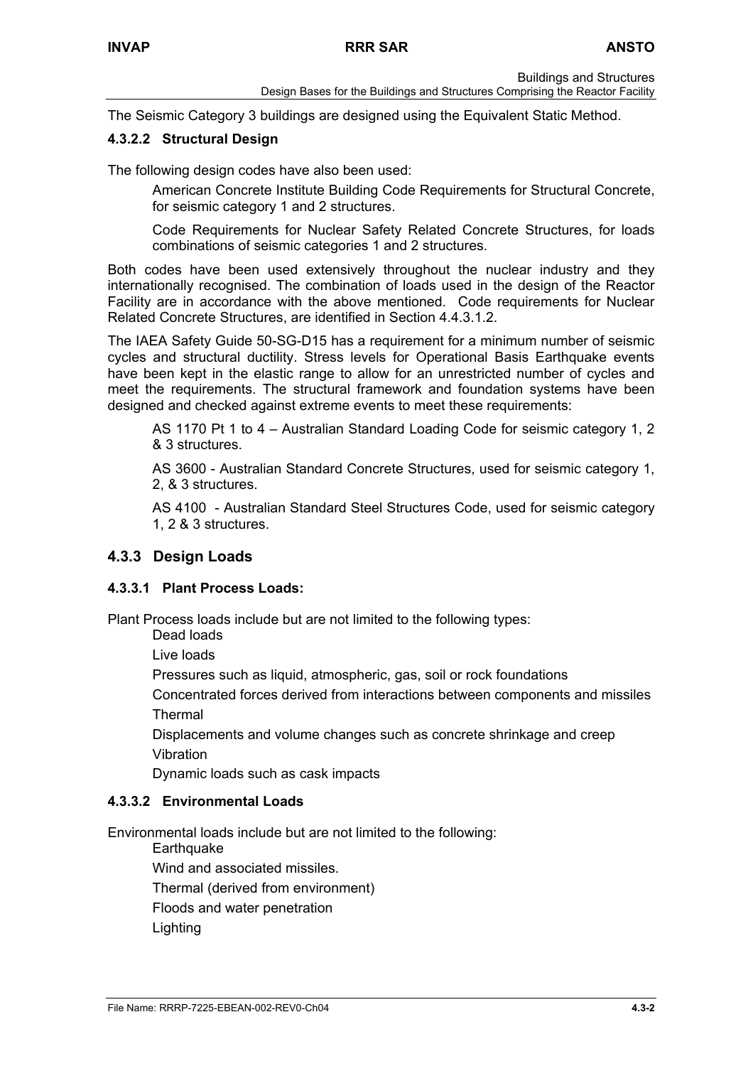The Seismic Category 3 buildings are designed using the Equivalent Static Method.

#### 4.3.2.2 Structural Design

The following design codes have also been used:

American Concrete Institute Building Code Requirements for Structural Concrete, for seismic category 1 and 2 structures.

Code Requirements for Nuclear Safety Related Concrete Structures, for loads combinations of seismic categories 1 and 2 structures.

Both codes have been used extensively throughout the nuclear industry and they internationally recognised. The combination of loads used in the design of the Reactor Facility are in accordance with the above mentioned. Code requirements for Nuclear Related Concrete Structures, are identified in Section 4.4.3.1.2.

The IAEA Safety Guide 50-SG-D15 has a requirement for a minimum number of seismic cycles and structural ductility. Stress levels for Operational Basis Earthquake events have been kept in the elastic range to allow for an unrestricted number of cycles and meet the requirements. The structural framework and foundation systems have been designed and checked against extreme events to meet these requirements:

AS 1170 Pt 1 to 4 – Australian Standard Loading Code for seismic category 1, 2 & 3 structures.

AS 3600 - Australian Standard Concrete Structures, used for seismic category 1, 2, & 3 structures.

AS 4100 - Australian Standard Steel Structures Code, used for seismic category 1, 2 & 3 structures.

### 4.3.3 Design Loads

#### 4.3.3.1 Plant Process Loads:

Plant Process loads include but are not limited to the following types:

Dead loads

Live loads

Pressures such as liquid, atmospheric, gas, soil or rock foundations

Concentrated forces derived from interactions between components and missiles

Thermal

Displacements and volume changes such as concrete shrinkage and creep

Vibration

Dynamic loads such as cask impacts

#### 4.3.3.2 Environmental Loads

Environmental loads include but are not limited to the following:

Earthquake

Wind and associated missiles.

Thermal (derived from environment)

Floods and water penetration

Lighting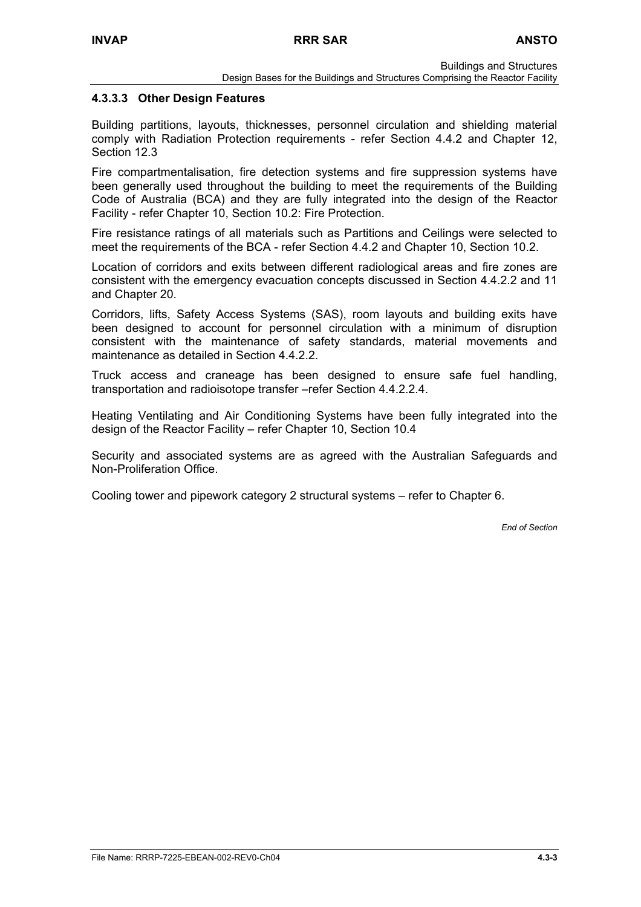#### 4.3.3.3 Other Design Features

Building partitions, layouts, thicknesses, personnel circulation and shielding material comply with Radiation Protection requirements - refer Section 4.4.2 and Chapter 12, Section 12.3

Fire compartmentalisation, fire detection systems and fire suppression systems have been generally used throughout the building to meet the requirements of the Building Code of Australia (BCA) and they are fully integrated into the design of the Reactor Facility - refer Chapter 10, Section 10.2: Fire Protection.

Fire resistance ratings of all materials such as Partitions and Ceilings were selected to meet the requirements of the BCA - refer Section 4.4.2 and Chapter 10, Section 10.2.

Location of corridors and exits between different radiological areas and fire zones are consistent with the emergency evacuation concepts discussed in Section 4.4.2.2 and 11 and Chapter 20.

Corridors, lifts, Safety Access Systems (SAS), room layouts and building exits have been designed to account for personnel circulation with a minimum of disruption consistent with the maintenance of safety standards, material movements and maintenance as detailed in Section 4.4.2.2.

Truck access and craneage has been designed to ensure safe fuel handling, transportation and radioisotope transfer –refer Section 4.4.2.2.4.

Heating Ventilating and Air Conditioning Systems have been fully integrated into the design of the Reactor Facility – refer Chapter 10, Section 10.4

Security and associated systems are as agreed with the Australian Safeguards and Non-Proliferation Office.

Cooling tower and pipework category 2 structural systems – refer to Chapter 6.

*End of Section*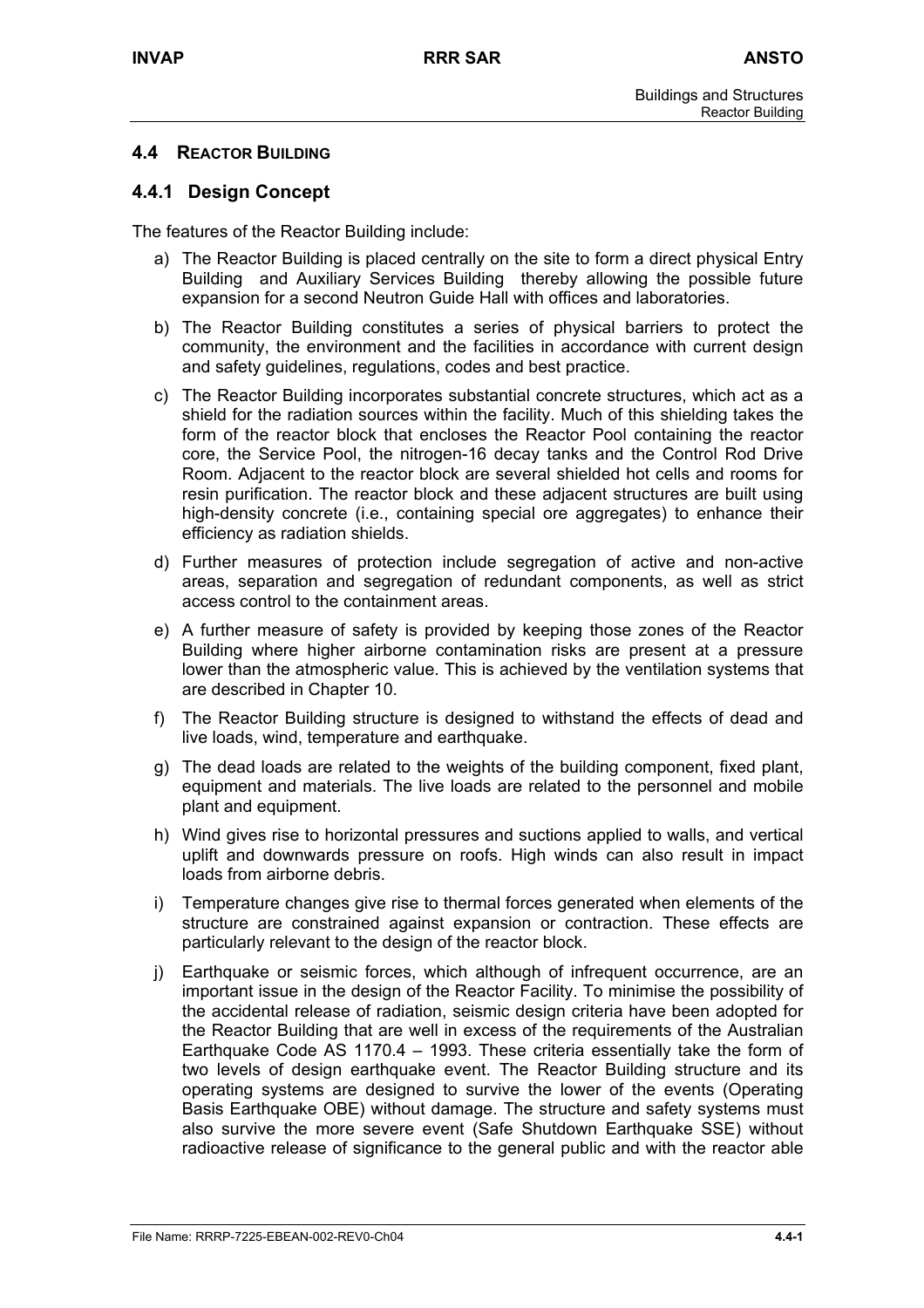## 4.4 Reactor Building

### 4.4.1 Design Concept

The features of the Reactor Building include:

a) The Reactor Building is placed centrally on the site to form a direct physical Entry Building and Auxiliary Services Building thereby allowing the possible future expansion for a second Neutron Guide Hall with offices and laboratories.

b) The Reactor Building constitutes a series of physical barriers to protect the community, the environment and the facilities in accordance with current design and safety guidelines, regulations, codes and best practice.

c) The Reactor Building incorporates substantial concrete structures, which act as a shield for the radiation sources within the facility. Much of this shielding takes the form of the reactor block that encloses the Reactor Pool containing the reactor core, the Service Pool, the nitrogen-16 decay tanks and the Control Rod Drive Room. Adjacent to the reactor block are several shielded hot cells and rooms for resin purification. The reactor block and these adjacent structures are built using high-density concrete (i.e., containing special ore aggregates) to enhance their efficiency as radiation shields.

d) Further measures of protection include segregation of active and non-active areas, separation and segregation of redundant components, as well as strict access control to the containment areas.

e) A further measure of safety is provided by keeping those zones of the Reactor Building where higher airborne contamination risks are present at a pressure lower than the atmospheric value. This is achieved by the ventilation systems that are described in Chapter 10.

f) The Reactor Building structure is designed to withstand the effects of dead and live loads, wind, temperature and earthquake.

g) The dead loads are related to the weights of the building component, fixed plant, equipment and materials. The live loads are related to the personnel and mobile plant and equipment.

h) Wind gives rise to horizontal pressures and suctions applied to walls, and vertical uplift and downwards pressure on roofs. High winds can also result in impact loads from airborne debris.

i) Temperature changes give rise to thermal forces generated when elements of the structure are constrained against expansion or contraction. These effects are particularly relevant to the design of the reactor block.

j) Earthquake or seismic forces, which although of infrequent occurrence, are an important issue in the design of the Reactor Facility. To minimise the possibility of the accidental release of radiation, seismic design criteria have been adopted for the Reactor Building that are well in excess of the requirements of the Australian Earthquake Code AS 1170.4 – 1993. These criteria essentially take the form of two levels of design earthquake event. The Reactor Building structure and its operating systems are designed to survive the lower of the events (Operating Basis Earthquake OBE) without damage. The structure and safety systems must also survive the more severe event (Safe Shutdown Earthquake SSE) without radioactive release of significance to the general public and with the reactor able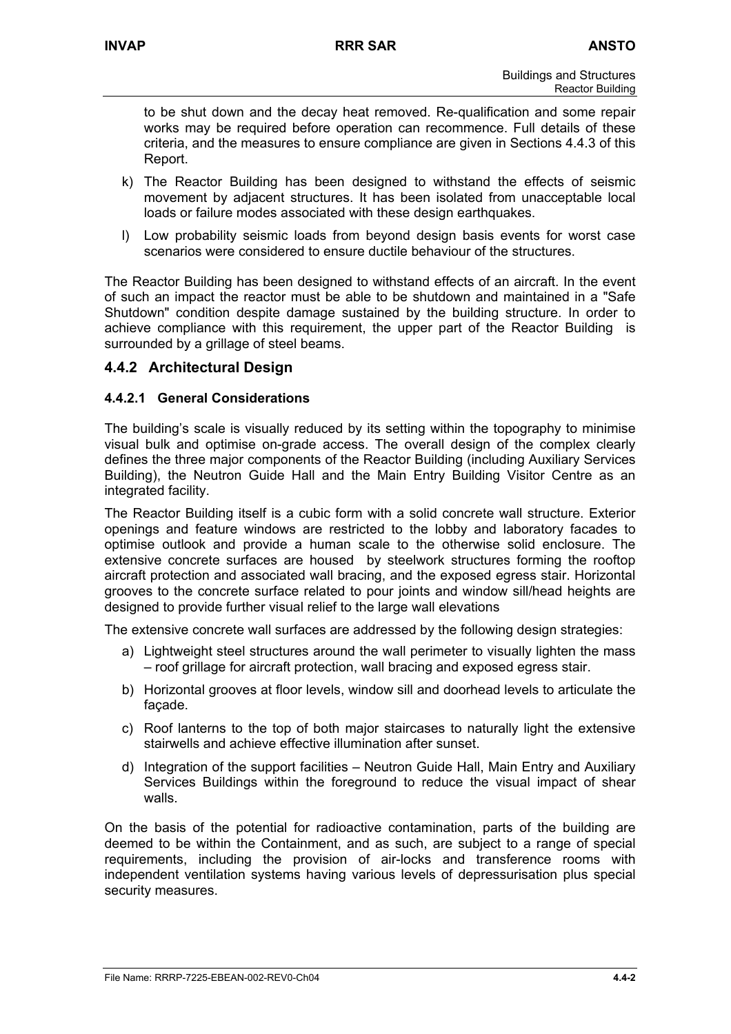to be shut down and the decay heat removed. Re-qualification and some repair works may be required before operation can recommence. Full details of these criteria, and the measures to ensure compliance are given in Sections 4.4.3 of this Report.

k) The Reactor Building has been designed to withstand the effects of seismic movement by adjacent structures. It has been isolated from unacceptable local loads or failure modes associated with these design earthquakes.

l) Low probability seismic loads from beyond design basis events for worst case scenarios were considered to ensure ductile behaviour of the structures.

The Reactor Building has been designed to withstand effects of an aircraft. In the event of such an impact the reactor must be able to be shutdown and maintained in a "Safe Shutdown" condition despite damage sustained by the building structure. In order to achieve compliance with this requirement, the upper part of the Reactor Building is surrounded by a grillage of steel beams.

## 4.4.2 Architectural Design

### 4.4.2.1 General Considerations

The building's scale is visually reduced by its setting within the topography to minimise visual bulk and optimise on-grade access. The overall design of the complex clearly defines the three major components of the Reactor Building (including Auxiliary Services Building), the Neutron Guide Hall and the Main Entry Building Visitor Centre as an integrated facility.

The Reactor Building itself is a cubic form with a solid concrete wall structure. Exterior openings and feature windows are restricted to the lobby and laboratory facades to optimise outlook and provide a human scale to the otherwise solid enclosure. The extensive concrete surfaces are housed by steelwork structures forming the rooftop aircraft protection and associated wall bracing, and the exposed egress stair. Horizontal grooves to the concrete surface related to pour joints and window sill/head heights are designed to provide further visual relief to the large wall elevations

The extensive concrete wall surfaces are addressed by the following design strategies:

a) Lightweight steel structures around the wall perimeter to visually lighten the mass – roof grillage for aircraft protection, wall bracing and exposed egress stair.

b) Horizontal grooves at floor levels, window sill and doorhead levels to articulate the façade.

c) Roof lanterns to the top of both major staircases to naturally light the extensive stairwells and achieve effective illumination after sunset.

d) Integration of the support facilities – Neutron Guide Hall, Main Entry and Auxiliary Services Buildings within the foreground to reduce the visual impact of shear walls.

On the basis of the potential for radioactive contamination, parts of the building are deemed to be within the Containment, and as such, are subject to a range of special requirements, including the provision of air-locks and transference rooms with independent ventilation systems having various levels of depressurisation plus special security measures.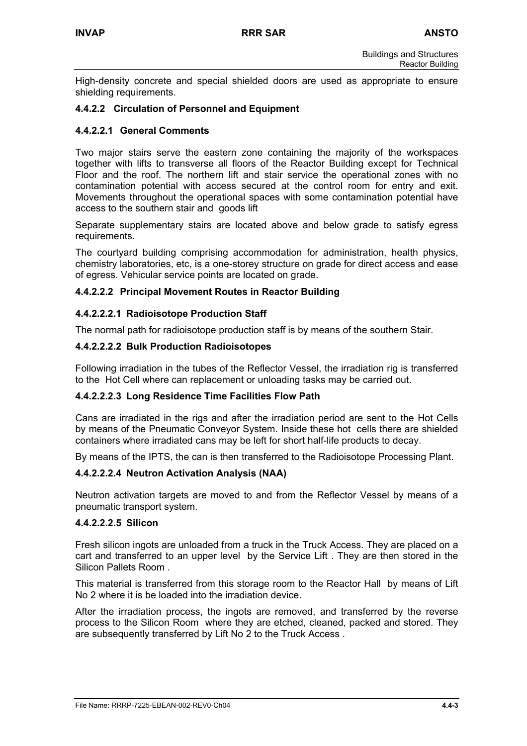High-density concrete and special shielded doors are used as appropriate to ensure shielding requirements.

### 4.4.2.2 Circulation of Personnel and Equipment

#### 4.4.2.2.1 General Comments

Two major stairs serve the eastern zone containing the majority of the workspaces together with lifts to transverse all floors of the Reactor Building except for Technical Floor and the roof. The northern lift and stair service the operational zones with no contamination potential with access secured at the control room for entry and exit. Movements throughout the operational spaces with some contamination potential have access to the southern stair and goods lift

Separate supplementary stairs are located above and below grade to satisfy egress requirements.

The courtyard building comprising accommodation for administration, health physics, chemistry laboratories, etc, is a one-storey structure on grade for direct access and ease of egress. Vehicular service points are located on grade.

#### 4.4.2.2.2 Principal Movement Routes in Reactor Building

##### 4.4.2.2.2.1 Radioisotope Production Staff

The normal path for radioisotope production staff is by means of the southern Stair.

##### 4.4.2.2.2.2 Bulk Production Radioisotopes

Following irradiation in the tubes of the Reflector Vessel, the irradiation rig is transferred to the Hot Cell where can replacement or unloading tasks may be carried out.

##### 4.4.2.2.2.3 Long Residence Time Facilities Flow Path

Cans are irradiated in the rigs and after the irradiation period are sent to the Hot Cells by means of the Pneumatic Conveyor System. Inside these hot cells there are shielded containers where irradiated cans may be left for short half-life products to decay.

By means of the IPTS, the can is then transferred to the Radioisotope Processing Plant.

##### 4.4.2.2.2.4 Neutron Activation Analysis (NAA)

Neutron activation targets are moved to and from the Reflector Vessel by means of a pneumatic transport system.

##### 4.4.2.2.2.5 Silicon

Fresh silicon ingots are unloaded from a truck in the Truck Access. They are placed on a cart and transferred to an upper level by the Service Lift . They are then stored in the Silicon Pallets Room .

This material is transferred from this storage room to the Reactor Hall by means of Lift No 2 where it is be loaded into the irradiation device.

After the irradiation process, the ingots are removed, and transferred by the reverse process to the Silicon Room where they are etched, cleaned, packed and stored. They are subsequently transferred by Lift No 2 to the Truck Access .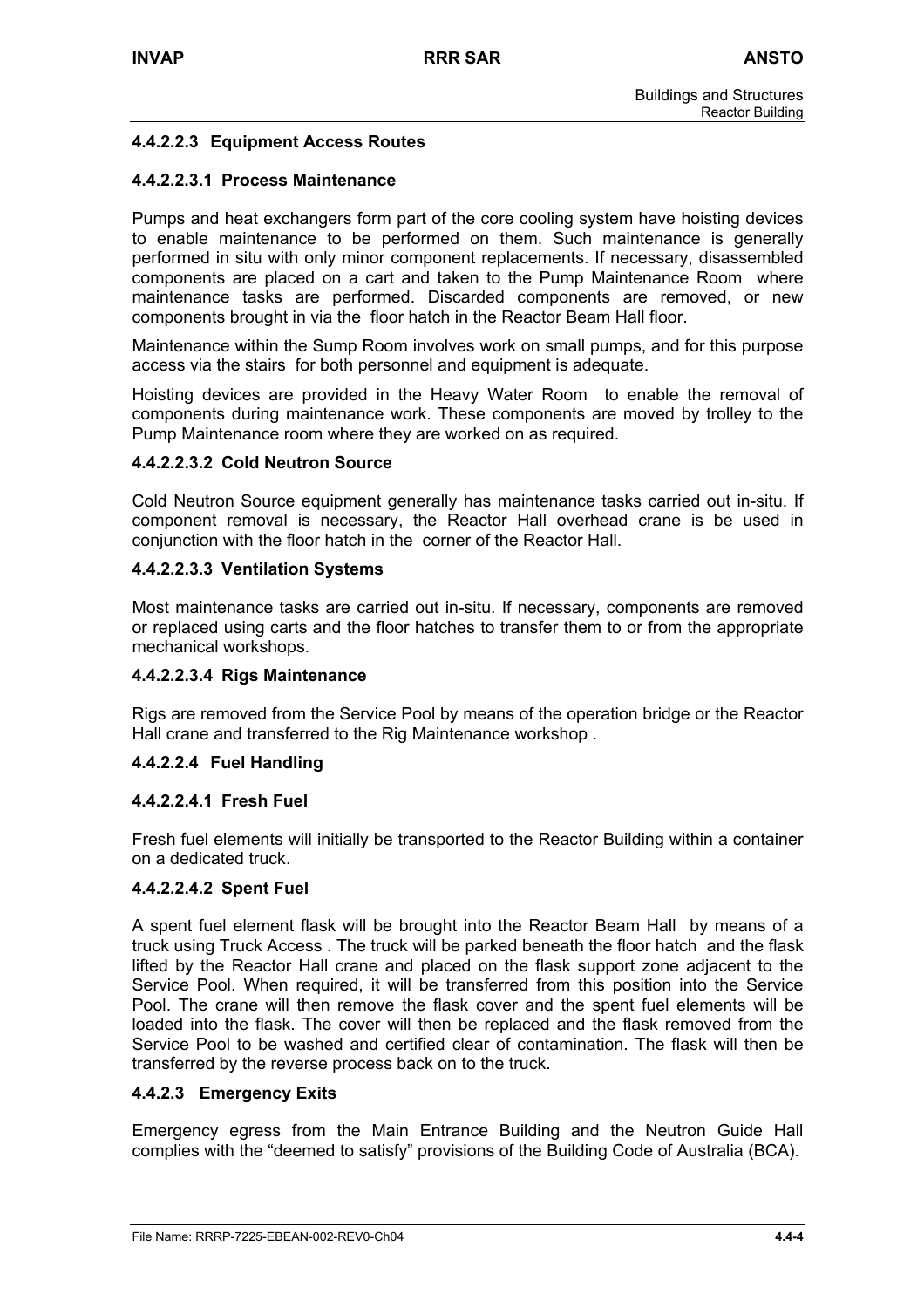#### 4.4.2.2.3 Equipment Access Routes

##### 4.4.2.2.3.1 Process Maintenance

Pumps and heat exchangers form part of the core cooling system have hoisting devices to enable maintenance to be performed on them. Such maintenance is generally performed in situ with only minor component replacements. If necessary, disassembled components are placed on a cart and taken to the Pump Maintenance Room where maintenance tasks are performed. Discarded components are removed, or new components brought in via the floor hatch in the Reactor Beam Hall floor.

Maintenance within the Sump Room involves work on small pumps, and for this purpose access via the stairs for both personnel and equipment is adequate.

Hoisting devices are provided in the Heavy Water Room to enable the removal of components during maintenance work. These components are moved by trolley to the Pump Maintenance room where they are worked on as required.

##### 4.4.2.2.3.2 Cold Neutron Source

Cold Neutron Source equipment generally has maintenance tasks carried out in-situ. If component removal is necessary, the Reactor Hall overhead crane is be used in conjunction with the floor hatch in the corner of the Reactor Hall.

##### 4.4.2.2.3.3 Ventilation Systems

Most maintenance tasks are carried out in-situ. If necessary, components are removed or replaced using carts and the floor hatches to transfer them to or from the appropriate mechanical workshops.

##### 4.4.2.2.3.4 Rigs Maintenance

Rigs are removed from the Service Pool by means of the operation bridge or the Reactor Hall crane and transferred to the Rig Maintenance workshop .

#### 4.4.2.2.4 Fuel Handling

##### 4.4.2.2.4.1 Fresh Fuel

Fresh fuel elements will initially be transported to the Reactor Building within a container on a dedicated truck.

##### 4.4.2.2.4.2 Spent Fuel

A spent fuel element flask will be brought into the Reactor Beam Hall by means of a truck using Truck Access . The truck will be parked beneath the floor hatch and the flask lifted by the Reactor Hall crane and placed on the flask support zone adjacent to the Service Pool. When required, it will be transferred from this position into the Service Pool. The crane will then remove the flask cover and the spent fuel elements will be loaded into the flask. The cover will then be replaced and the flask removed from the Service Pool to be washed and certified clear of contamination. The flask will then be transferred by the reverse process back on to the truck.

### 4.4.2.3 Emergency Exits

Emergency egress from the Main Entrance Building and the Neutron Guide Hall complies with the "deemed to satisfy" provisions of the Building Code of Australia (BCA).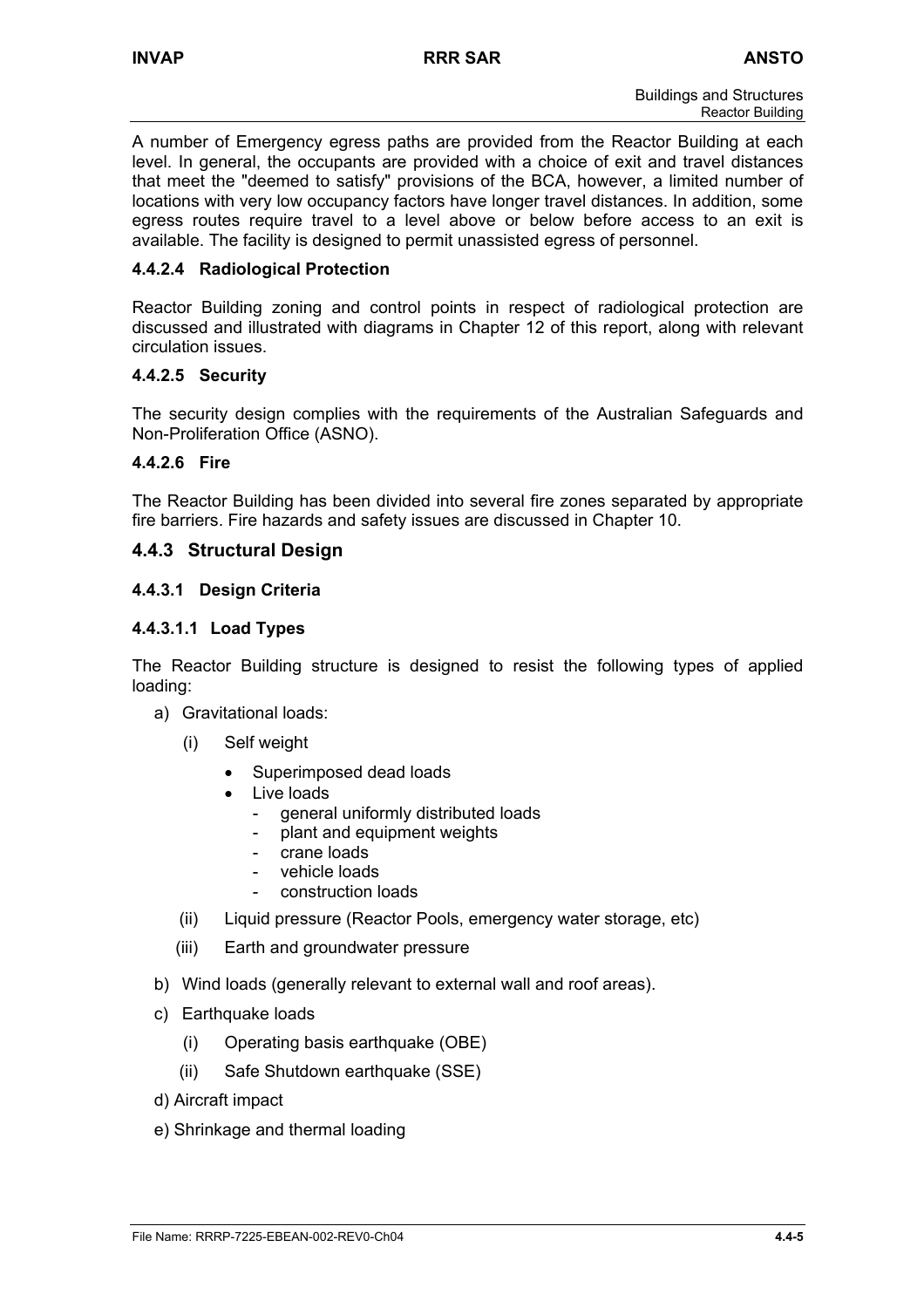A number of Emergency egress paths are provided from the Reactor Building at each level. In general, the occupants are provided with a choice of exit and travel distances that meet the "deemed to satisfy" provisions of the BCA, however, a limited number of locations with very low occupancy factors have longer travel distances. In addition, some egress routes require travel to a level above or below before access to an exit is available. The facility is designed to permit unassisted egress of personnel.

#### 4.4.2.4 Radiological Protection

Reactor Building zoning and control points in respect of radiological protection are discussed and illustrated with diagrams in Chapter 12 of this report, along with relevant circulation issues.

#### 4.4.2.5 Security

The security design complies with the requirements of the Australian Safeguards and Non-Proliferation Office (ASNO).

#### 4.4.2.6 Fire

The Reactor Building has been divided into several fire zones separated by appropriate fire barriers. Fire hazards and safety issues are discussed in Chapter 10.

### 4.4.3 Structural Design

#### 4.4.3.1 Design Criteria

##### 4.4.3.1.1 Load Types

The Reactor Building structure is designed to resist the following types of applied loading:

a) Gravitational loads:

   (i) Self weight

   - Superimposed dead loads
   - Live loads
     - general uniformly distributed loads
     - plant and equipment weights
     - crane loads
     - vehicle loads
     - construction loads

   (ii) Liquid pressure (Reactor Pools, emergency water storage, etc)

   (iii) Earth and groundwater pressure

b) Wind loads (generally relevant to external wall and roof areas).

c) Earthquake loads

   (i) Operating basis earthquake (OBE)

   (ii) Safe Shutdown earthquake (SSE)

d) Aircraft impact

e) Shrinkage and thermal loading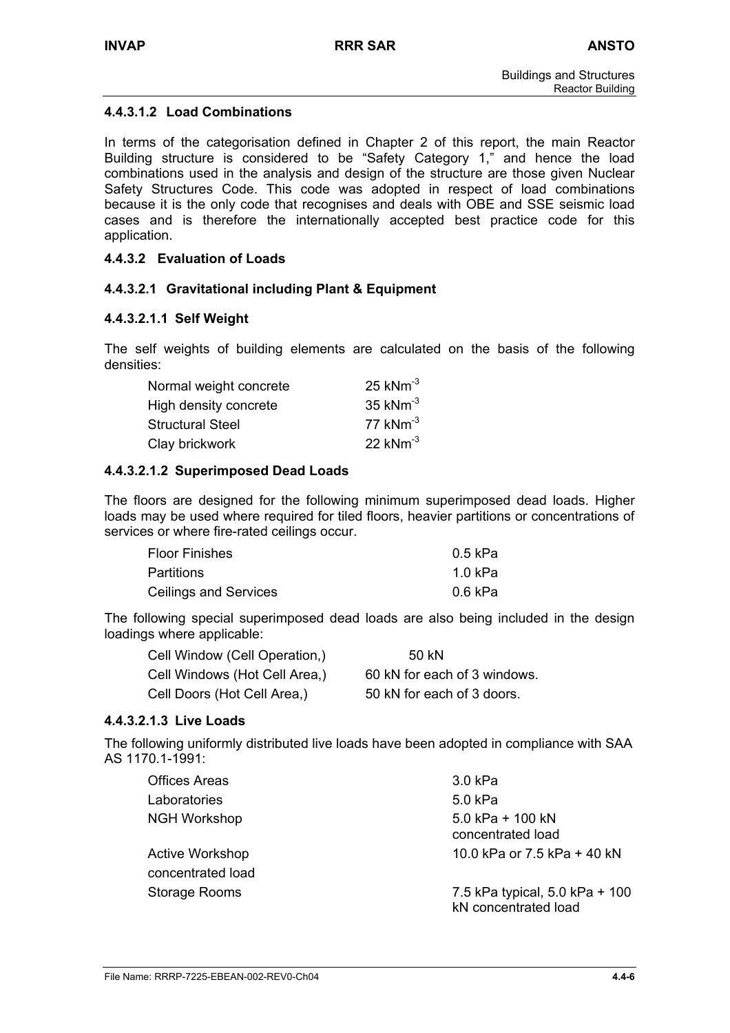#### 4.4.3.1.2 Load Combinations

In terms of the categorisation defined in Chapter 2 of this report, the main Reactor Building structure is considered to be "Safety Category 1," and hence the load combinations used in the analysis and design of the structure are those given Nuclear Safety Structures Code. This code was adopted in respect of load combinations because it is the only code that recognises and deals with OBE and SSE seismic load cases and is therefore the internationally accepted best practice code for this application.

### 4.4.3.2 Evaluation of Loads

#### 4.4.3.2.1 Gravitational including Plant & Equipment

##### 4.4.3.2.1.1 Self Weight

The self weights of building elements are calculated on the basis of the following densities:

| | |
|---|---|
| Normal weight concrete | 25 $kNm^{-3}$ |
| High density concrete | 35 $kNm^{-3}$ |
| Structural Steel | 77 $kNm^{-3}$ |
| Clay brickwork | 22 $kNm^{-3}$ |

##### 4.4.3.2.1.2 Superimposed Dead Loads

The floors are designed for the following minimum superimposed dead loads. Higher loads may be used where required for tiled floors, heavier partitions or concentrations of services or where fire-rated ceilings occur.

| | |
|---|---|
| Floor Finishes | 0.5 kPa |
| Partitions | 1.0 kPa |
| Ceilings and Services | 0.6 kPa |

The following special superimposed dead loads are also being included in the design loadings where applicable:

| | |
|---|---|
| Cell Window (Cell Operation,) | 50 kN |
| Cell Windows (Hot Cell Area,) | 60 kN for each of 3 windows. |
| Cell Doors (Hot Cell Area,) | 50 kN for each of 3 doors. |

##### 4.4.3.2.1.3 Live Loads

The following uniformly distributed live loads have been adopted in compliance with SAA AS 1170.1-1991:

| | |
|---|---|
| Offices Areas | 3.0 kPa |
| Laboratories | 5.0 kPa |
| NGH Workshop | 5.0 kPa + 100 kN concentrated load |
| Active Workshop concentrated load | 10.0 kPa or 7.5 kPa + 40 kN |
| Storage Rooms | 7.5 kPa typical, 5.0 kPa + 100 kN concentrated load |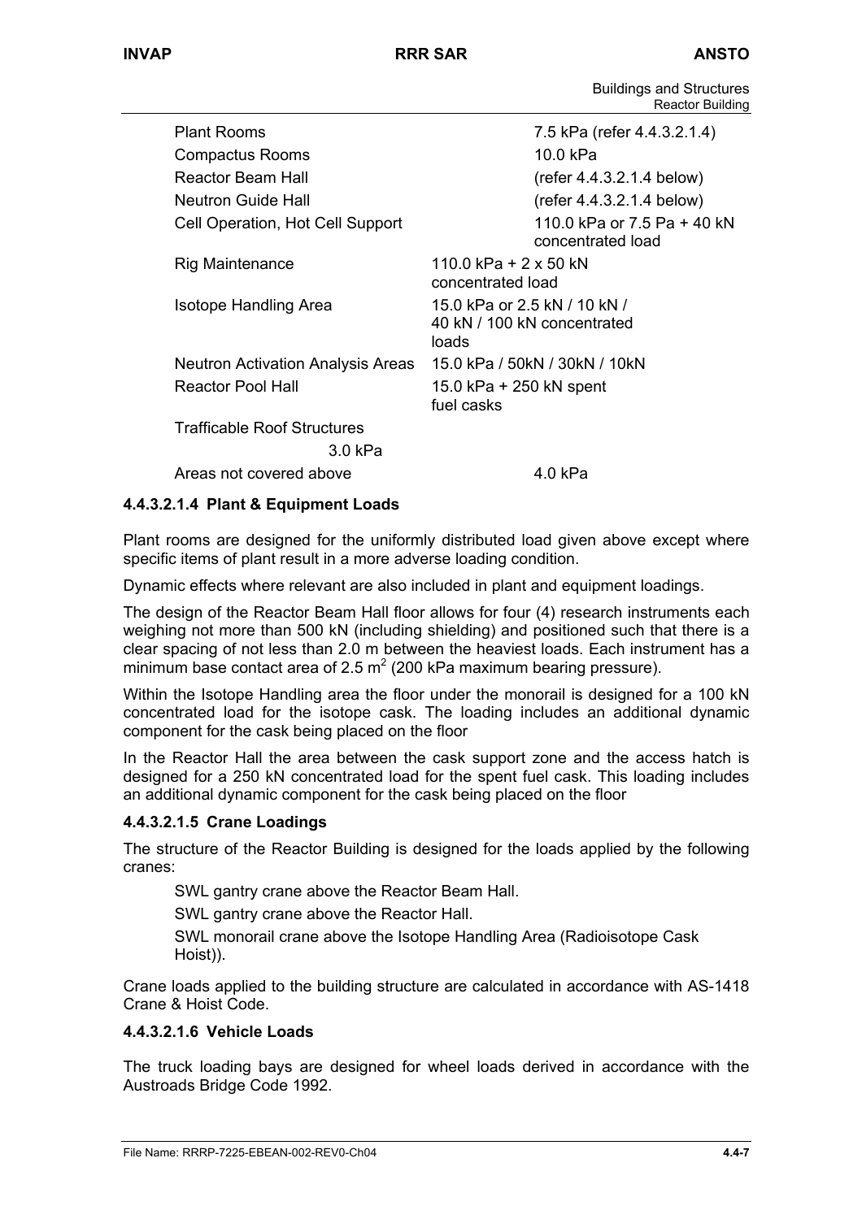| | |
|---|---|
| Plant Rooms | 7.5 kPa (refer 4.4.3.2.1.4) |
| Compactus Rooms | 10.0 kPa |
| Reactor Beam Hall | (refer 4.4.3.2.1.4 below) |
| Neutron Guide Hall | (refer 4.4.3.2.1.4 below) |
| Cell Operation, Hot Cell Support | 110.0 kPa or 7.5 Pa + 40 kN concentrated load |
| Rig Maintenance | 110.0 kPa + 2 x 50 kN concentrated load |
| Isotope Handling Area | 15.0 kPa or 2.5 kN / 10 kN / 40 kN / 100 kN concentrated loads |
| Neutron Activation Analysis Areas | 15.0 kPa / 50kN / 30kN / 10kN |
| Reactor Pool Hall | 15.0 kPa + 250 kN spent fuel casks |
| Trafficable Roof Structures | 3.0 kPa |
| Areas not covered above | 4.0 kPa |

#### 4.4.3.2.1.4 Plant & Equipment Loads

Plant rooms are designed for the uniformly distributed load given above except where specific items of plant result in a more adverse loading condition.

Dynamic effects where relevant are also included in plant and equipment loadings.

The design of the Reactor Beam Hall floor allows for four (4) research instruments each weighing not more than 500 kN (including shielding) and positioned such that there is a clear spacing of not less than 2.0 m between the heaviest loads. Each instrument has a minimum base contact area of 2.5 $m^2$ (200 kPa maximum bearing pressure).

Within the Isotope Handling area the floor under the monorail is designed for a 100 kN concentrated load for the isotope cask. The loading includes an additional dynamic component for the cask being placed on the floor

In the Reactor Hall the area between the cask support zone and the access hatch is designed for a 250 kN concentrated load for the spent fuel cask. This loading includes an additional dynamic component for the cask being placed on the floor

#### 4.4.3.2.1.5 Crane Loadings

The structure of the Reactor Building is designed for the loads applied by the following cranes:

SWL gantry crane above the Reactor Beam Hall.

SWL gantry crane above the Reactor Hall.

SWL monorail crane above the Isotope Handling Area (Radioisotope Cask Hoist)).

Crane loads applied to the building structure are calculated in accordance with AS-1418 Crane & Hoist Code.

#### 4.4.3.2.1.6 Vehicle Loads

The truck loading bays are designed for wheel loads derived in accordance with the Austroads Bridge Code 1992.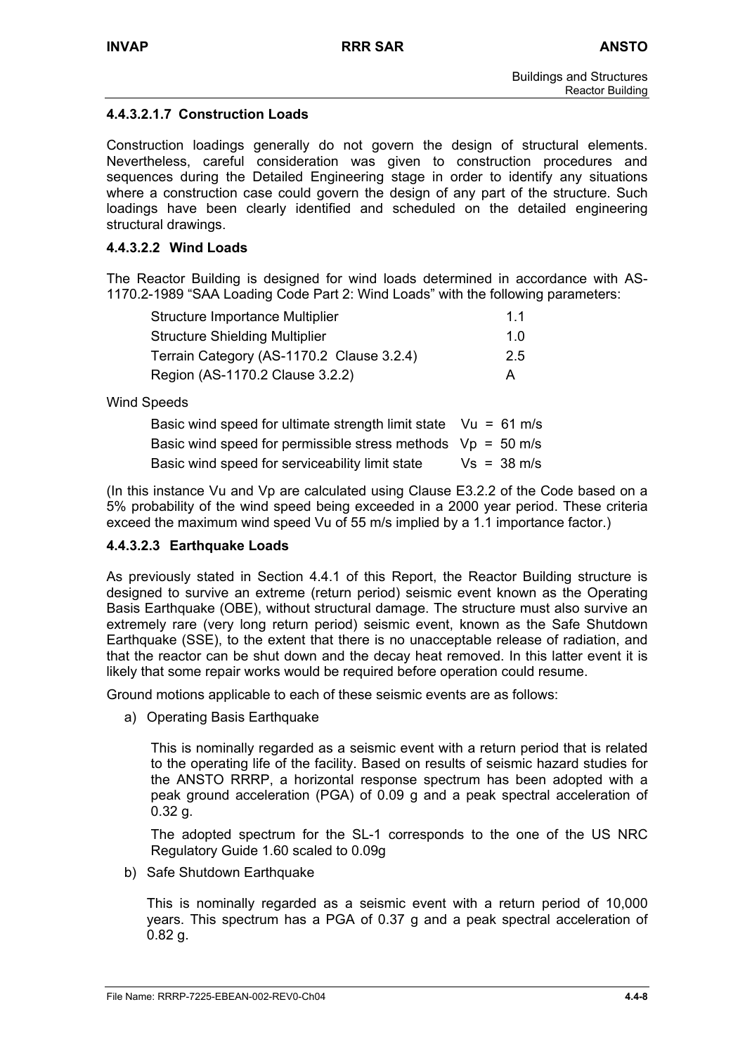#### 4.4.3.2.1.7 Construction Loads

Construction loadings generally do not govern the design of structural elements. Nevertheless, careful consideration was given to construction procedures and sequences during the Detailed Engineering stage in order to identify any situations where a construction case could govern the design of any part of the structure. Such loadings have been clearly identified and scheduled on the detailed engineering structural drawings.

### 4.4.3.2.2 Wind Loads

The Reactor Building is designed for wind loads determined in accordance with AS-1170.2-1989 "SAA Loading Code Part 2: Wind Loads" with the following parameters:

| | |
|---|---|
| Structure Importance Multiplier | 1.1 |
| Structure Shielding Multiplier | 1.0 |
| Terrain Category (AS-1170.2 Clause 3.2.4) | 2.5 |
| Region (AS-1170.2 Clause 3.2.2) | A |

Wind Speeds

| | |
|---|---|
| Basic wind speed for ultimate strength limit state | Vu = 61 m/s |
| Basic wind speed for permissible stress methods | Vp = 50 m/s |
| Basic wind speed for serviceability limit state | Vs = 38 m/s |

(In this instance Vu and Vp are calculated using Clause E3.2.2 of the Code based on a 5% probability of the wind speed being exceeded in a 2000 year period. These criteria exceed the maximum wind speed Vu of 55 m/s implied by a 1.1 importance factor.)

### 4.4.3.2.3 Earthquake Loads

As previously stated in Section 4.4.1 of this Report, the Reactor Building structure is designed to survive an extreme (return period) seismic event known as the Operating Basis Earthquake (OBE), without structural damage. The structure must also survive an extremely rare (very long return period) seismic event, known as the Safe Shutdown Earthquake (SSE), to the extent that there is no unacceptable release of radiation, and that the reactor can be shut down and the decay heat removed. In this latter event it is likely that some repair works would be required before operation could resume.

Ground motions applicable to each of these seismic events are as follows:

a) Operating Basis Earthquake

   This is nominally regarded as a seismic event with a return period that is related to the operating life of the facility. Based on results of seismic hazard studies for the ANSTO RRRP, a horizontal response spectrum has been adopted with a peak ground acceleration (PGA) of 0.09 g and a peak spectral acceleration of 0.32 g.

   The adopted spectrum for the SL-1 corresponds to the one of the US NRC Regulatory Guide 1.60 scaled to 0.09g

b) Safe Shutdown Earthquake

   This is nominally regarded as a seismic event with a return period of 10,000 years. This spectrum has a PGA of 0.37 g and a peak spectral acceleration of 0.82 g.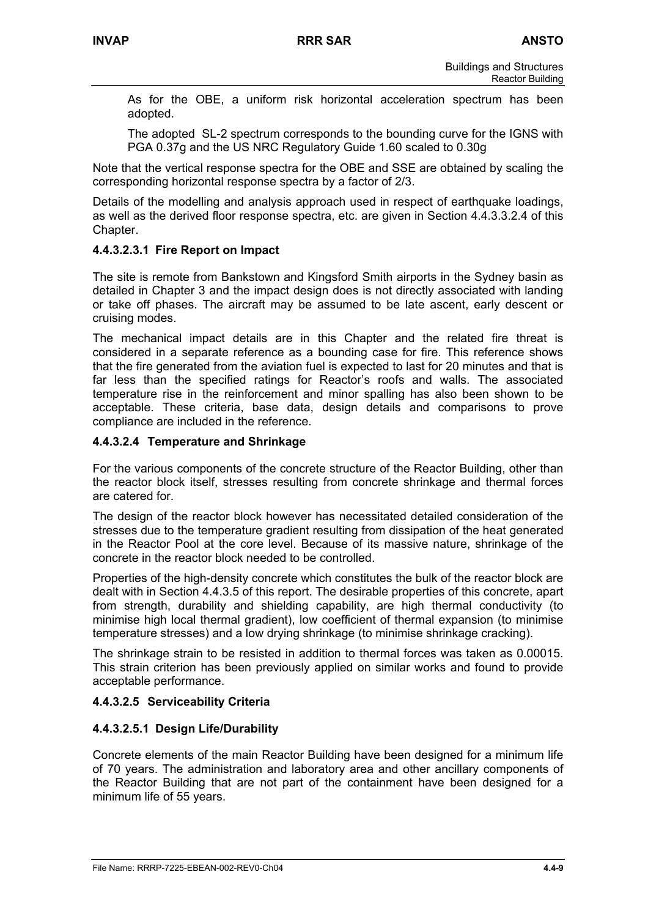As for the OBE, a uniform risk horizontal acceleration spectrum has been adopted.

The adopted SL-2 spectrum corresponds to the bounding curve for the IGNS with PGA 0.37g and the US NRC Regulatory Guide 1.60 scaled to 0.30g

Note that the vertical response spectra for the OBE and SSE are obtained by scaling the corresponding horizontal response spectra by a factor of 2/3.

Details of the modelling and analysis approach used in respect of earthquake loadings, as well as the derived floor response spectra, etc. are given in Section 4.4.3.3.2.4 of this Chapter.

#### 4.4.3.2.3.1 Fire Report on Impact

The site is remote from Bankstown and Kingsford Smith airports in the Sydney basin as detailed in Chapter 3 and the impact design does is not directly associated with landing or take off phases. The aircraft may be assumed to be late ascent, early descent or cruising modes.

The mechanical impact details are in this Chapter and the related fire threat is considered in a separate reference as a bounding case for fire. This reference shows that the fire generated from the aviation fuel is expected to last for 20 minutes and that is far less than the specified ratings for Reactor's roofs and walls. The associated temperature rise in the reinforcement and minor spalling has also been shown to be acceptable. These criteria, base data, design details and comparisons to prove compliance are included in the reference.

### 4.4.3.2.4 Temperature and Shrinkage

For the various components of the concrete structure of the Reactor Building, other than the reactor block itself, stresses resulting from concrete shrinkage and thermal forces are catered for.

The design of the reactor block however has necessitated detailed consideration of the stresses due to the temperature gradient resulting from dissipation of the heat generated in the Reactor Pool at the core level. Because of its massive nature, shrinkage of the concrete in the reactor block needed to be controlled.

Properties of the high-density concrete which constitutes the bulk of the reactor block are dealt with in Section 4.4.3.5 of this report. The desirable properties of this concrete, apart from strength, durability and shielding capability, are high thermal conductivity (to minimise high local thermal gradient), low coefficient of thermal expansion (to minimise temperature stresses) and a low drying shrinkage (to minimise shrinkage cracking).

The shrinkage strain to be resisted in addition to thermal forces was taken as 0.00015. This strain criterion has been previously applied on similar works and found to provide acceptable performance.

### 4.4.3.2.5 Serviceability Criteria

#### 4.4.3.2.5.1 Design Life/Durability

Concrete elements of the main Reactor Building have been designed for a minimum life of 70 years. The administration and laboratory area and other ancillary components of the Reactor Building that are not part of the containment have been designed for a minimum life of 55 years.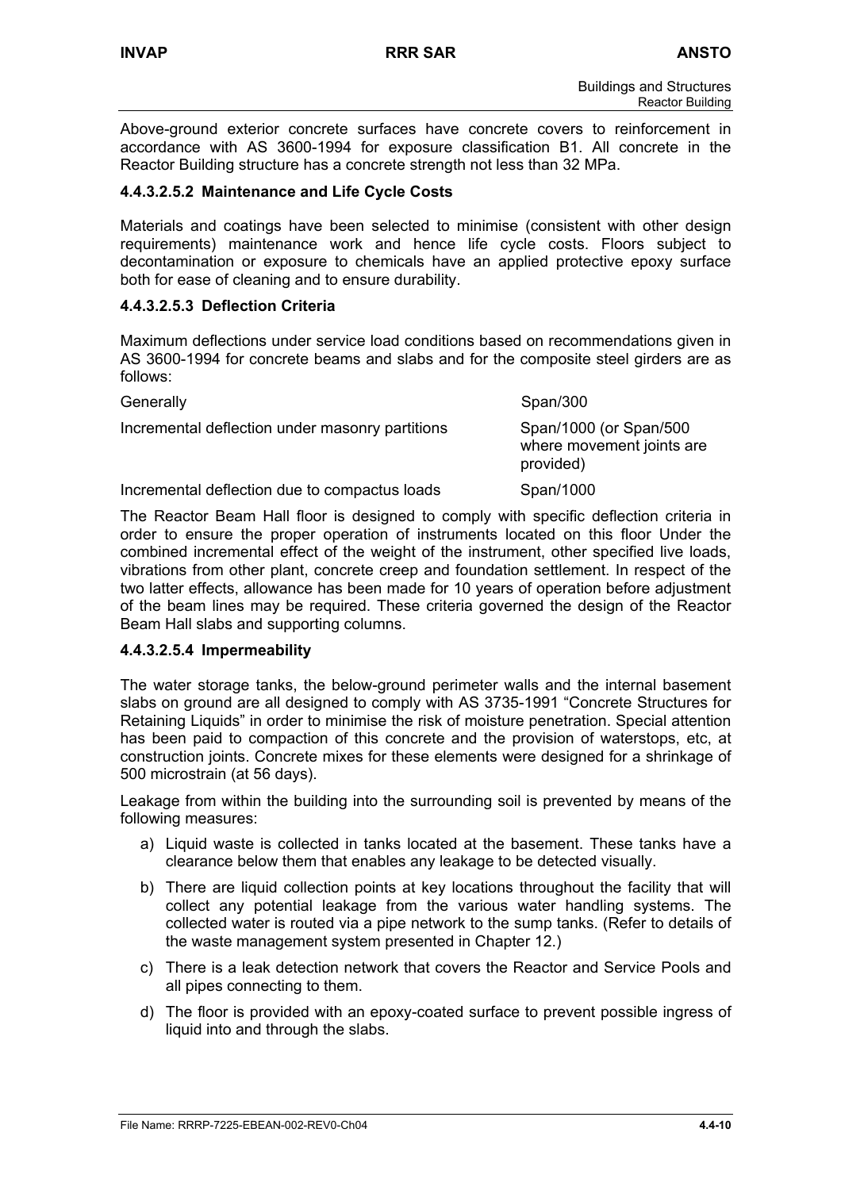Above-ground exterior concrete surfaces have concrete covers to reinforcement in accordance with AS 3600-1994 for exposure classification B1. All concrete in the Reactor Building structure has a concrete strength not less than 32 MPa.

#### 4.4.3.2.5.2 Maintenance and Life Cycle Costs

Materials and coatings have been selected to minimise (consistent with other design requirements) maintenance work and hence life cycle costs. Floors subject to decontamination or exposure to chemicals have an applied protective epoxy surface both for ease of cleaning and to ensure durability.

#### 4.4.3.2.5.3 Deflection Criteria

Maximum deflections under service load conditions based on recommendations given in AS 3600-1994 for concrete beams and slabs and for the composite steel girders are as follows:

| | |
|---|---|
| Generally | Span/300 |
| Incremental deflection under masonry partitions | Span/1000 (or Span/500 where movement joints are provided) |
| Incremental deflection due to compactus loads | Span/1000 |

The Reactor Beam Hall floor is designed to comply with specific deflection criteria in order to ensure the proper operation of instruments located on this floor Under the combined incremental effect of the weight of the instrument, other specified live loads, vibrations from other plant, concrete creep and foundation settlement. In respect of the two latter effects, allowance has been made for 10 years of operation before adjustment of the beam lines may be required. These criteria governed the design of the Reactor Beam Hall slabs and supporting columns.

#### 4.4.3.2.5.4 Impermeability

The water storage tanks, the below-ground perimeter walls and the internal basement slabs on ground are all designed to comply with AS 3735-1991 "Concrete Structures for Retaining Liquids" in order to minimise the risk of moisture penetration. Special attention has been paid to compaction of this concrete and the provision of waterstops, etc, at construction joints. Concrete mixes for these elements were designed for a shrinkage of 500 microstrain (at 56 days).

Leakage from within the building into the surrounding soil is prevented by means of the following measures:

a) Liquid waste is collected in tanks located at the basement. These tanks have a clearance below them that enables any leakage to be detected visually.

b) There are liquid collection points at key locations throughout the facility that will collect any potential leakage from the various water handling systems. The collected water is routed via a pipe network to the sump tanks. (Refer to details of the waste management system presented in Chapter 12.)

c) There is a leak detection network that covers the Reactor and Service Pools and all pipes connecting to them.

d) The floor is provided with an epoxy-coated surface to prevent possible ingress of liquid into and through the slabs.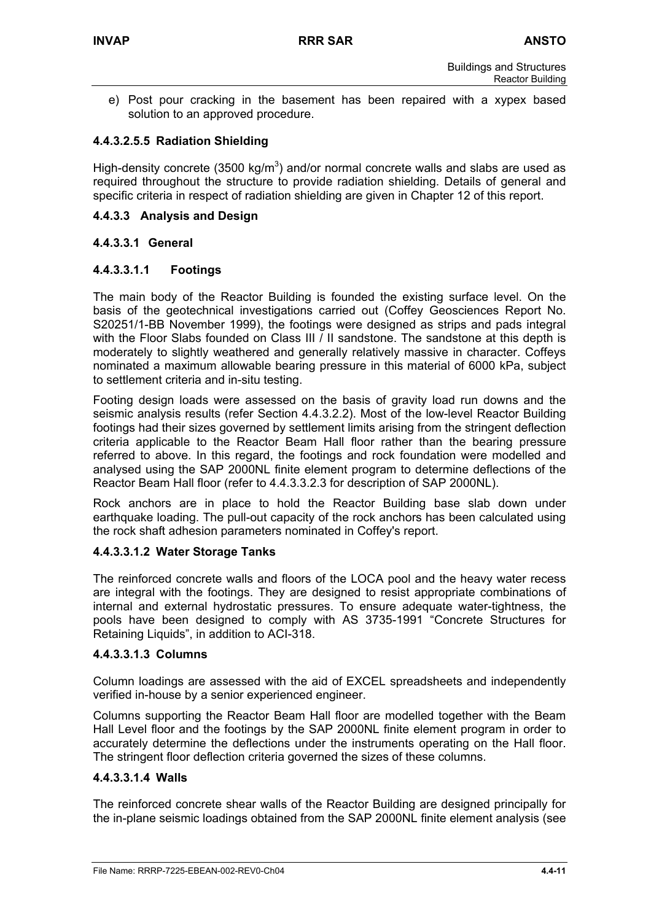e) Post pour cracking in the basement has been repaired with a xypex based solution to an approved procedure.

#### 4.4.3.2.5.5 Radiation Shielding

High-density concrete (3500 kg/m$^3$) and/or normal concrete walls and slabs are used as required throughout the structure to provide radiation shielding. Details of general and specific criteria in respect of radiation shielding are given in Chapter 12 of this report.

### 4.4.3.3 Analysis and Design

#### 4.4.3.3.1 General

#### 4.4.3.3.1.1 Footings

The main body of the Reactor Building is founded the existing surface level. On the basis of the geotechnical investigations carried out (Coffey Geosciences Report No. S20251/1-BB November 1999), the footings were designed as strips and pads integral with the Floor Slabs founded on Class III / II sandstone. The sandstone at this depth is moderately to slightly weathered and generally relatively massive in character. Coffeys nominated a maximum allowable bearing pressure in this material of 6000 kPa, subject to settlement criteria and in-situ testing.

Footing design loads were assessed on the basis of gravity load run downs and the seismic analysis results (refer Section 4.4.3.2.2). Most of the low-level Reactor Building footings had their sizes governed by settlement limits arising from the stringent deflection criteria applicable to the Reactor Beam Hall floor rather than the bearing pressure referred to above. In this regard, the footings and rock foundation were modelled and analysed using the SAP 2000NL finite element program to determine deflections of the Reactor Beam Hall floor (refer to 4.4.3.3.2.3 for description of SAP 2000NL).

Rock anchors are in place to hold the Reactor Building base slab down under earthquake loading. The pull-out capacity of the rock anchors has been calculated using the rock shaft adhesion parameters nominated in Coffey's report.

#### 4.4.3.3.1.2 Water Storage Tanks

The reinforced concrete walls and floors of the LOCA pool and the heavy water recess are integral with the footings. They are designed to resist appropriate combinations of internal and external hydrostatic pressures. To ensure adequate water-tightness, the pools have been designed to comply with AS 3735-1991 "Concrete Structures for Retaining Liquids", in addition to ACI-318.

#### 4.4.3.3.1.3 Columns

Column loadings are assessed with the aid of EXCEL spreadsheets and independently verified in-house by a senior experienced engineer.

Columns supporting the Reactor Beam Hall floor are modelled together with the Beam Hall Level floor and the footings by the SAP 2000NL finite element program in order to accurately determine the deflections under the instruments operating on the Hall floor. The stringent floor deflection criteria governed the sizes of these columns.

#### 4.4.3.3.1.4 Walls

The reinforced concrete shear walls of the Reactor Building are designed principally for the in-plane seismic loadings obtained from the SAP 2000NL finite element analysis (see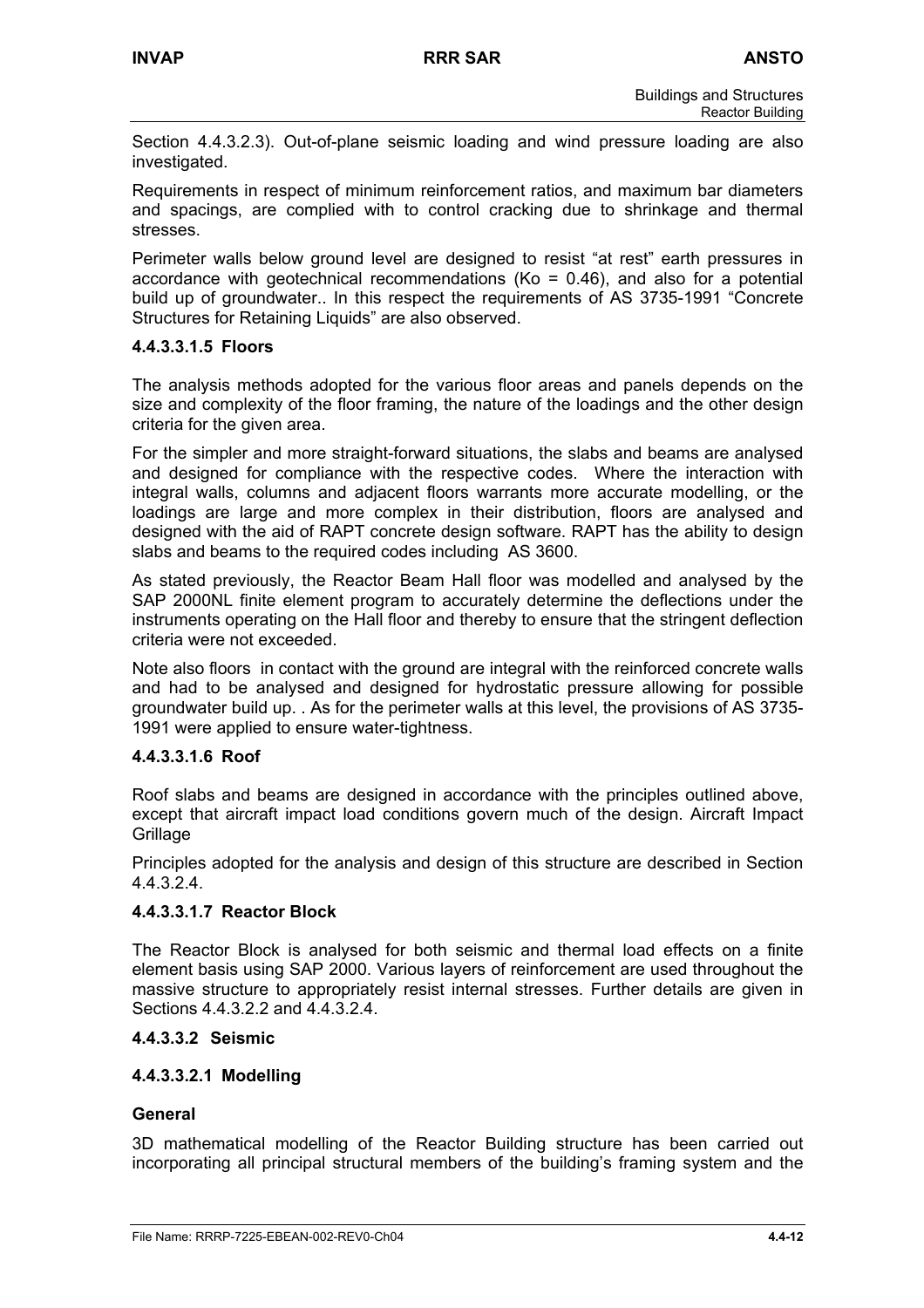Section 4.4.3.2.3). Out-of-plane seismic loading and wind pressure loading are also investigated.

Requirements in respect of minimum reinforcement ratios, and maximum bar diameters and spacings, are complied with to control cracking due to shrinkage and thermal stresses.

Perimeter walls below ground level are designed to resist “at rest” earth pressures in accordance with geotechnical recommendations (Ko = 0.46), and also for a potential build up of groundwater.. In this respect the requirements of AS 3735-1991 “Concrete Structures for Retaining Liquids” are also observed.

#### 4.4.3.3.1.5 Floors

The analysis methods adopted for the various floor areas and panels depends on the size and complexity of the floor framing, the nature of the loadings and the other design criteria for the given area.

For the simpler and more straight-forward situations, the slabs and beams are analysed and designed for compliance with the respective codes. Where the interaction with integral walls, columns and adjacent floors warrants more accurate modelling, or the loadings are large and more complex in their distribution, floors are analysed and designed with the aid of RAPT concrete design software. RAPT has the ability to design slabs and beams to the required codes including AS 3600.

As stated previously, the Reactor Beam Hall floor was modelled and analysed by the SAP 2000NL finite element program to accurately determine the deflections under the instruments operating on the Hall floor and thereby to ensure that the stringent deflection criteria were not exceeded.

Note also floors in contact with the ground are integral with the reinforced concrete walls and had to be analysed and designed for hydrostatic pressure allowing for possible groundwater build up. . As for the perimeter walls at this level, the provisions of AS 3735-1991 were applied to ensure water-tightness.

#### 4.4.3.3.1.6 Roof

Roof slabs and beams are designed in accordance with the principles outlined above, except that aircraft impact load conditions govern much of the design. Aircraft Impact Grillage

Principles adopted for the analysis and design of this structure are described in Section 4.4.3.2.4.

#### 4.4.3.3.1.7 Reactor Block

The Reactor Block is analysed for both seismic and thermal load effects on a finite element basis using SAP 2000. Various layers of reinforcement are used throughout the massive structure to appropriately resist internal stresses. Further details are given in Sections 4.4.3.2.2 and 4.4.3.2.4.

### 4.4.3.3.2 Seismic

#### 4.4.3.3.2.1 Modelling

**General**

3D mathematical modelling of the Reactor Building structure has been carried out incorporating all principal structural members of the building’s framing system and the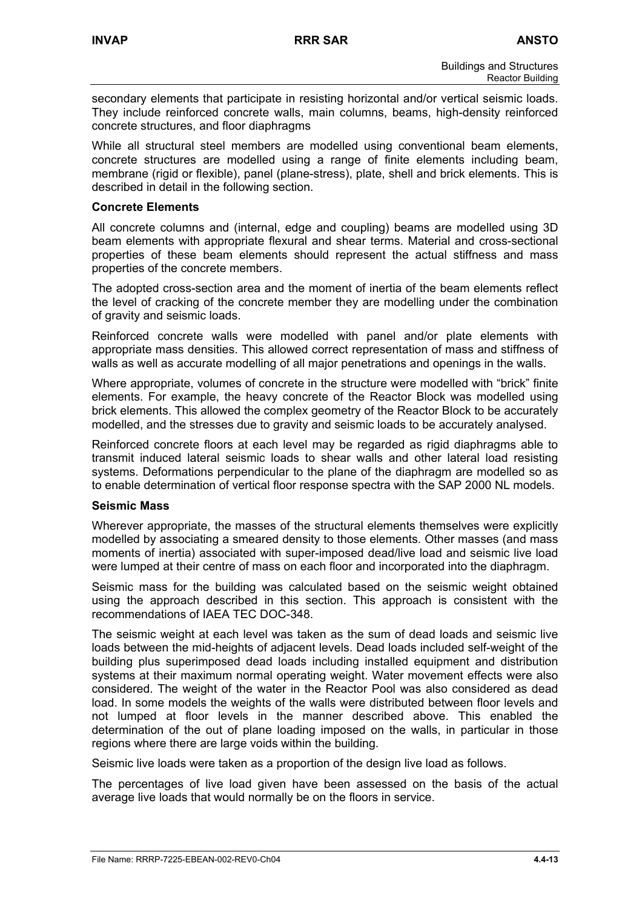secondary elements that participate in resisting horizontal and/or vertical seismic loads. They include reinforced concrete walls, main columns, beams, high-density reinforced concrete structures, and floor diaphragms

While all structural steel members are modelled using conventional beam elements, concrete structures are modelled using a range of finite elements including beam, membrane (rigid or flexible), panel (plane-stress), plate, shell and brick elements. This is described in detail in the following section.

**Concrete Elements**

All concrete columns and (internal, edge and coupling) beams are modelled using 3D beam elements with appropriate flexural and shear terms. Material and cross-sectional properties of these beam elements should represent the actual stiffness and mass properties of the concrete members.

The adopted cross-section area and the moment of inertia of the beam elements reflect the level of cracking of the concrete member they are modelling under the combination of gravity and seismic loads.

Reinforced concrete walls were modelled with panel and/or plate elements with appropriate mass densities. This allowed correct representation of mass and stiffness of walls as well as accurate modelling of all major penetrations and openings in the walls.

Where appropriate, volumes of concrete in the structure were modelled with "brick" finite elements. For example, the heavy concrete of the Reactor Block was modelled using brick elements. This allowed the complex geometry of the Reactor Block to be accurately modelled, and the stresses due to gravity and seismic loads to be accurately analysed.

Reinforced concrete floors at each level may be regarded as rigid diaphragms able to transmit induced lateral seismic loads to shear walls and other lateral load resisting systems. Deformations perpendicular to the plane of the diaphragm are modelled so as to enable determination of vertical floor response spectra with the SAP 2000 NL models.

**Seismic Mass**

Wherever appropriate, the masses of the structural elements themselves were explicitly modelled by associating a smeared density to those elements. Other masses (and mass moments of inertia) associated with super-imposed dead/live load and seismic live load were lumped at their centre of mass on each floor and incorporated into the diaphragm.

Seismic mass for the building was calculated based on the seismic weight obtained using the approach described in this section. This approach is consistent with the recommendations of IAEA TEC DOC-348.

The seismic weight at each level was taken as the sum of dead loads and seismic live loads between the mid-heights of adjacent levels. Dead loads included self-weight of the building plus superimposed dead loads including installed equipment and distribution systems at their maximum normal operating weight. Water movement effects were also considered. The weight of the water in the Reactor Pool was also considered as dead load. In some models the weights of the walls were distributed between floor levels and not lumped at floor levels in the manner described above. This enabled the determination of the out of plane loading imposed on the walls, in particular in those regions where there are large voids within the building.

Seismic live loads were taken as a proportion of the design live load as follows.

The percentages of live load given have been assessed on the basis of the actual average live loads that would normally be on the floors in service.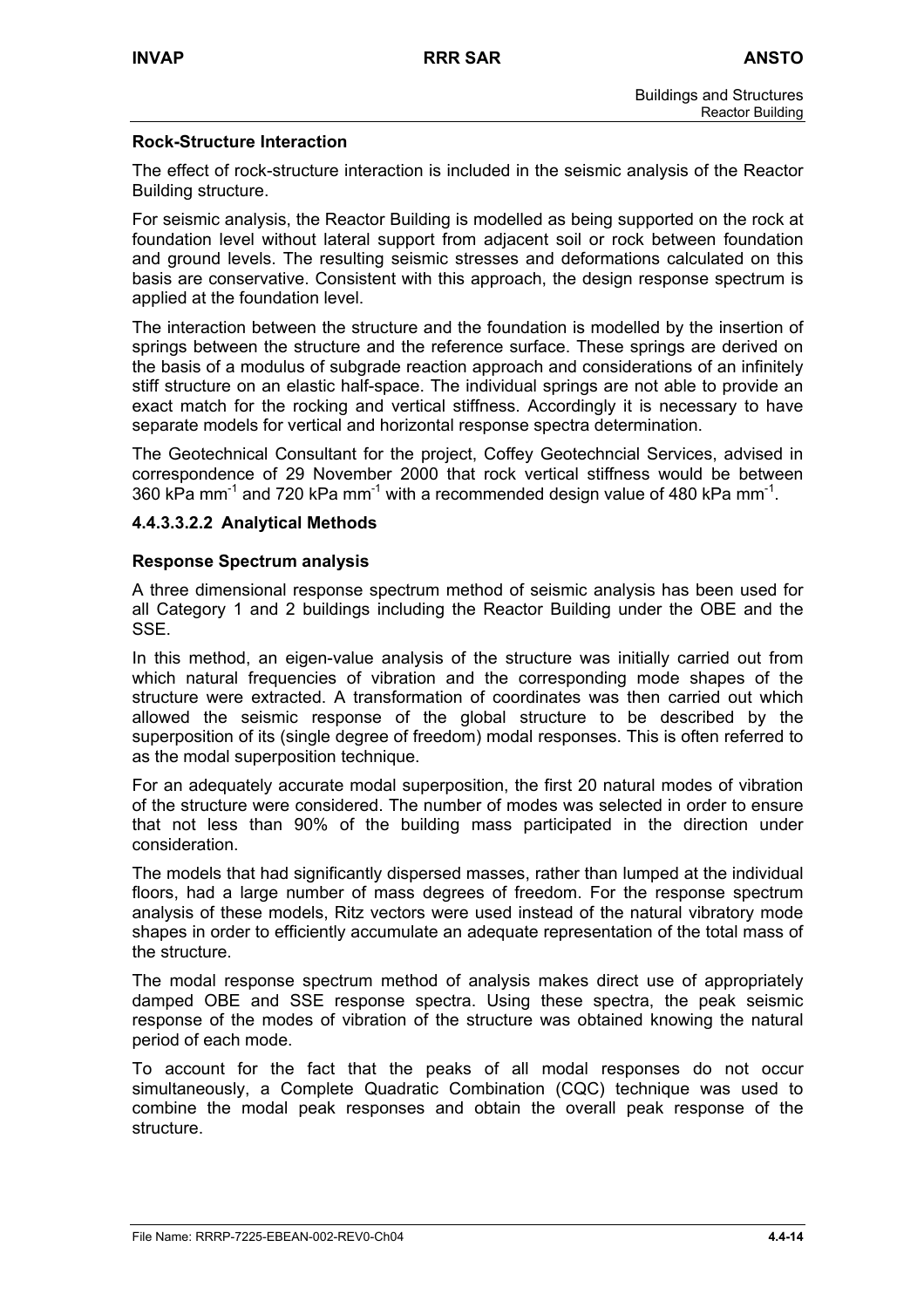**Rock-Structure Interaction**

The effect of rock-structure interaction is included in the seismic analysis of the Reactor Building structure.

For seismic analysis, the Reactor Building is modelled as being supported on the rock at foundation level without lateral support from adjacent soil or rock between foundation and ground levels. The resulting seismic stresses and deformations calculated on this basis are conservative. Consistent with this approach, the design response spectrum is applied at the foundation level.

The interaction between the structure and the foundation is modelled by the insertion of springs between the structure and the reference surface. These springs are derived on the basis of a modulus of subgrade reaction approach and considerations of an infinitely stiff structure on an elastic half-space. The individual springs are not able to provide an exact match for the rocking and vertical stiffness. Accordingly it is necessary to have separate models for vertical and horizontal response spectra determination.

The Geotechnical Consultant for the project, Coffey Geotechncial Services, advised in correspondence of 29 November 2000 that rock vertical stiffness would be between 360 kPa $mm^{-1}$ and 720 kPa $mm^{-1}$ with a recommended design value of 480 kPa $mm^{-1}$.

#### 4.4.3.3.2.2 Analytical Methods

**Response Spectrum analysis**

A three dimensional response spectrum method of seismic analysis has been used for all Category 1 and 2 buildings including the Reactor Building under the OBE and the SSE.

In this method, an eigen-value analysis of the structure was initially carried out from which natural frequencies of vibration and the corresponding mode shapes of the structure were extracted. A transformation of coordinates was then carried out which allowed the seismic response of the global structure to be described by the superposition of its (single degree of freedom) modal responses. This is often referred to as the modal superposition technique.

For an adequately accurate modal superposition, the first 20 natural modes of vibration of the structure were considered. The number of modes was selected in order to ensure that not less than 90% of the building mass participated in the direction under consideration.

The models that had significantly dispersed masses, rather than lumped at the individual floors, had a large number of mass degrees of freedom. For the response spectrum analysis of these models, Ritz vectors were used instead of the natural vibratory mode shapes in order to efficiently accumulate an adequate representation of the total mass of the structure.

The modal response spectrum method of analysis makes direct use of appropriately damped OBE and SSE response spectra. Using these spectra, the peak seismic response of the modes of vibration of the structure was obtained knowing the natural period of each mode.

To account for the fact that the peaks of all modal responses do not occur simultaneously, a Complete Quadratic Combination (CQC) technique was used to combine the modal peak responses and obtain the overall peak response of the structure.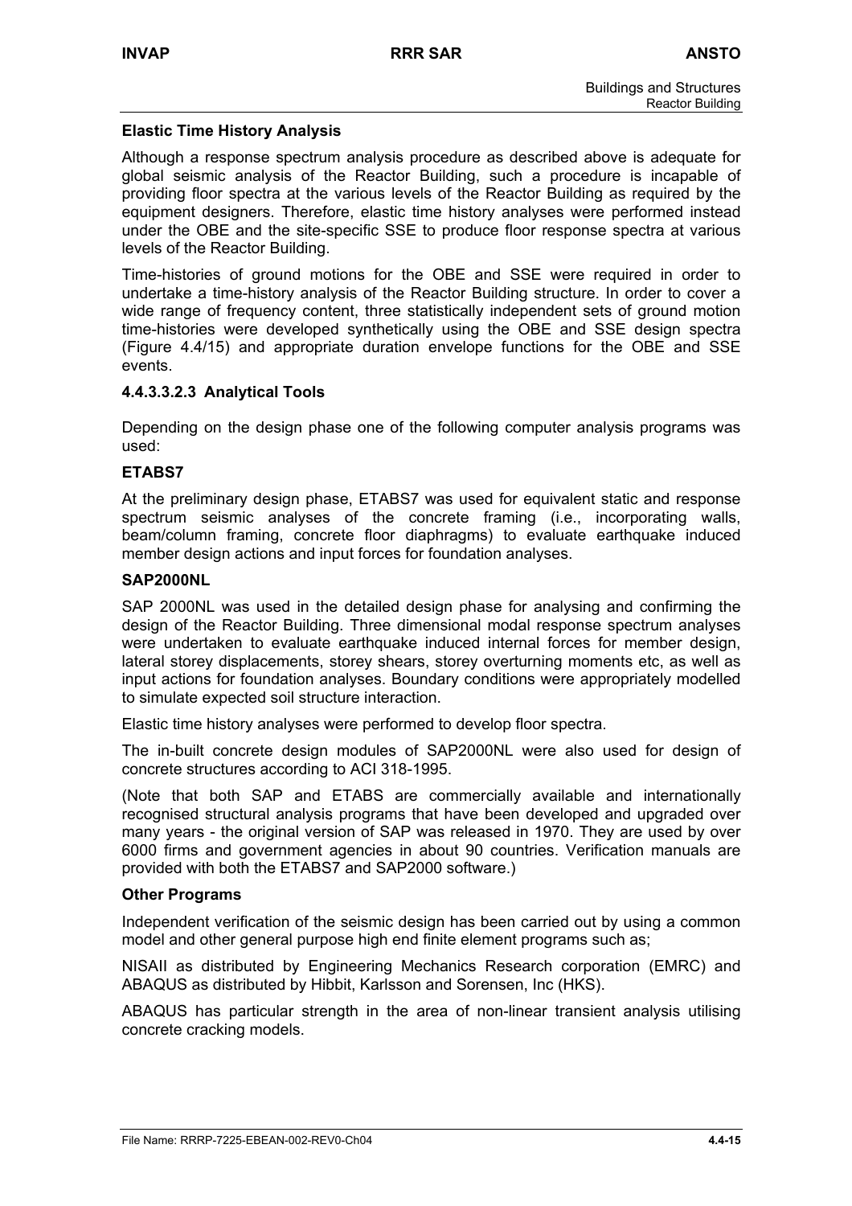**Elastic Time History Analysis**

Although a response spectrum analysis procedure as described above is adequate for global seismic analysis of the Reactor Building, such a procedure is incapable of providing floor spectra at the various levels of the Reactor Building as required by the equipment designers. Therefore, elastic time history analyses were performed instead under the OBE and the site-specific SSE to produce floor response spectra at various levels of the Reactor Building.

Time-histories of ground motions for the OBE and SSE were required in order to undertake a time-history analysis of the Reactor Building structure. In order to cover a wide range of frequency content, three statistically independent sets of ground motion time-histories were developed synthetically using the OBE and SSE design spectra (Figure 4.4/15) and appropriate duration envelope functions for the OBE and SSE events.

#### 4.4.3.3.2.3 Analytical Tools

Depending on the design phase one of the following computer analysis programs was used:

**ETABS7**

At the preliminary design phase, ETABS7 was used for equivalent static and response spectrum seismic analyses of the concrete framing (i.e., incorporating walls, beam/column framing, concrete floor diaphragms) to evaluate earthquake induced member design actions and input forces for foundation analyses.

**SAP2000NL**

SAP 2000NL was used in the detailed design phase for analysing and confirming the design of the Reactor Building. Three dimensional modal response spectrum analyses were undertaken to evaluate earthquake induced internal forces for member design, lateral storey displacements, storey shears, storey overturning moments etc, as well as input actions for foundation analyses. Boundary conditions were appropriately modelled to simulate expected soil structure interaction.

Elastic time history analyses were performed to develop floor spectra.

The in-built concrete design modules of SAP2000NL were also used for design of concrete structures according to ACI 318-1995.

(Note that both SAP and ETABS are commercially available and internationally recognised structural analysis programs that have been developed and upgraded over many years - the original version of SAP was released in 1970. They are used by over 6000 firms and government agencies in about 90 countries. Verification manuals are provided with both the ETABS7 and SAP2000 software.)

**Other Programs**

Independent verification of the seismic design has been carried out by using a common model and other general purpose high end finite element programs such as;

NISAII as distributed by Engineering Mechanics Research corporation (EMRC) and ABAQUS as distributed by Hibbit, Karlsson and Sorensen, Inc (HKS).

ABAQUS has particular strength in the area of non-linear transient analysis utilising concrete cracking models.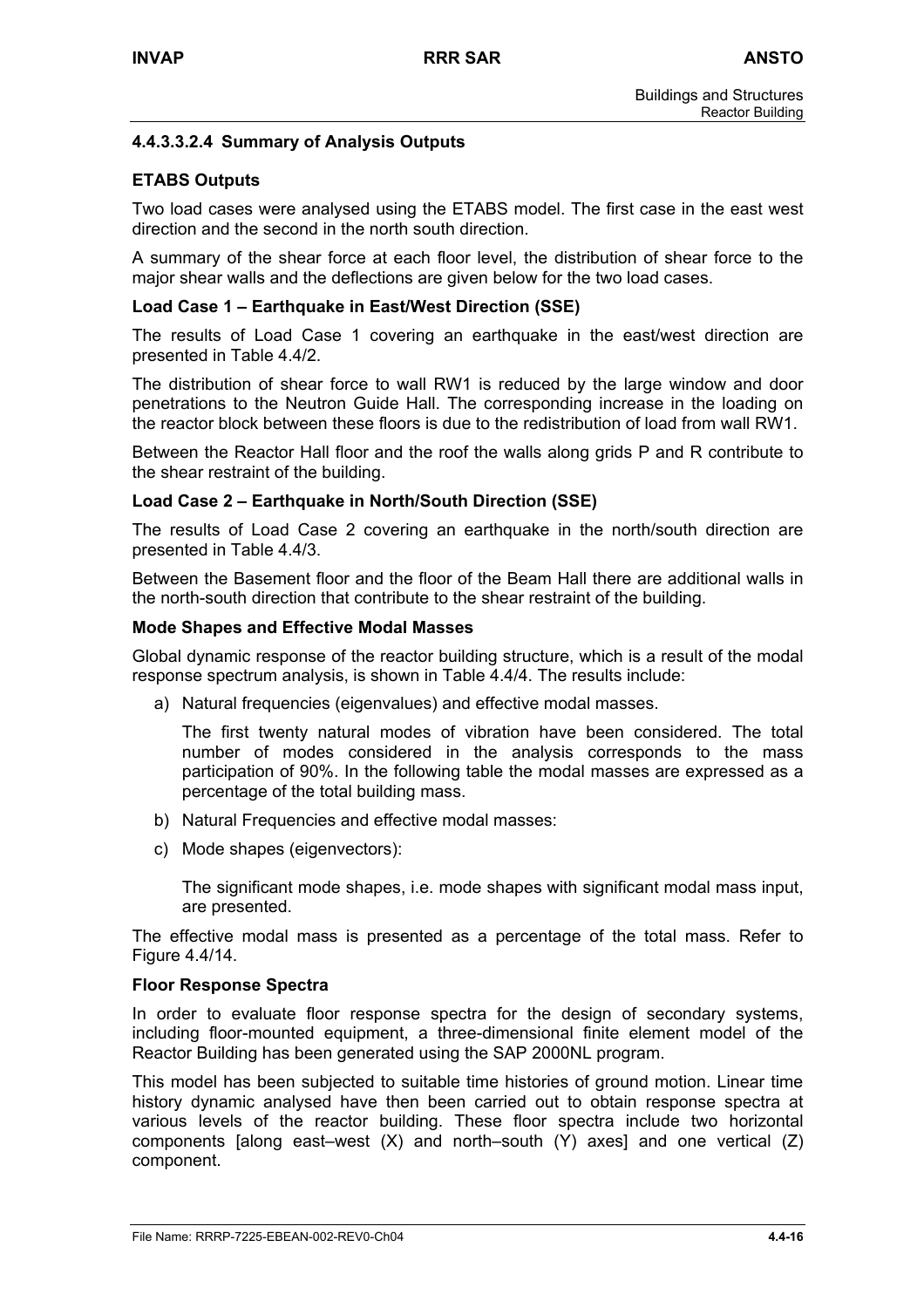#### 4.4.3.3.2.4 Summary of Analysis Outputs

**ETABS Outputs**

Two load cases were analysed using the ETABS model. The first case in the east west direction and the second in the north south direction.

A summary of the shear force at each floor level, the distribution of shear force to the major shear walls and the deflections are given below for the two load cases.

**Load Case 1 – Earthquake in East/West Direction (SSE)**

The results of Load Case 1 covering an earthquake in the east/west direction are presented in Table 4.4/2.

The distribution of shear force to wall RW1 is reduced by the large window and door penetrations to the Neutron Guide Hall. The corresponding increase in the loading on the reactor block between these floors is due to the redistribution of load from wall RW1.

Between the Reactor Hall floor and the roof the walls along grids P and R contribute to the shear restraint of the building.

**Load Case 2 – Earthquake in North/South Direction (SSE)**

The results of Load Case 2 covering an earthquake in the north/south direction are presented in Table 4.4/3.

Between the Basement floor and the floor of the Beam Hall there are additional walls in the north-south direction that contribute to the shear restraint of the building.

**Mode Shapes and Effective Modal Masses**

Global dynamic response of the reactor building structure, which is a result of the modal response spectrum analysis, is shown in Table 4.4/4. The results include:

a) Natural frequencies (eigenvalues) and effective modal masses.

   The first twenty natural modes of vibration have been considered. The total number of modes considered in the analysis corresponds to the mass participation of 90%. In the following table the modal masses are expressed as a percentage of the total building mass.

b) Natural Frequencies and effective modal masses:

c) Mode shapes (eigenvectors):

   The significant mode shapes, i.e. mode shapes with significant modal mass input, are presented.

The effective modal mass is presented as a percentage of the total mass. Refer to Figure 4.4/14.

**Floor Response Spectra**

In order to evaluate floor response spectra for the design of secondary systems, including floor-mounted equipment, a three-dimensional finite element model of the Reactor Building has been generated using the SAP 2000NL program.

This model has been subjected to suitable time histories of ground motion. Linear time history dynamic analysed have then been carried out to obtain response spectra at various levels of the reactor building. These floor spectra include two horizontal components [along east–west (X) and north–south (Y) axes] and one vertical (Z) component.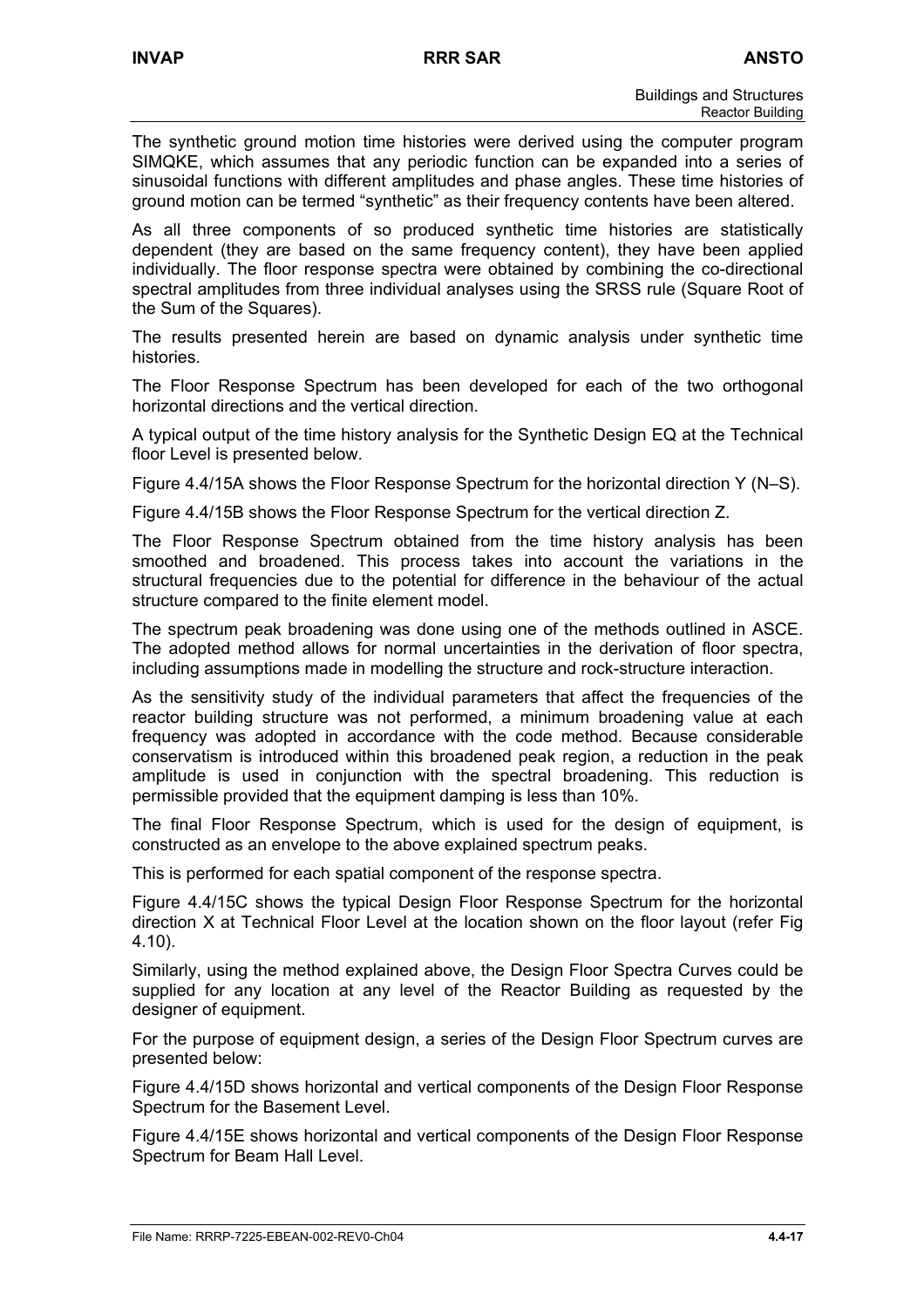The synthetic ground motion time histories were derived using the computer program SIMQKE, which assumes that any periodic function can be expanded into a series of sinusoidal functions with different amplitudes and phase angles. These time histories of ground motion can be termed “synthetic” as their frequency contents have been altered.

As all three components of so produced synthetic time histories are statistically dependent (they are based on the same frequency content), they have been applied individually. The floor response spectra were obtained by combining the co-directional spectral amplitudes from three individual analyses using the SRSS rule (Square Root of the Sum of the Squares).

The results presented herein are based on dynamic analysis under synthetic time histories.

The Floor Response Spectrum has been developed for each of the two orthogonal horizontal directions and the vertical direction.

A typical output of the time history analysis for the Synthetic Design EQ at the Technical floor Level is presented below.

Figure 4.4/15A shows the Floor Response Spectrum for the horizontal direction Y (N–S).

Figure 4.4/15B shows the Floor Response Spectrum for the vertical direction Z.

The Floor Response Spectrum obtained from the time history analysis has been smoothed and broadened. This process takes into account the variations in the structural frequencies due to the potential for difference in the behaviour of the actual structure compared to the finite element model.

The spectrum peak broadening was done using one of the methods outlined in ASCE. The adopted method allows for normal uncertainties in the derivation of floor spectra, including assumptions made in modelling the structure and rock-structure interaction.

As the sensitivity study of the individual parameters that affect the frequencies of the reactor building structure was not performed, a minimum broadening value at each frequency was adopted in accordance with the code method. Because considerable conservatism is introduced within this broadened peak region, a reduction in the peak amplitude is used in conjunction with the spectral broadening. This reduction is permissible provided that the equipment damping is less than 10%.

The final Floor Response Spectrum, which is used for the design of equipment, is constructed as an envelope to the above explained spectrum peaks.

This is performed for each spatial component of the response spectra.

Figure 4.4/15C shows the typical Design Floor Response Spectrum for the horizontal direction X at Technical Floor Level at the location shown on the floor layout (refer Fig 4.10).

Similarly, using the method explained above, the Design Floor Spectra Curves could be supplied for any location at any level of the Reactor Building as requested by the designer of equipment.

For the purpose of equipment design, a series of the Design Floor Spectrum curves are presented below:

Figure 4.4/15D shows horizontal and vertical components of the Design Floor Response Spectrum for the Basement Level.

Figure 4.4/15E shows horizontal and vertical components of the Design Floor Response Spectrum for Beam Hall Level.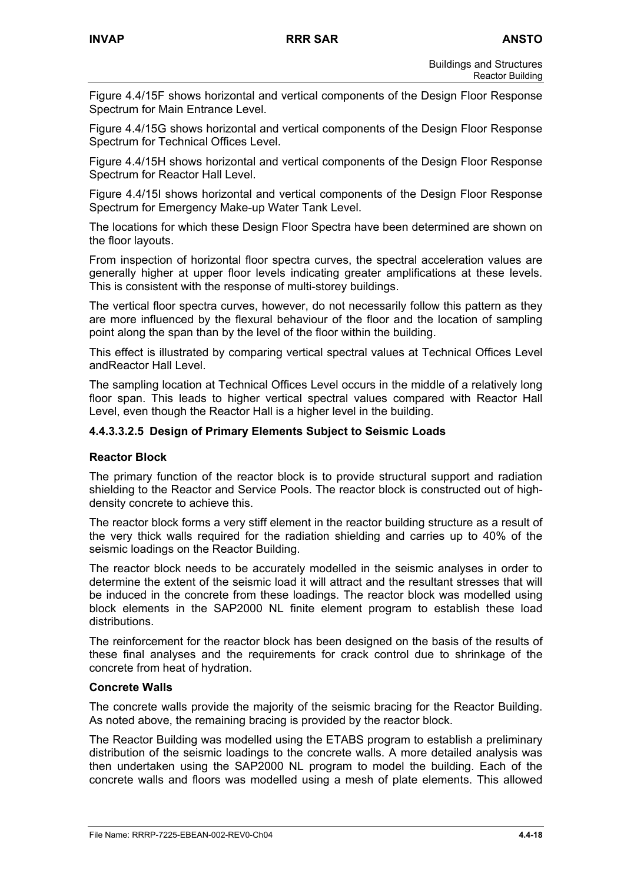Figure 4.4/15F shows horizontal and vertical components of the Design Floor Response Spectrum for Main Entrance Level.

Figure 4.4/15G shows horizontal and vertical components of the Design Floor Response Spectrum for Technical Offices Level.

Figure 4.4/15H shows horizontal and vertical components of the Design Floor Response Spectrum for Reactor Hall Level.

Figure 4.4/15I shows horizontal and vertical components of the Design Floor Response Spectrum for Emergency Make-up Water Tank Level.

The locations for which these Design Floor Spectra have been determined are shown on the floor layouts.

From inspection of horizontal floor spectra curves, the spectral acceleration values are generally higher at upper floor levels indicating greater amplifications at these levels. This is consistent with the response of multi-storey buildings.

The vertical floor spectra curves, however, do not necessarily follow this pattern as they are more influenced by the flexural behaviour of the floor and the location of sampling point along the span than by the level of the floor within the building.

This effect is illustrated by comparing vertical spectral values at Technical Offices Level andReactor Hall Level.

The sampling location at Technical Offices Level occurs in the middle of a relatively long floor span. This leads to higher vertical spectral values compared with Reactor Hall Level, even though the Reactor Hall is a higher level in the building.

#### 4.4.3.3.2.5 Design of Primary Elements Subject to Seismic Loads

**Reactor Block**

The primary function of the reactor block is to provide structural support and radiation shielding to the Reactor and Service Pools. The reactor block is constructed out of high-density concrete to achieve this.

The reactor block forms a very stiff element in the reactor building structure as a result of the very thick walls required for the radiation shielding and carries up to 40% of the seismic loadings on the Reactor Building.

The reactor block needs to be accurately modelled in the seismic analyses in order to determine the extent of the seismic load it will attract and the resultant stresses that will be induced in the concrete from these loadings. The reactor block was modelled using block elements in the SAP2000 NL finite element program to establish these load distributions.

The reinforcement for the reactor block has been designed on the basis of the results of these final analyses and the requirements for crack control due to shrinkage of the concrete from heat of hydration.

**Concrete Walls**

The concrete walls provide the majority of the seismic bracing for the Reactor Building. As noted above, the remaining bracing is provided by the reactor block.

The Reactor Building was modelled using the ETABS program to establish a preliminary distribution of the seismic loadings to the concrete walls. A more detailed analysis was then undertaken using the SAP2000 NL program to model the building. Each of the concrete walls and floors was modelled using a mesh of plate elements. This allowed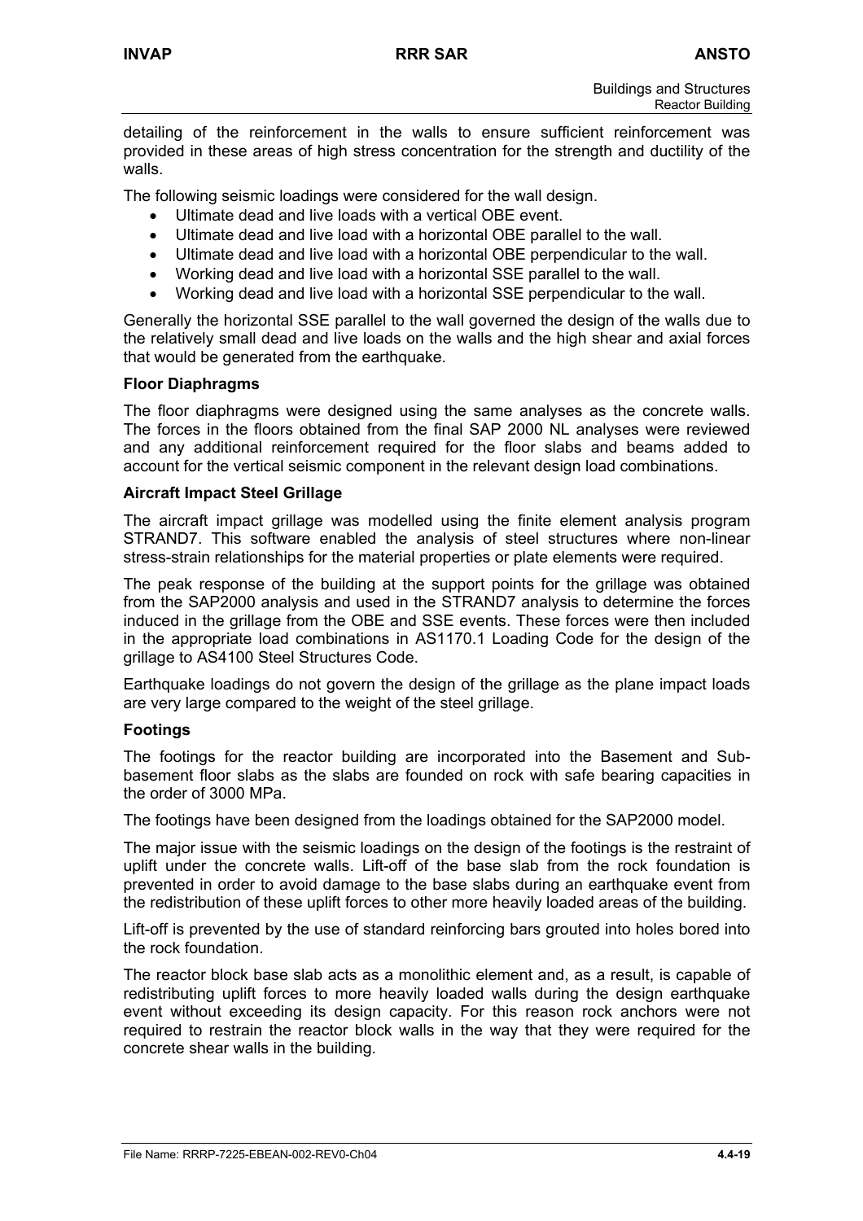detailing of the reinforcement in the walls to ensure sufficient reinforcement was provided in these areas of high stress concentration for the strength and ductility of the walls.

The following seismic loadings were considered for the wall design.

- Ultimate dead and live loads with a vertical OBE event.
- Ultimate dead and live load with a horizontal OBE parallel to the wall.
- Ultimate dead and live load with a horizontal OBE perpendicular to the wall.
- Working dead and live load with a horizontal SSE parallel to the wall.
- Working dead and live load with a horizontal SSE perpendicular to the wall.

Generally the horizontal SSE parallel to the wall governed the design of the walls due to the relatively small dead and live loads on the walls and the high shear and axial forces that would be generated from the earthquake.

**Floor Diaphragms**

The floor diaphragms were designed using the same analyses as the concrete walls. The forces in the floors obtained from the final SAP 2000 NL analyses were reviewed and any additional reinforcement required for the floor slabs and beams added to account for the vertical seismic component in the relevant design load combinations.

**Aircraft Impact Steel Grillage**

The aircraft impact grillage was modelled using the finite element analysis program STRAND7. This software enabled the analysis of steel structures where non-linear stress-strain relationships for the material properties or plate elements were required.

The peak response of the building at the support points for the grillage was obtained from the SAP2000 analysis and used in the STRAND7 analysis to determine the forces induced in the grillage from the OBE and SSE events. These forces were then included in the appropriate load combinations in AS1170.1 Loading Code for the design of the grillage to AS4100 Steel Structures Code.

Earthquake loadings do not govern the design of the grillage as the plane impact loads are very large compared to the weight of the steel grillage.

**Footings**

The footings for the reactor building are incorporated into the Basement and Sub-basement floor slabs as the slabs are founded on rock with safe bearing capacities in the order of 3000 MPa.

The footings have been designed from the loadings obtained for the SAP2000 model.

The major issue with the seismic loadings on the design of the footings is the restraint of uplift under the concrete walls. Lift-off of the base slab from the rock foundation is prevented in order to avoid damage to the base slabs during an earthquake event from the redistribution of these uplift forces to other more heavily loaded areas of the building.

Lift-off is prevented by the use of standard reinforcing bars grouted into holes bored into the rock foundation.

The reactor block base slab acts as a monolithic element and, as a result, is capable of redistributing uplift forces to more heavily loaded walls during the design earthquake event without exceeding its design capacity. For this reason rock anchors were not required to restrain the reactor block walls in the way that they were required for the concrete shear walls in the building.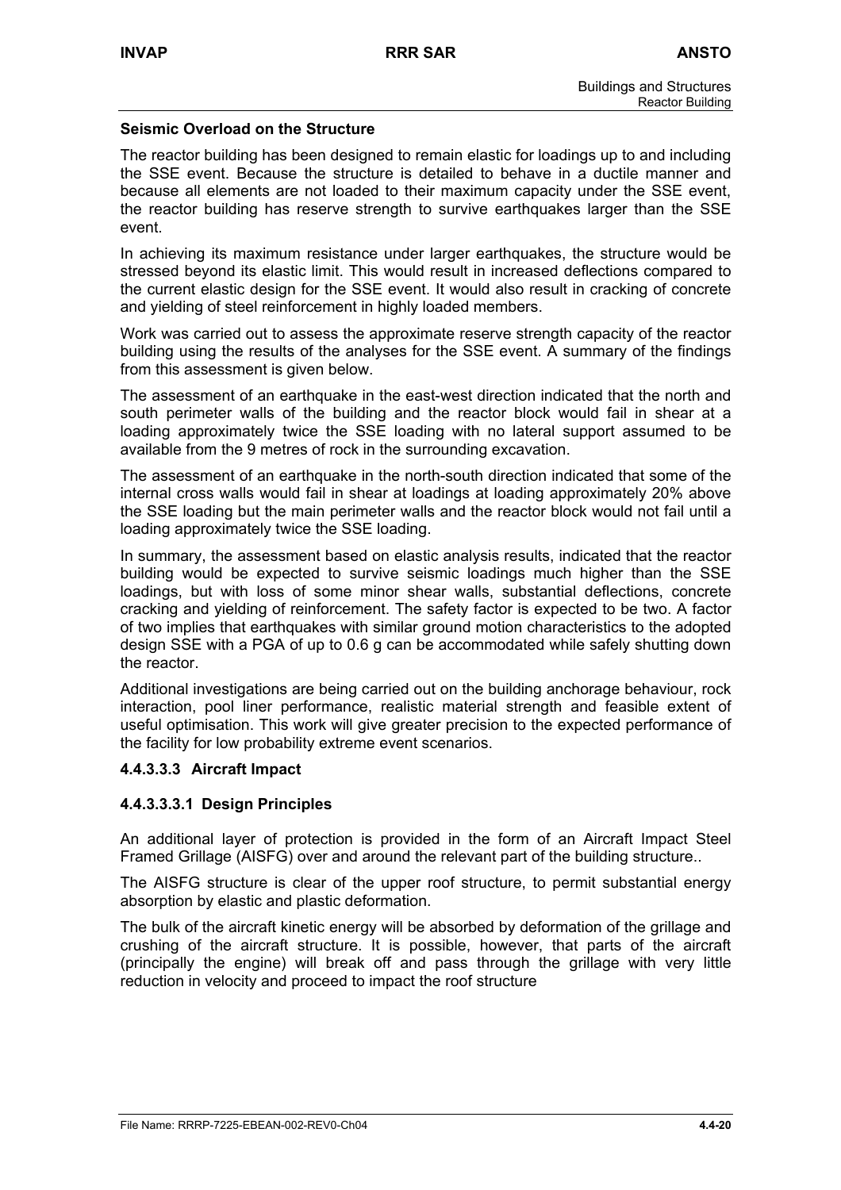**Seismic Overload on the Structure**

The reactor building has been designed to remain elastic for loadings up to and including the SSE event. Because the structure is detailed to behave in a ductile manner and because all elements are not loaded to their maximum capacity under the SSE event, the reactor building has reserve strength to survive earthquakes larger than the SSE event.

In achieving its maximum resistance under larger earthquakes, the structure would be stressed beyond its elastic limit. This would result in increased deflections compared to the current elastic design for the SSE event. It would also result in cracking of concrete and yielding of steel reinforcement in highly loaded members.

Work was carried out to assess the approximate reserve strength capacity of the reactor building using the results of the analyses for the SSE event. A summary of the findings from this assessment is given below.

The assessment of an earthquake in the east-west direction indicated that the north and south perimeter walls of the building and the reactor block would fail in shear at a loading approximately twice the SSE loading with no lateral support assumed to be available from the 9 metres of rock in the surrounding excavation.

The assessment of an earthquake in the north-south direction indicated that some of the internal cross walls would fail in shear at loadings at loading approximately 20% above the SSE loading but the main perimeter walls and the reactor block would not fail until a loading approximately twice the SSE loading.

In summary, the assessment based on elastic analysis results, indicated that the reactor building would be expected to survive seismic loadings much higher than the SSE loadings, but with loss of some minor shear walls, substantial deflections, concrete cracking and yielding of reinforcement. The safety factor is expected to be two. A factor of two implies that earthquakes with similar ground motion characteristics to the adopted design SSE with a PGA of up to 0.6 g can be accommodated while safely shutting down the reactor.

Additional investigations are being carried out on the building anchorage behaviour, rock interaction, pool liner performance, realistic material strength and feasible extent of useful optimisation. This work will give greater precision to the expected performance of the facility for low probability extreme event scenarios.

#### 4.4.3.3.3 Aircraft Impact

##### 4.4.3.3.3.1 Design Principles

An additional layer of protection is provided in the form of an Aircraft Impact Steel Framed Grillage (AISFG) over and around the relevant part of the building structure..

The AISFG structure is clear of the upper roof structure, to permit substantial energy absorption by elastic and plastic deformation.

The bulk of the aircraft kinetic energy will be absorbed by deformation of the grillage and crushing of the aircraft structure. It is possible, however, that parts of the aircraft (principally the engine) will break off and pass through the grillage with very little reduction in velocity and proceed to impact the roof structure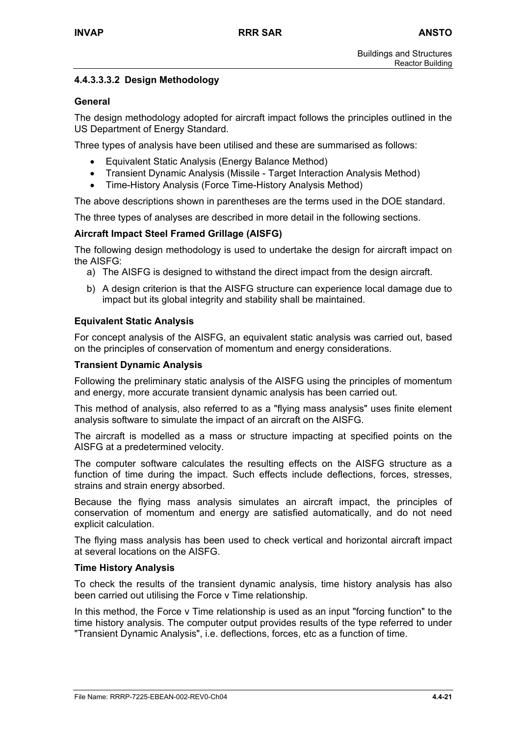#### 4.4.3.3.3.2 Design Methodology

**General**

The design methodology adopted for aircraft impact follows the principles outlined in the US Department of Energy Standard.

Three types of analysis have been utilised and these are summarised as follows:

- Equivalent Static Analysis (Energy Balance Method)
- Transient Dynamic Analysis (Missile - Target Interaction Analysis Method)
- Time-History Analysis (Force Time-History Analysis Method)

The above descriptions shown in parentheses are the terms used in the DOE standard.

The three types of analyses are described in more detail in the following sections.

**Aircraft Impact Steel Framed Grillage (AISFG)**

The following design methodology is used to undertake the design for aircraft impact on the AISFG:

a) The AISFG is designed to withstand the direct impact from the design aircraft.

b) A design criterion is that the AISFG structure can experience local damage due to impact but its global integrity and stability shall be maintained.

**Equivalent Static Analysis**

For concept analysis of the AISFG, an equivalent static analysis was carried out, based on the principles of conservation of momentum and energy considerations.

**Transient Dynamic Analysis**

Following the preliminary static analysis of the AISFG using the principles of momentum and energy, more accurate transient dynamic analysis has been carried out.

This method of analysis, also referred to as a "flying mass analysis" uses finite element analysis software to simulate the impact of an aircraft on the AISFG.

The aircraft is modelled as a mass or structure impacting at specified points on the AISFG at a predetermined velocity.

The computer software calculates the resulting effects on the AISFG structure as a function of time during the impact. Such effects include deflections, forces, stresses, strains and strain energy absorbed.

Because the flying mass analysis simulates an aircraft impact, the principles of conservation of momentum and energy are satisfied automatically, and do not need explicit calculation.

The flying mass analysis has been used to check vertical and horizontal aircraft impact at several locations on the AISFG.

**Time History Analysis**

To check the results of the transient dynamic analysis, time history analysis has also been carried out utilising the Force v Time relationship.

In this method, the Force v Time relationship is used as an input "forcing function" to the time history analysis. The computer output provides results of the type referred to under "Transient Dynamic Analysis", i.e. deflections, forces, etc as a function of time.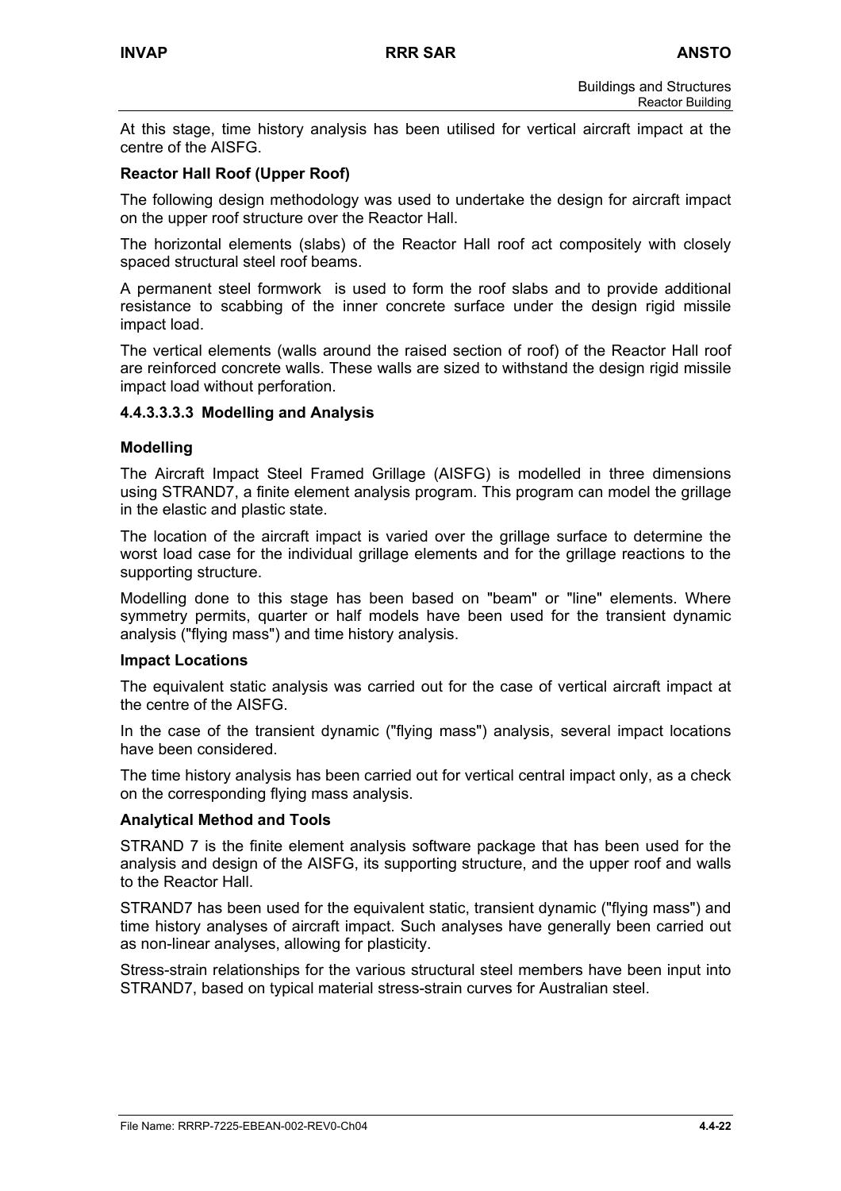At this stage, time history analysis has been utilised for vertical aircraft impact at the centre of the AISFG.

**Reactor Hall Roof (Upper Roof)**

The following design methodology was used to undertake the design for aircraft impact on the upper roof structure over the Reactor Hall.

The horizontal elements (slabs) of the Reactor Hall roof act compositely with closely spaced structural steel roof beams.

A permanent steel formwork is used to form the roof slabs and to provide additional resistance to scabbing of the inner concrete surface under the design rigid missile impact load.

The vertical elements (walls around the raised section of roof) of the Reactor Hall roof are reinforced concrete walls. These walls are sized to withstand the design rigid missile impact load without perforation.

#### 4.4.3.3.3.3 Modelling and Analysis

**Modelling**

The Aircraft Impact Steel Framed Grillage (AISFG) is modelled in three dimensions using STRAND7, a finite element analysis program. This program can model the grillage in the elastic and plastic state.

The location of the aircraft impact is varied over the grillage surface to determine the worst load case for the individual grillage elements and for the grillage reactions to the supporting structure.

Modelling done to this stage has been based on "beam" or "line" elements. Where symmetry permits, quarter or half models have been used for the transient dynamic analysis ("flying mass") and time history analysis.

**Impact Locations**

The equivalent static analysis was carried out for the case of vertical aircraft impact at the centre of the AISFG.

In the case of the transient dynamic ("flying mass") analysis, several impact locations have been considered.

The time history analysis has been carried out for vertical central impact only, as a check on the corresponding flying mass analysis.

**Analytical Method and Tools**

STRAND 7 is the finite element analysis software package that has been used for the analysis and design of the AISFG, its supporting structure, and the upper roof and walls to the Reactor Hall.

STRAND7 has been used for the equivalent static, transient dynamic ("flying mass") and time history analyses of aircraft impact. Such analyses have generally been carried out as non-linear analyses, allowing for plasticity.

Stress-strain relationships for the various structural steel members have been input into STRAND7, based on typical material stress-strain curves for Australian steel.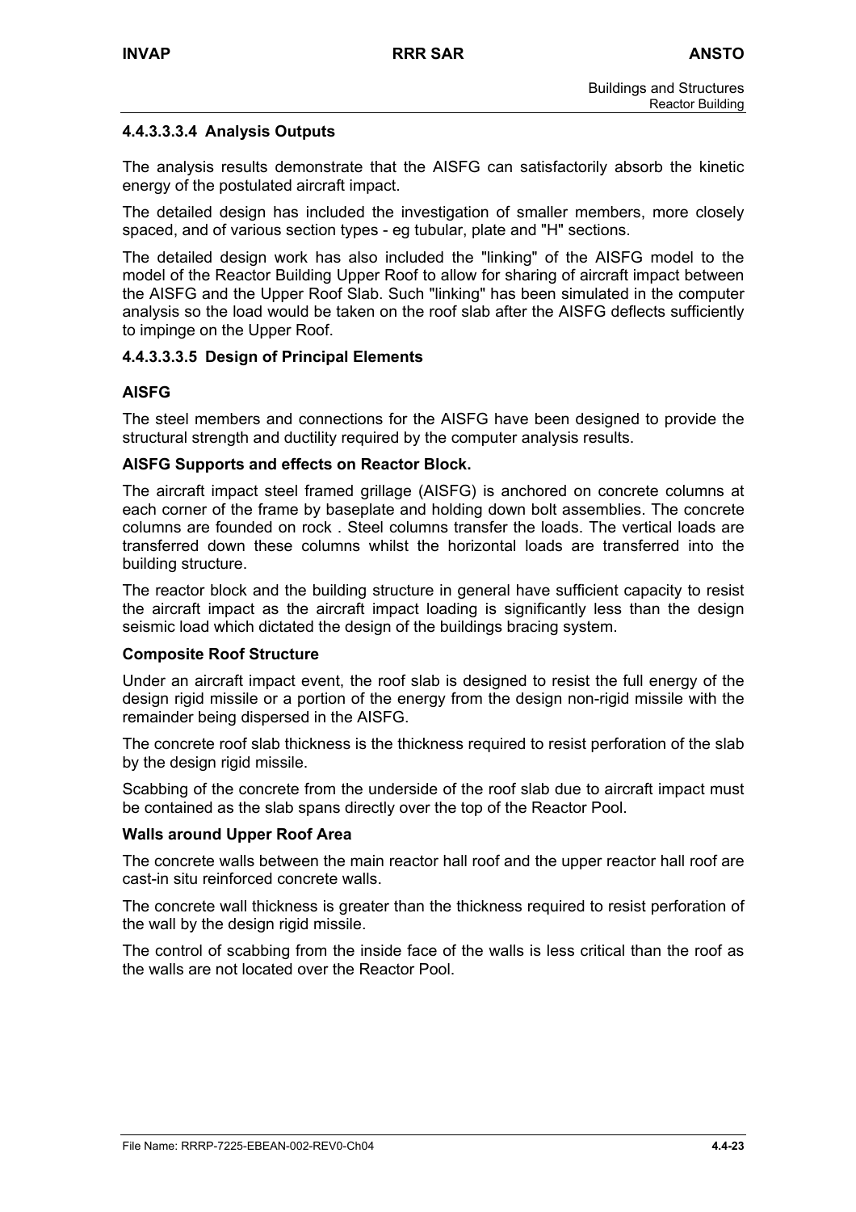#### 4.4.3.3.3.4 Analysis Outputs

The analysis results demonstrate that the AISFG can satisfactorily absorb the kinetic energy of the postulated aircraft impact.

The detailed design has included the investigation of smaller members, more closely spaced, and of various section types - eg tubular, plate and "H" sections.

The detailed design work has also included the "linking" of the AISFG model to the model of the Reactor Building Upper Roof to allow for sharing of aircraft impact between the AISFG and the Upper Roof Slab. Such "linking" has been simulated in the computer analysis so the load would be taken on the roof slab after the AISFG deflects sufficiently to impinge on the Upper Roof.

#### 4.4.3.3.3.5 Design of Principal Elements

**AISFG**

The steel members and connections for the AISFG have been designed to provide the structural strength and ductility required by the computer analysis results.

**AISFG Supports and effects on Reactor Block.**

The aircraft impact steel framed grillage (AISFG) is anchored on concrete columns at each corner of the frame by baseplate and holding down bolt assemblies. The concrete columns are founded on rock . Steel columns transfer the loads. The vertical loads are transferred down these columns whilst the horizontal loads are transferred into the building structure.

The reactor block and the building structure in general have sufficient capacity to resist the aircraft impact as the aircraft impact loading is significantly less than the design seismic load which dictated the design of the buildings bracing system.

**Composite Roof Structure**

Under an aircraft impact event, the roof slab is designed to resist the full energy of the design rigid missile or a portion of the energy from the design non-rigid missile with the remainder being dispersed in the AISFG.

The concrete roof slab thickness is the thickness required to resist perforation of the slab by the design rigid missile.

Scabbing of the concrete from the underside of the roof slab due to aircraft impact must be contained as the slab spans directly over the top of the Reactor Pool.

**Walls around Upper Roof Area**

The concrete walls between the main reactor hall roof and the upper reactor hall roof are cast-in situ reinforced concrete walls.

The concrete wall thickness is greater than the thickness required to resist perforation of the wall by the design rigid missile.

The control of scabbing from the inside face of the walls is less critical than the roof as the walls are not located over the Reactor Pool.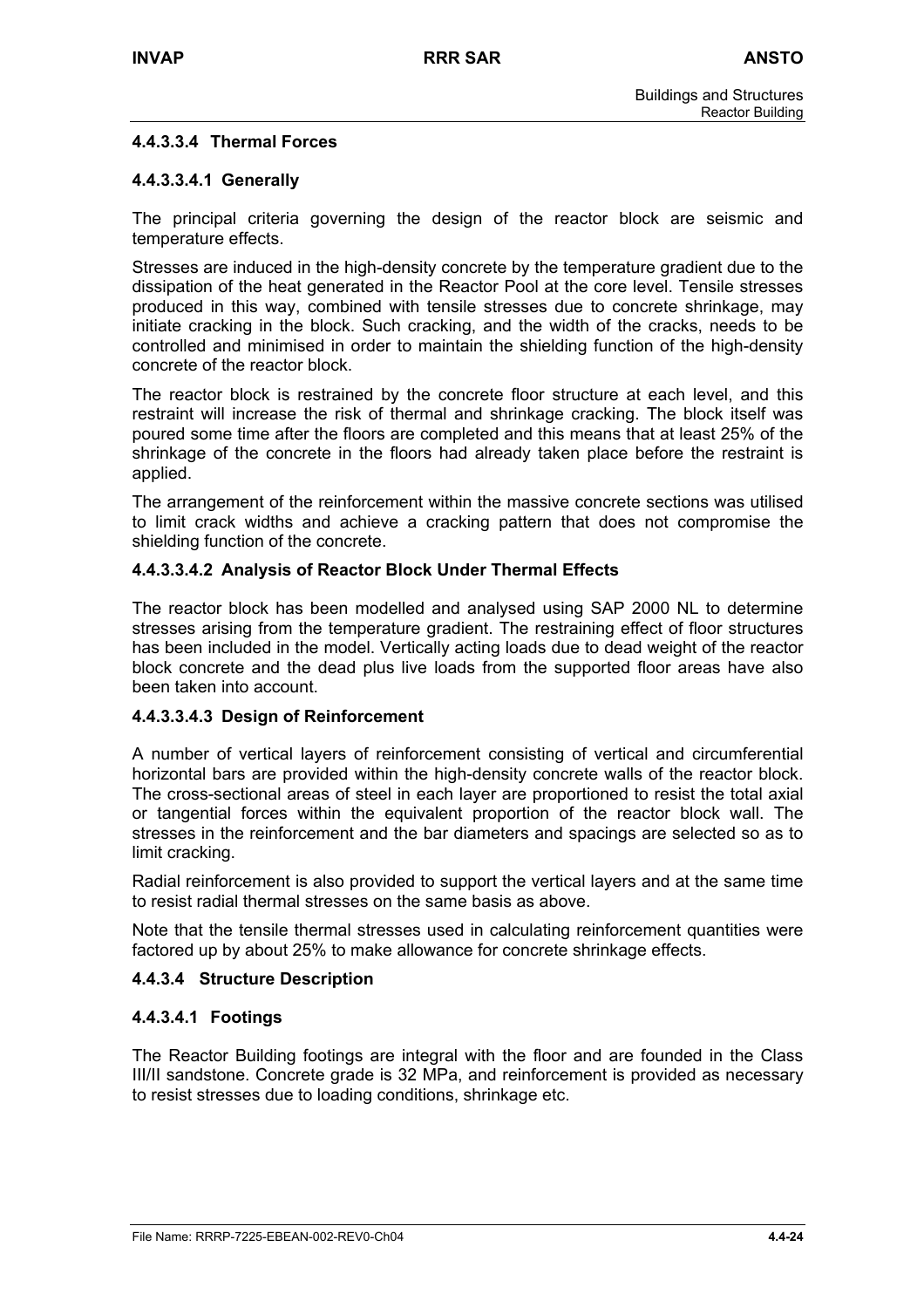#### 4.4.3.3.4 Thermal Forces

##### 4.4.3.3.4.1 Generally

The principal criteria governing the design of the reactor block are seismic and temperature effects.

Stresses are induced in the high-density concrete by the temperature gradient due to the dissipation of the heat generated in the Reactor Pool at the core level. Tensile stresses produced in this way, combined with tensile stresses due to concrete shrinkage, may initiate cracking in the block. Such cracking, and the width of the cracks, needs to be controlled and minimised in order to maintain the shielding function of the high-density concrete of the reactor block.

The reactor block is restrained by the concrete floor structure at each level, and this restraint will increase the risk of thermal and shrinkage cracking. The block itself was poured some time after the floors are completed and this means that at least 25% of the shrinkage of the concrete in the floors had already taken place before the restraint is applied.

The arrangement of the reinforcement within the massive concrete sections was utilised to limit crack widths and achieve a cracking pattern that does not compromise the shielding function of the concrete.

##### 4.4.3.3.4.2 Analysis of Reactor Block Under Thermal Effects

The reactor block has been modelled and analysed using SAP 2000 NL to determine stresses arising from the temperature gradient. The restraining effect of floor structures has been included in the model. Vertically acting loads due to dead weight of the reactor block concrete and the dead plus live loads from the supported floor areas have also been taken into account.

##### 4.4.3.3.4.3 Design of Reinforcement

A number of vertical layers of reinforcement consisting of vertical and circumferential horizontal bars are provided within the high-density concrete walls of the reactor block. The cross-sectional areas of steel in each layer are proportioned to resist the total axial or tangential forces within the equivalent proportion of the reactor block wall. The stresses in the reinforcement and the bar diameters and spacings are selected so as to limit cracking.

Radial reinforcement is also provided to support the vertical layers and at the same time to resist radial thermal stresses on the same basis as above.

Note that the tensile thermal stresses used in calculating reinforcement quantities were factored up by about 25% to make allowance for concrete shrinkage effects.

### 4.4.3.4 Structure Description

#### 4.4.3.4.1 Footings

The Reactor Building footings are integral with the floor and are founded in the Class III/II sandstone. Concrete grade is 32 MPa, and reinforcement is provided as necessary to resist stresses due to loading conditions, shrinkage etc.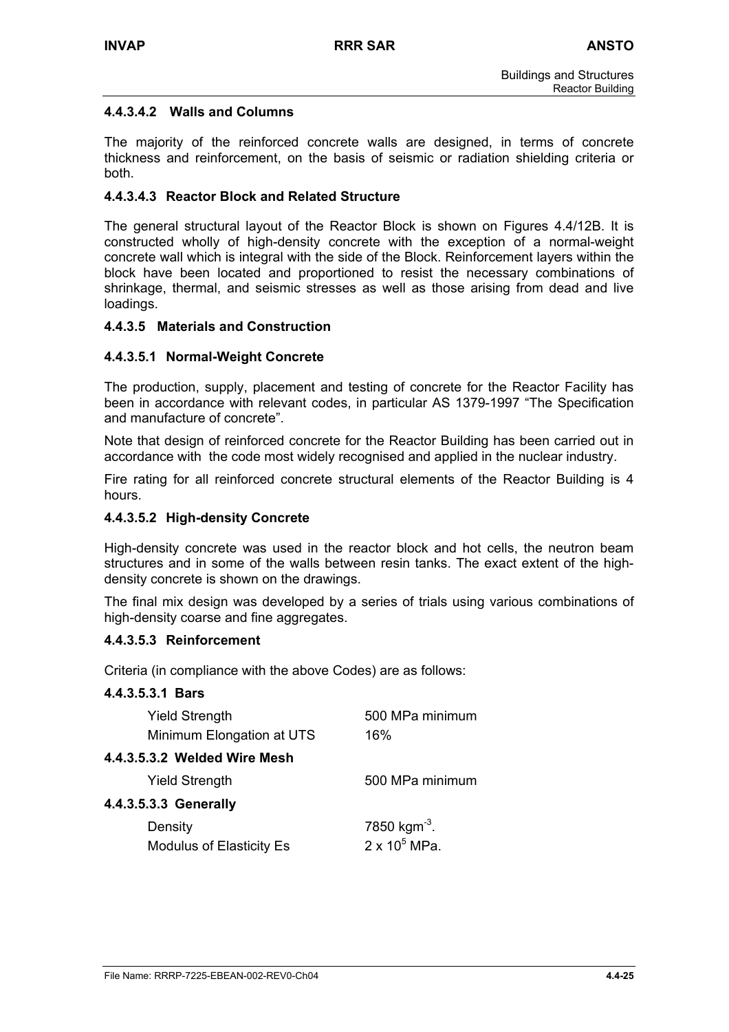#### 4.4.3.4.2 Walls and Columns

The majority of the reinforced concrete walls are designed, in terms of concrete thickness and reinforcement, on the basis of seismic or radiation shielding criteria or both.

#### 4.4.3.4.3 Reactor Block and Related Structure

The general structural layout of the Reactor Block is shown on Figures 4.4/12B. It is constructed wholly of high-density concrete with the exception of a normal-weight concrete wall which is integral with the side of the Block. Reinforcement layers within the block have been located and proportioned to resist the necessary combinations of shrinkage, thermal, and seismic stresses as well as those arising from dead and live loadings.

### 4.4.3.5 Materials and Construction

#### 4.4.3.5.1 Normal-Weight Concrete

The production, supply, placement and testing of concrete for the Reactor Facility has been in accordance with relevant codes, in particular AS 1379-1997 "The Specification and manufacture of concrete".

Note that design of reinforced concrete for the Reactor Building has been carried out in accordance with the code most widely recognised and applied in the nuclear industry.

Fire rating for all reinforced concrete structural elements of the Reactor Building is 4 hours.

#### 4.4.3.5.2 High-density Concrete

High-density concrete was used in the reactor block and hot cells, the neutron beam structures and in some of the walls between resin tanks. The exact extent of the high-density concrete is shown on the drawings.

The final mix design was developed by a series of trials using various combinations of high-density coarse and fine aggregates.

#### 4.4.3.5.3 Reinforcement

Criteria (in compliance with the above Codes) are as follows:

##### 4.4.3.5.3.1 Bars

| | |
|---|---|
| Yield Strength | 500 MPa minimum |
| Minimum Elongation at UTS | 16% |

##### 4.4.3.5.3.2 Welded Wire Mesh

| | |
|---|---|
| Yield Strength | 500 MPa minimum |

##### 4.4.3.5.3.3 Generally

| | |
|---|---|
| Density | 7850 $kgm^{-3}$. |
| Modulus of Elasticity Es | $2 \times 10^5$ MPa. |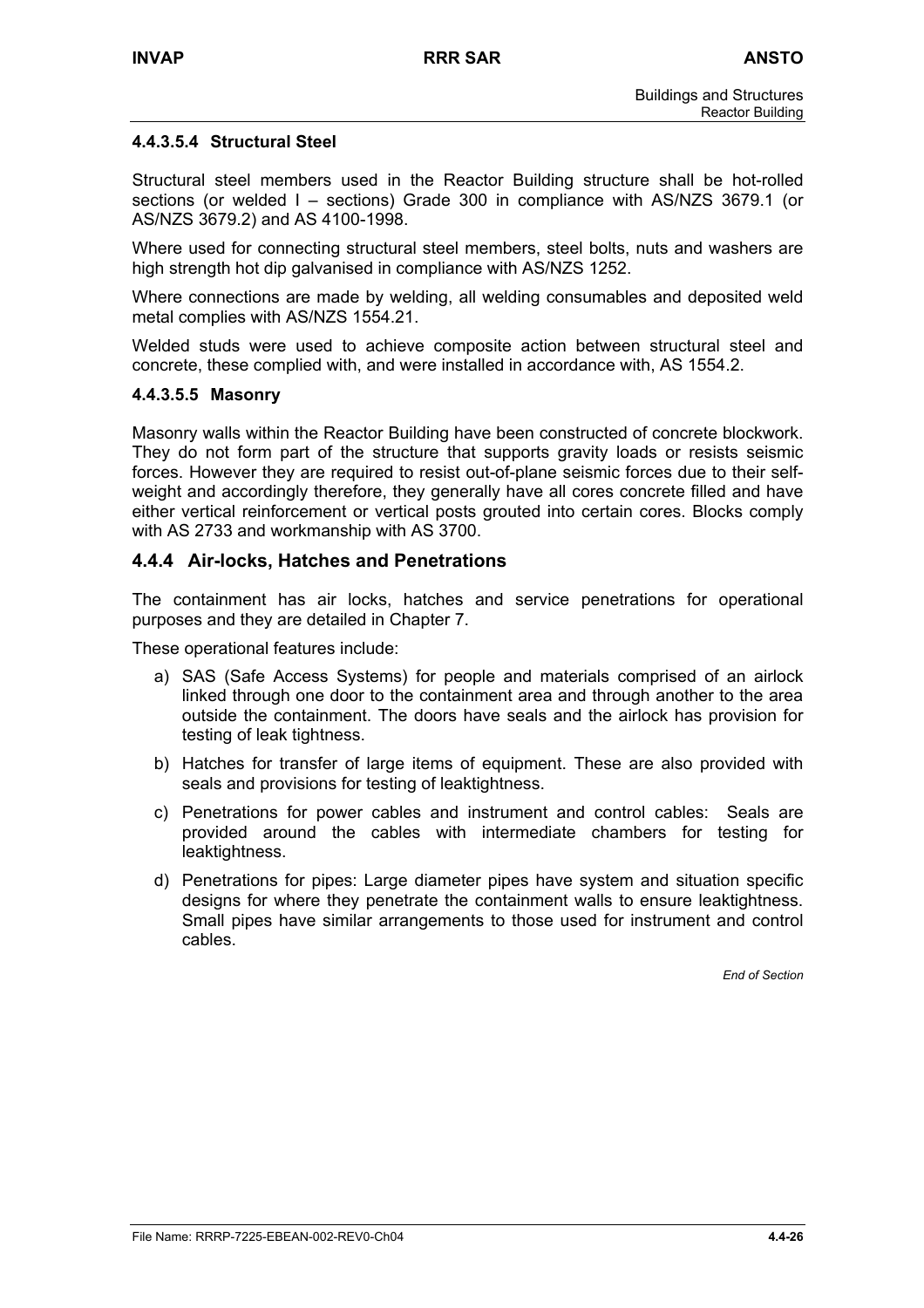#### 4.4.3.5.4 Structural Steel

Structural steel members used in the Reactor Building structure shall be hot-rolled sections (or welded I – sections) Grade 300 in compliance with AS/NZS 3679.1 (or AS/NZS 3679.2) and AS 4100-1998.

Where used for connecting structural steel members, steel bolts, nuts and washers are high strength hot dip galvanised in compliance with AS/NZS 1252.

Where connections are made by welding, all welding consumables and deposited weld metal complies with AS/NZS 1554.21.

Welded studs were used to achieve composite action between structural steel and concrete, these complied with, and were installed in accordance with, AS 1554.2.

#### 4.4.3.5.5 Masonry

Masonry walls within the Reactor Building have been constructed of concrete blockwork. They do not form part of the structure that supports gravity loads or resists seismic forces. However they are required to resist out-of-plane seismic forces due to their self-weight and accordingly therefore, they generally have all cores concrete filled and have either vertical reinforcement or vertical posts grouted into certain cores. Blocks comply with AS 2733 and workmanship with AS 3700.

## 4.4.4 Air-locks, Hatches and Penetrations

The containment has air locks, hatches and service penetrations for operational purposes and they are detailed in Chapter 7.

These operational features include:

a) SAS (Safe Access Systems) for people and materials comprised of an airlock linked through one door to the containment area and through another to the area outside the containment. The doors have seals and the airlock has provision for testing of leak tightness.

b) Hatches for transfer of large items of equipment. These are also provided with seals and provisions for testing of leaktightness.

c) Penetrations for power cables and instrument and control cables: Seals are provided around the cables with intermediate chambers for testing for leaktightness.

d) Penetrations for pipes: Large diameter pipes have system and situation specific designs for where they penetrate the containment walls to ensure leaktightness. Small pipes have similar arrangements to those used for instrument and control cables.

*End of Section*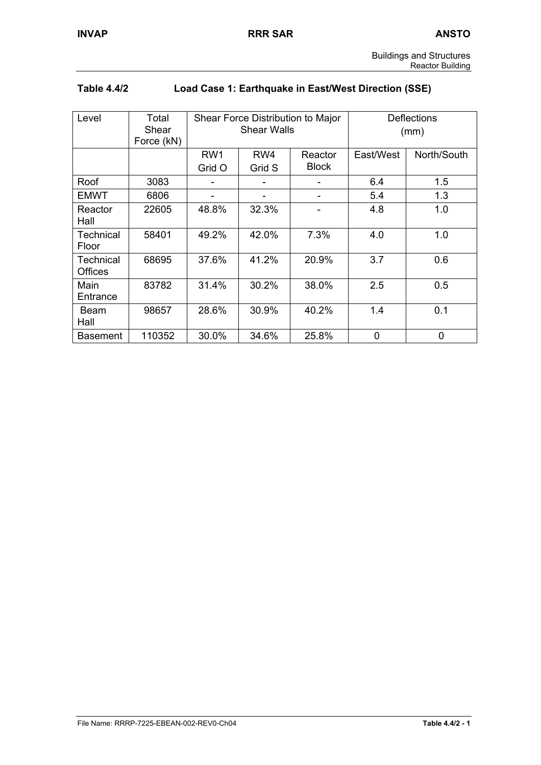**Table 4.4/2 Load Case 1: Earthquake in East/West Direction (SSE)**

| Level | Total Shear Force (kN) | Shear Force Distribution to Major Shear Walls | | | Deflections (mm) | |
|---|---|---|---|---|---|---|
| | | RW1 Grid O | RW4 Grid S | Reactor Block | East/West | North/South |
| Roof | 3083 | - | - | - | 6.4 | 1.5 |
| EMWT | 6806 | - | - | - | 5.4 | 1.3 |
| Reactor Hall | 22605 | 48.8% | 32.3% | - | 4.8 | 1.0 |
| Technical Floor | 58401 | 49.2% | 42.0% | 7.3% | 4.0 | 1.0 |
| Technical Offices | 68695 | 37.6% | 41.2% | 20.9% | 3.7 | 0.6 |
| Main Entrance | 83782 | 31.4% | 30.2% | 38.0% | 2.5 | 0.5 |
| Beam Hall | 98657 | 28.6% | 30.9% | 40.2% | 1.4 | 0.1 |
| Basement | 110352 | 30.0% | 34.6% | 25.8% | 0 | 0 |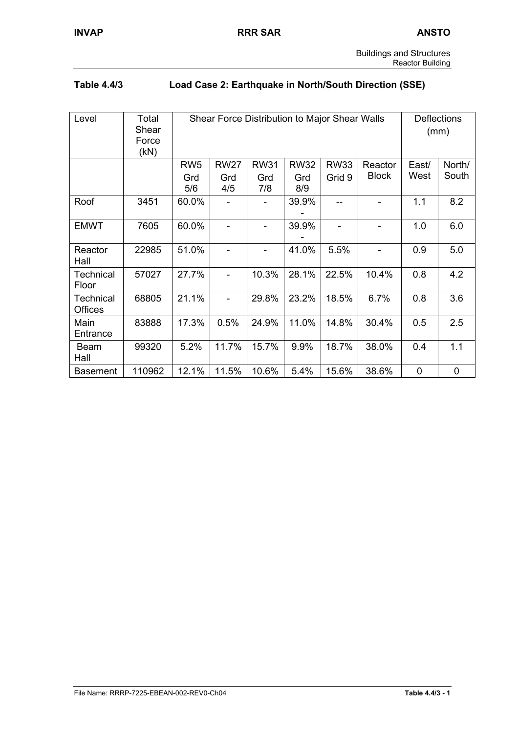## Table 4.4/3 Load Case 2: Earthquake in North/South Direction (SSE)

| Level | Total Shear Force (kN) | Shear Force Distribution to Major Shear Walls | | | | | | Deflections (mm) | |
|---|---|---|---|---|---|---|---|---|---|
| | | RW5 Grd 5/6 | RW27 Grd 4/5 | RW31 Grd 7/8 | RW32 Grd 8/9 | RW33 Grid 9 | Reactor Block | East/ West | North/ South |
| Roof | 3451 | 60.0% | - | - | 39.9% - | -- | - | 1.1 | 8.2 |
| EMWT | 7605 | 60.0% | - | - | 39.9% - | - | - | 1.0 | 6.0 |
| Reactor Hall | 22985 | 51.0% | - | - | 41.0% | 5.5% | - | 0.9 | 5.0 |
| Technical Floor | 57027 | 27.7% | - | 10.3% | 28.1% | 22.5% | 10.4% | 0.8 | 4.2 |
| Technical Offices | 68805 | 21.1% | - | 29.8% | 23.2% | 18.5% | 6.7% | 0.8 | 3.6 |
| Main Entrance | 83888 | 17.3% | 0.5% | 24.9% | 11.0% | 14.8% | 30.4% | 0.5 | 2.5 |
| Beam Hall | 99320 | 5.2% | 11.7% | 15.7% | 9.9% | 18.7% | 38.0% | 0.4 | 1.1 |
| Basement | 110962 | 12.1% | 11.5% | 10.6% | 5.4% | 15.6% | 38.6% | 0 | 0 |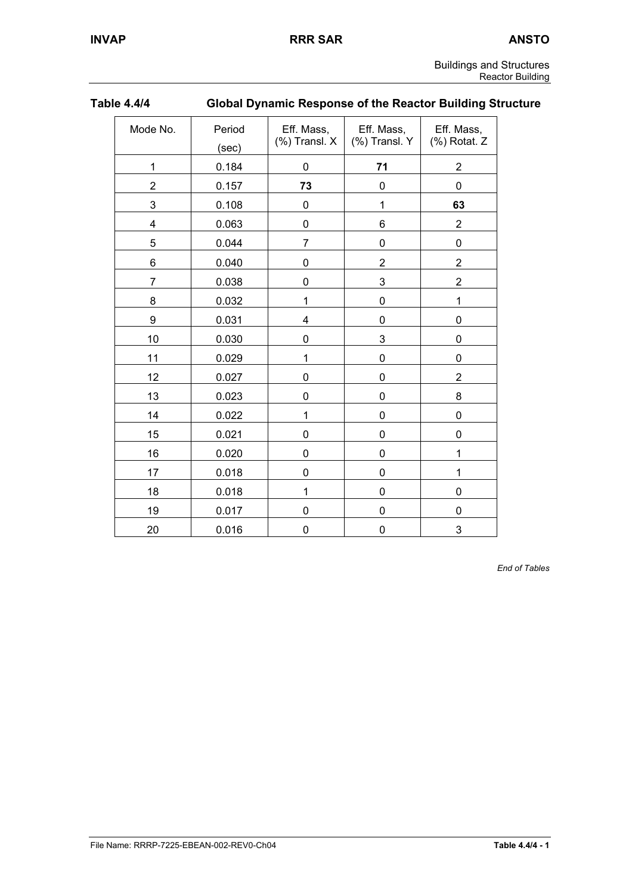**Table 4.4/4 Global Dynamic Response of the Reactor Building Structure**

| Mode No. | Period (sec) | Eff. Mass, (%) Transl. X | Eff. Mass, (%) Transl. Y | Eff. Mass, (%) Rotat. Z |
|---|---|---|---|---|
| 1 | 0.184 | 0 | **71** | 2 |
| 2 | 0.157 | **73** | 0 | 0 |
| 3 | 0.108 | 0 | 1 | **63** |
| 4 | 0.063 | 0 | 6 | 2 |
| 5 | 0.044 | 7 | 0 | 0 |
| 6 | 0.040 | 0 | 2 | 2 |
| 7 | 0.038 | 0 | 3 | 2 |
| 8 | 0.032 | 1 | 0 | 1 |
| 9 | 0.031 | 4 | 0 | 0 |
| 10 | 0.030 | 0 | 3 | 0 |
| 11 | 0.029 | 1 | 0 | 0 |
| 12 | 0.027 | 0 | 0 | 2 |
| 13 | 0.023 | 0 | 0 | 8 |
| 14 | 0.022 | 1 | 0 | 0 |
| 15 | 0.021 | 0 | 0 | 0 |
| 16 | 0.020 | 0 | 0 | 1 |
| 17 | 0.018 | 0 | 0 | 1 |
| 18 | 0.018 | 1 | 0 | 0 |
| 19 | 0.017 | 0 | 0 | 0 |
| 20 | 0.016 | 0 | 0 | 3 |

*End of Tables*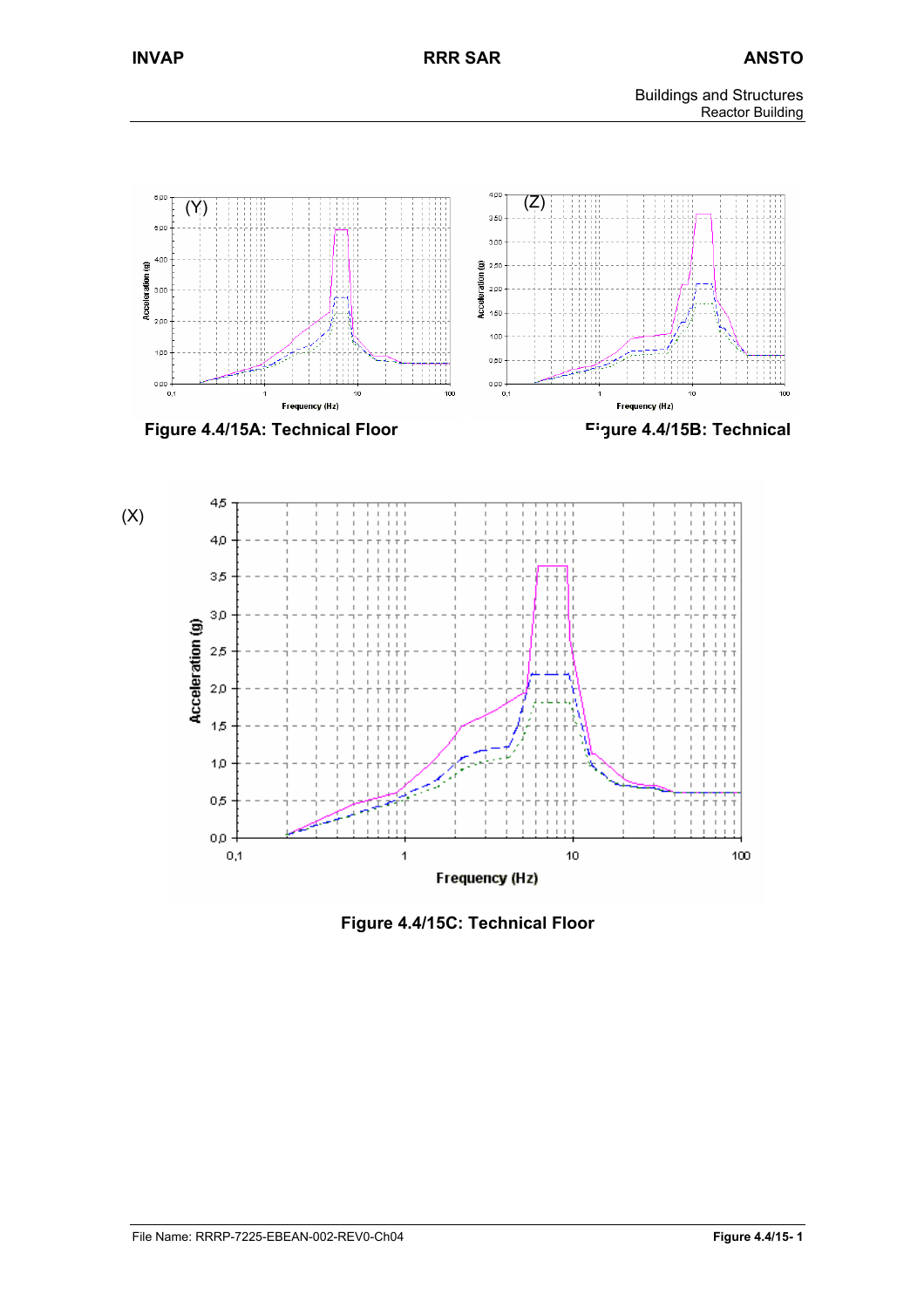(Y)

Figure 4.4/15A: Technical Floor

(Z)

Figure 4.4/15B: Technical

(X)

Figure 4.4/15C: Technical Floor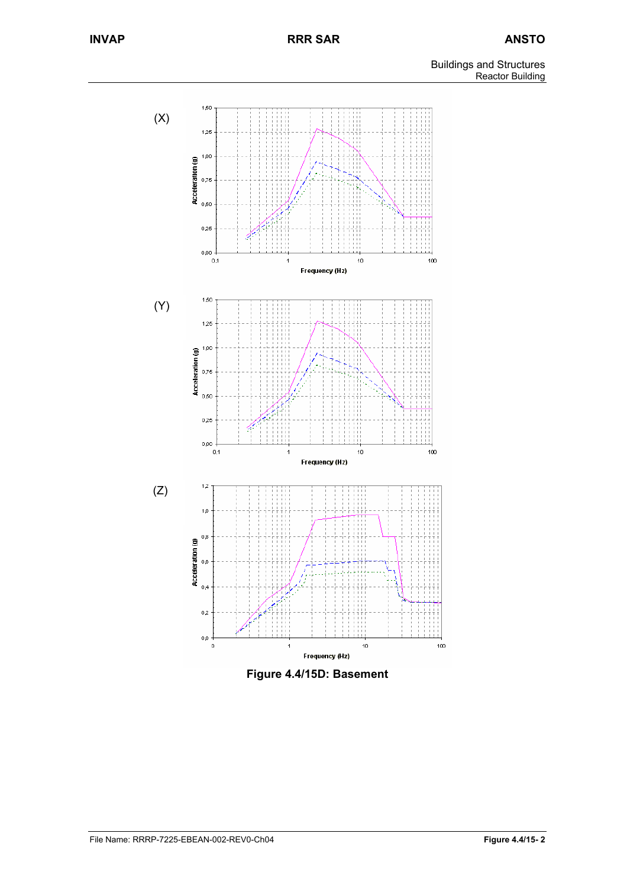(X)

(Y)

(Z)

**Figure 4.4/15D: Basement**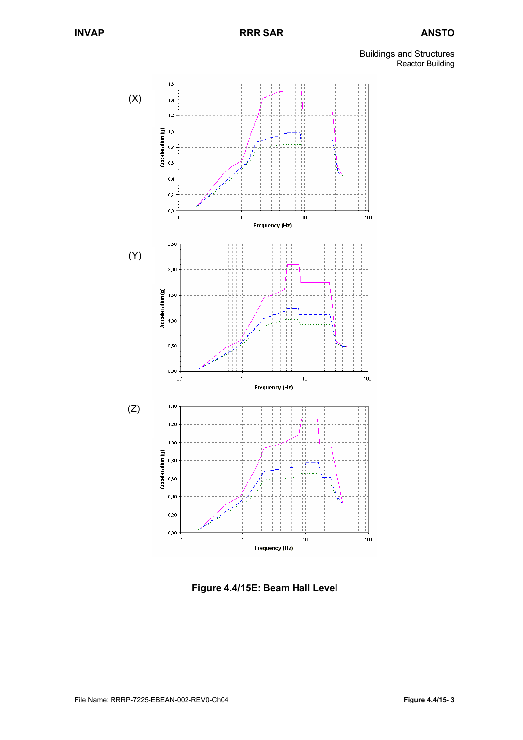(X)

(Y)

(Z)

**Figure 4.4/15E: Beam Hall Level**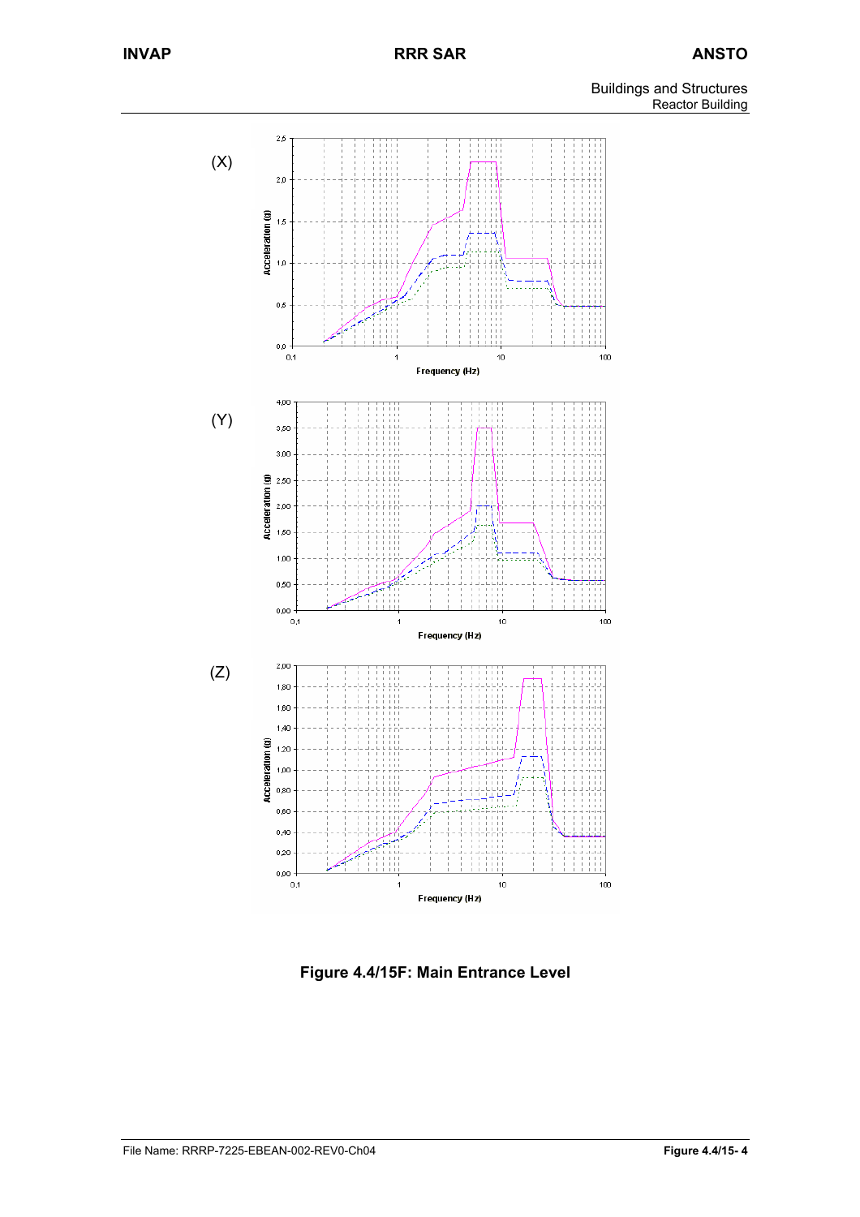(X)

(Y)

(Z)

**Figure 4.4/15F: Main Entrance Level**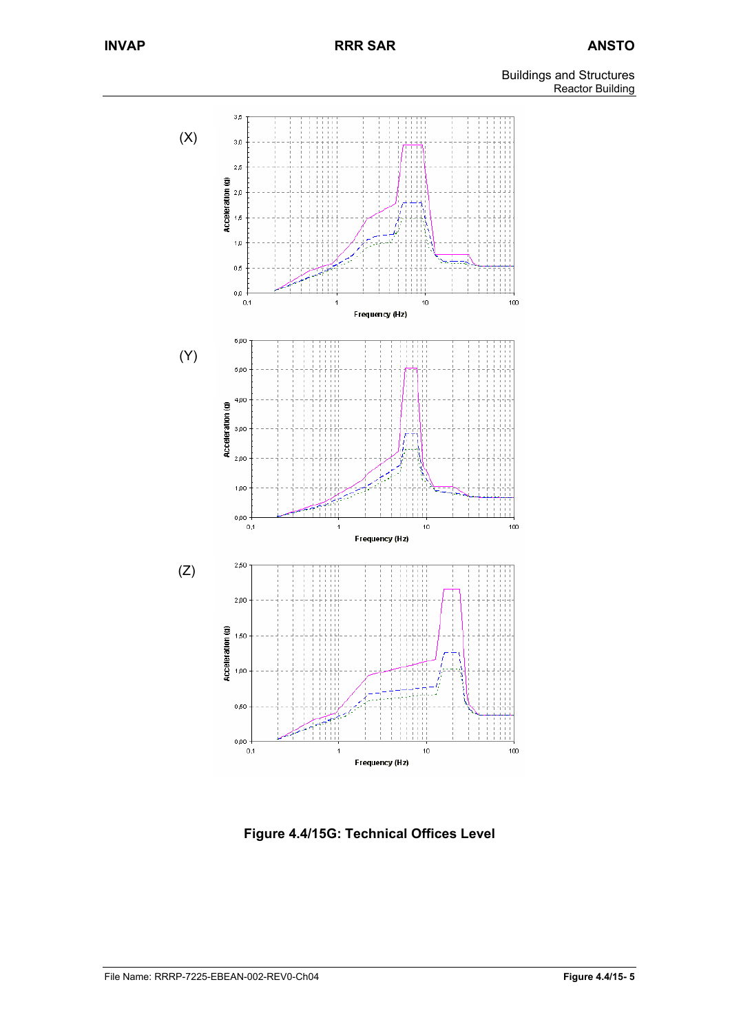(X)

(Y)

(Z)

**Figure 4.4/15G: Technical Offices Level**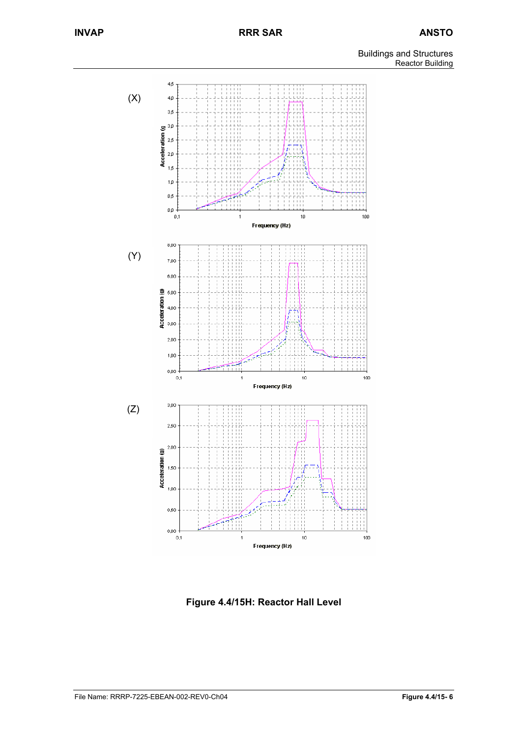(X)

(Y)

(Z)

**Figure 4.4/15H: Reactor Hall Level**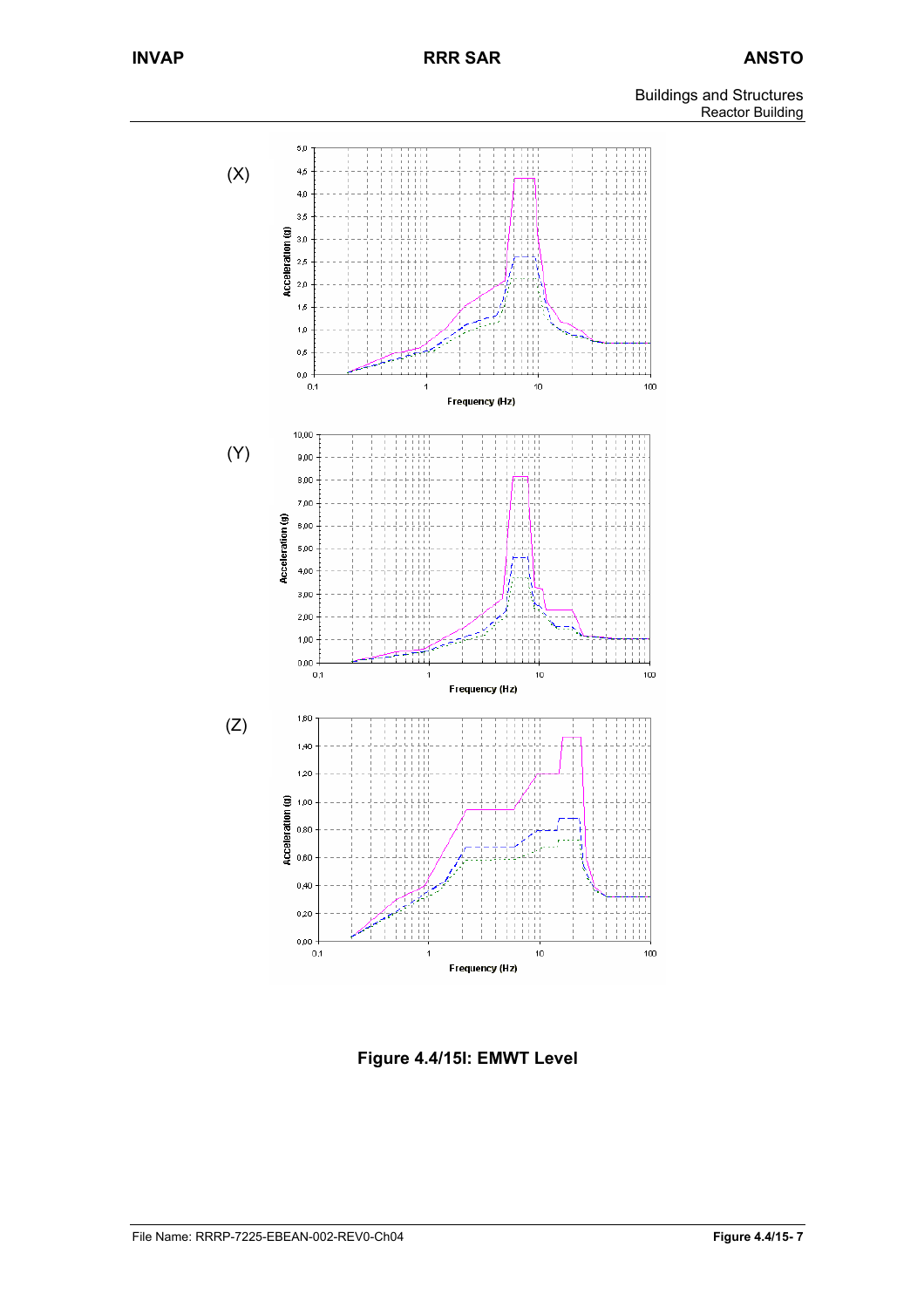(X)

(Y)

(Z)

**Figure 4.4/15l: EMWT Level**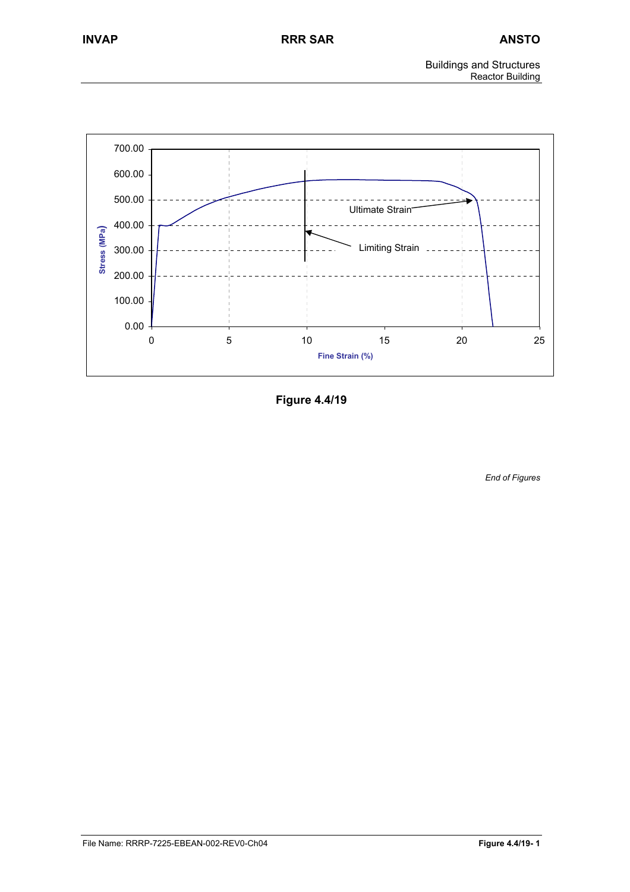Buildings and Structures
Reactor Building

Stress (MPa)

700.00
600.00
500.00
400.00
300.00
200.00
100.00
0.00

0 5 10 15 20 25

Fine Strain (%)

Ultimate Strain

Limiting Strain

**Figure 4.4/19**

*End of Figures*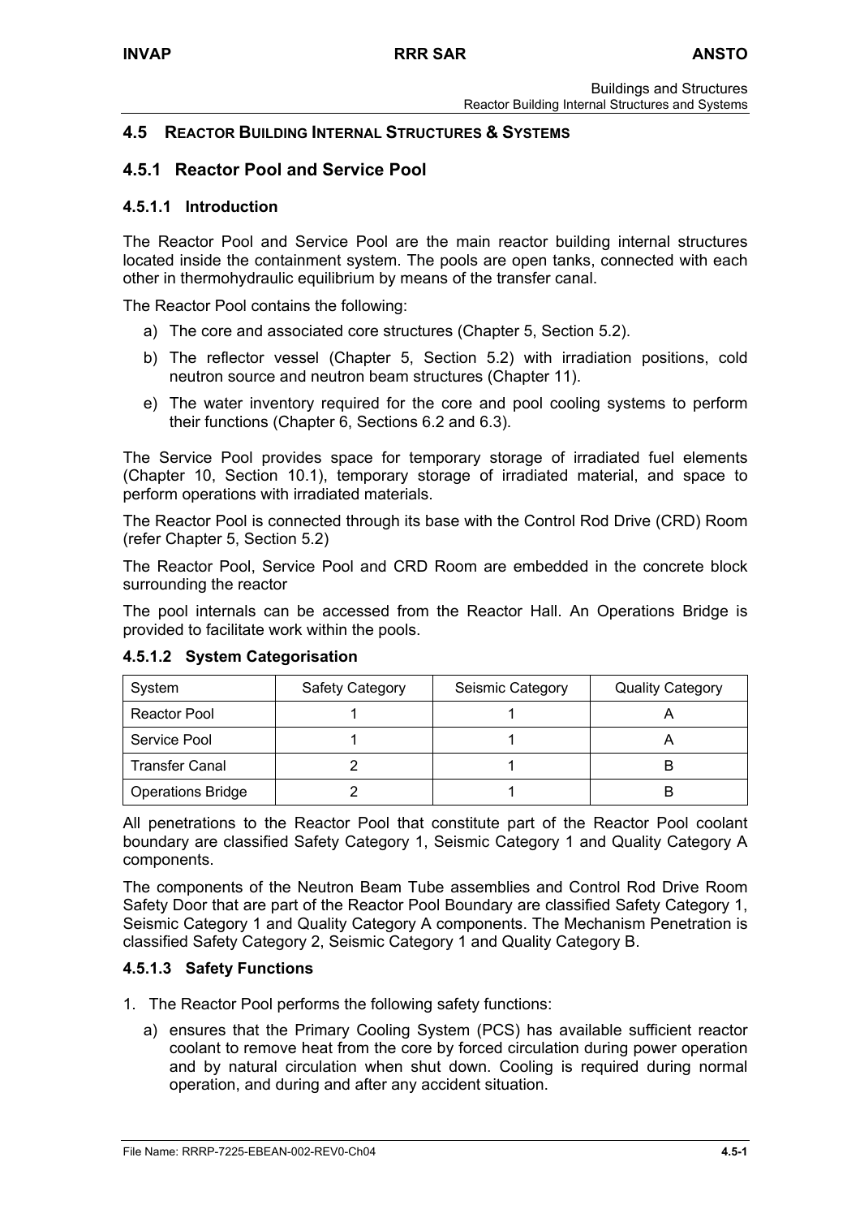## 4.5 Reactor Building Internal Structures & Systems

### 4.5.1 Reactor Pool and Service Pool

#### 4.5.1.1 Introduction

The Reactor Pool and Service Pool are the main reactor building internal structures located inside the containment system. The pools are open tanks, connected with each other in thermohydraulic equilibrium by means of the transfer canal.

The Reactor Pool contains the following:

a) The core and associated core structures (Chapter 5, Section 5.2).

b) The reflector vessel (Chapter 5, Section 5.2) with irradiation positions, cold neutron source and neutron beam structures (Chapter 11).

e) The water inventory required for the core and pool cooling systems to perform their functions (Chapter 6, Sections 6.2 and 6.3).

The Service Pool provides space for temporary storage of irradiated fuel elements (Chapter 10, Section 10.1), temporary storage of irradiated material, and space to perform operations with irradiated materials.

The Reactor Pool is connected through its base with the Control Rod Drive (CRD) Room (refer Chapter 5, Section 5.2)

The Reactor Pool, Service Pool and CRD Room are embedded in the concrete block surrounding the reactor

The pool internals can be accessed from the Reactor Hall. An Operations Bridge is provided to facilitate work within the pools.

#### 4.5.1.2 System Categorisation

| System | Safety Category | Seismic Category | Quality Category |
|---|---|---|---|
| Reactor Pool | 1 | 1 | A |
| Service Pool | 1 | 1 | A |
| Transfer Canal | 2 | 1 | B |
| Operations Bridge | 2 | 1 | B |

All penetrations to the Reactor Pool that constitute part of the Reactor Pool coolant boundary are classified Safety Category 1, Seismic Category 1 and Quality Category A components.

The components of the Neutron Beam Tube assemblies and Control Rod Drive Room Safety Door that are part of the Reactor Pool Boundary are classified Safety Category 1, Seismic Category 1 and Quality Category A components. The Mechanism Penetration is classified Safety Category 2, Seismic Category 1 and Quality Category B.

#### 4.5.1.3 Safety Functions

1. The Reactor Pool performs the following safety functions:

   a) ensures that the Primary Cooling System (PCS) has available sufficient reactor coolant to remove heat from the core by forced circulation during power operation and by natural circulation when shut down. Cooling is required during normal operation, and during and after any accident situation.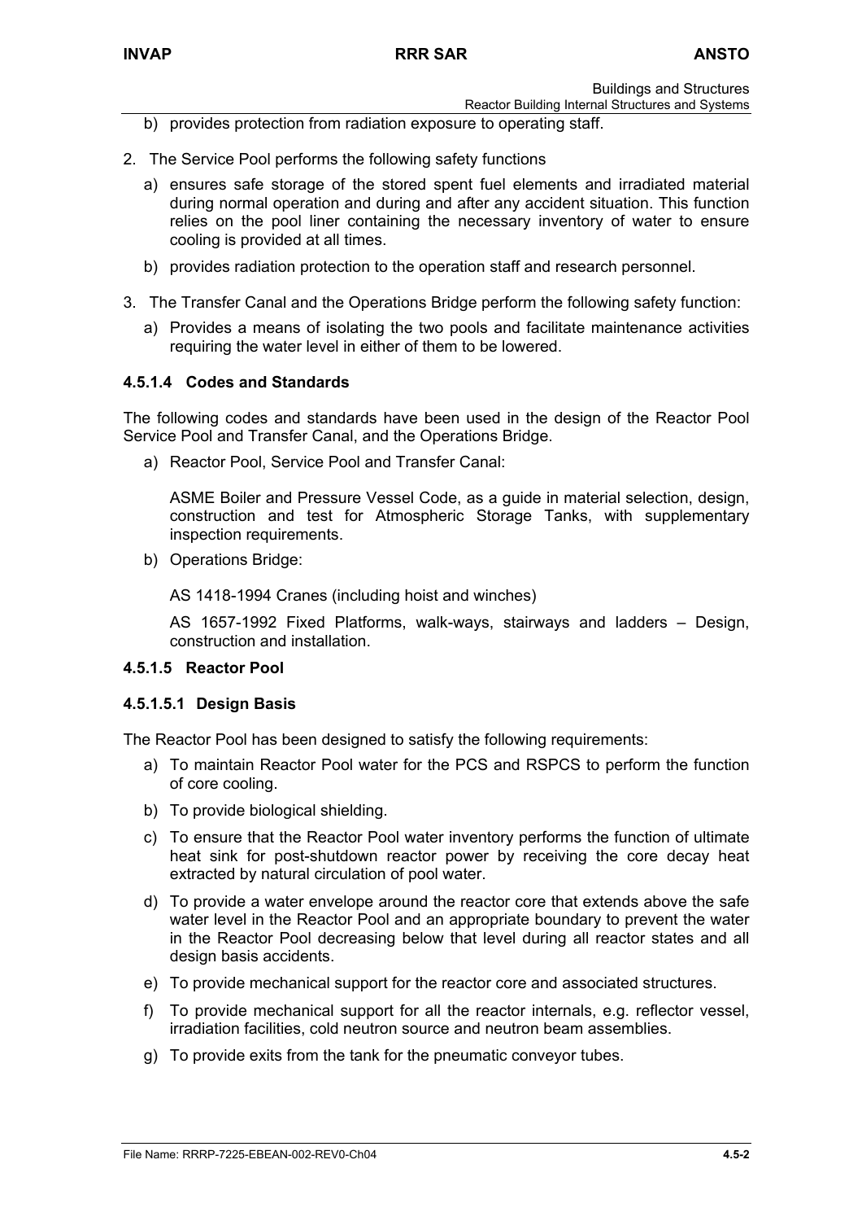b) provides protection from radiation exposure to operating staff.

2. The Service Pool performs the following safety functions

   a) ensures safe storage of the stored spent fuel elements and irradiated material during normal operation and during and after any accident situation. This function relies on the pool liner containing the necessary inventory of water to ensure cooling is provided at all times.

   b) provides radiation protection to the operation staff and research personnel.

3. The Transfer Canal and the Operations Bridge perform the following safety function:

   a) Provides a means of isolating the two pools and facilitate maintenance activities requiring the water level in either of them to be lowered.

#### 4.5.1.4 Codes and Standards

The following codes and standards have been used in the design of the Reactor Pool Service Pool and Transfer Canal, and the Operations Bridge.

a) Reactor Pool, Service Pool and Transfer Canal:

   ASME Boiler and Pressure Vessel Code, as a guide in material selection, design, construction and test for Atmospheric Storage Tanks, with supplementary inspection requirements.

b) Operations Bridge:

   AS 1418-1994 Cranes (including hoist and winches)

   AS 1657-1992 Fixed Platforms, walk-ways, stairways and ladders – Design, construction and installation.

#### 4.5.1.5 Reactor Pool

##### 4.5.1.5.1 Design Basis

The Reactor Pool has been designed to satisfy the following requirements:

a) To maintain Reactor Pool water for the PCS and RSPCS to perform the function of core cooling.

b) To provide biological shielding.

c) To ensure that the Reactor Pool water inventory performs the function of ultimate heat sink for post-shutdown reactor power by receiving the core decay heat extracted by natural circulation of pool water.

d) To provide a water envelope around the reactor core that extends above the safe water level in the Reactor Pool and an appropriate boundary to prevent the water in the Reactor Pool decreasing below that level during all reactor states and all design basis accidents.

e) To provide mechanical support for the reactor core and associated structures.

f) To provide mechanical support for all the reactor internals, e.g. reflector vessel, irradiation facilities, cold neutron source and neutron beam assemblies.

g) To provide exits from the tank for the pneumatic conveyor tubes.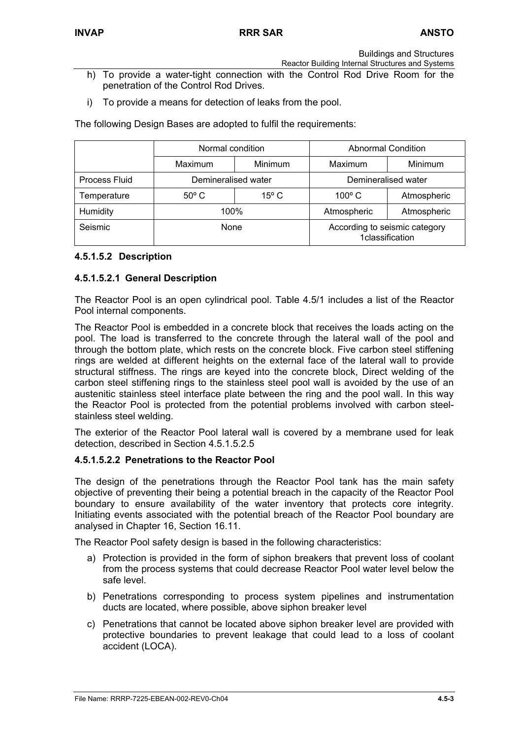h) To provide a water-tight connection with the Control Rod Drive Room for the penetration of the Control Rod Drives.

i) To provide a means for detection of leaks from the pool.

The following Design Bases are adopted to fulfil the requirements:

| | Normal condition | | Abnormal Condition | |
|---|---|---|---|---|
| | Maximum | Minimum | Maximum | Minimum |
| Process Fluid | Demineralised water | | Demineralised water | |
| Temperature | 50º C | 15º C | 100º C | Atmospheric |
| Humidity | 100% | | Atmospheric | Atmospheric |
| Seismic | None | | According to seismic category 1classification | |

#### 4.5.1.5.2 Description

##### 4.5.1.5.2.1 General Description

The Reactor Pool is an open cylindrical pool. Table 4.5/1 includes a list of the Reactor Pool internal components.

The Reactor Pool is embedded in a concrete block that receives the loads acting on the pool. The load is transferred to the concrete through the lateral wall of the pool and through the bottom plate, which rests on the concrete block. Five carbon steel stiffening rings are welded at different heights on the external face of the lateral wall to provide structural stiffness. The rings are keyed into the concrete block, Direct welding of the carbon steel stiffening rings to the stainless steel pool wall is avoided by the use of an austenitic stainless steel interface plate between the ring and the pool wall. In this way the Reactor Pool is protected from the potential problems involved with carbon steel-stainless steel welding.

The exterior of the Reactor Pool lateral wall is covered by a membrane used for leak detection, described in Section 4.5.1.5.2.5

##### 4.5.1.5.2.2 Penetrations to the Reactor Pool

The design of the penetrations through the Reactor Pool tank has the main safety objective of preventing their being a potential breach in the capacity of the Reactor Pool boundary to ensure availability of the water inventory that protects core integrity. Initiating events associated with the potential breach of the Reactor Pool boundary are analysed in Chapter 16, Section 16.11.

The Reactor Pool safety design is based in the following characteristics:

a) Protection is provided in the form of siphon breakers that prevent loss of coolant from the process systems that could decrease Reactor Pool water level below the safe level.

b) Penetrations corresponding to process system pipelines and instrumentation ducts are located, where possible, above siphon breaker level

c) Penetrations that cannot be located above siphon breaker level are provided with protective boundaries to prevent leakage that could lead to a loss of coolant accident (LOCA).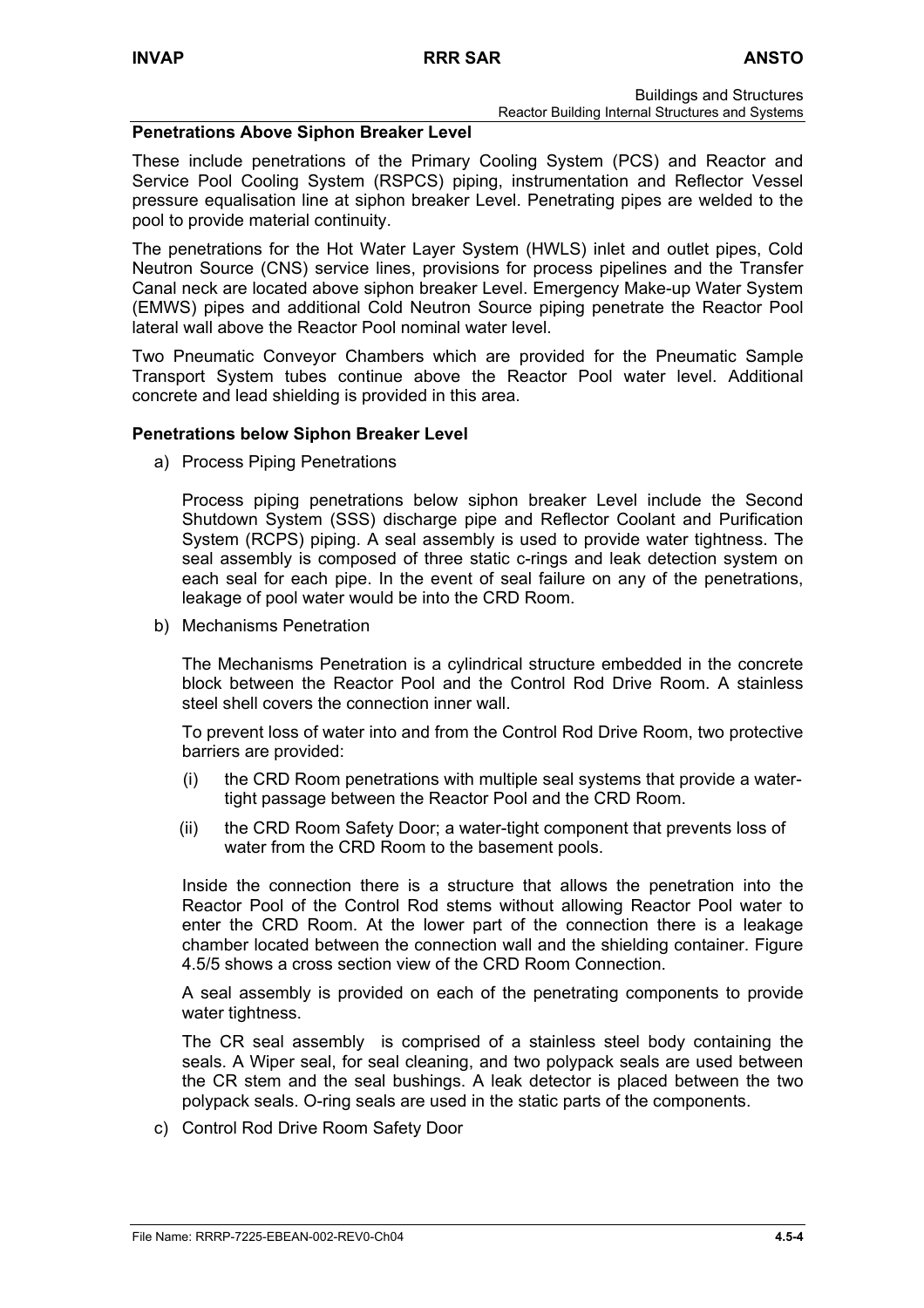**Penetrations Above Siphon Breaker Level**

These include penetrations of the Primary Cooling System (PCS) and Reactor and Service Pool Cooling System (RSPCS) piping, instrumentation and Reflector Vessel pressure equalisation line at siphon breaker Level. Penetrating pipes are welded to the pool to provide material continuity.

The penetrations for the Hot Water Layer System (HWLS) inlet and outlet pipes, Cold Neutron Source (CNS) service lines, provisions for process pipelines and the Transfer Canal neck are located above siphon breaker Level. Emergency Make-up Water System (EMWS) pipes and additional Cold Neutron Source piping penetrate the Reactor Pool lateral wall above the Reactor Pool nominal water level.

Two Pneumatic Conveyor Chambers which are provided for the Pneumatic Sample Transport System tubes continue above the Reactor Pool water level. Additional concrete and lead shielding is provided in this area.

**Penetrations below Siphon Breaker Level**

a) Process Piping Penetrations

   Process piping penetrations below siphon breaker Level include the Second Shutdown System (SSS) discharge pipe and Reflector Coolant and Purification System (RCPS) piping. A seal assembly is used to provide water tightness. The seal assembly is composed of three static c-rings and leak detection system on each seal for each pipe. In the event of seal failure on any of the penetrations, leakage of pool water would be into the CRD Room.

b) Mechanisms Penetration

   The Mechanisms Penetration is a cylindrical structure embedded in the concrete block between the Reactor Pool and the Control Rod Drive Room. A stainless steel shell covers the connection inner wall.

   To prevent loss of water into and from the Control Rod Drive Room, two protective barriers are provided:

   (i) the CRD Room penetrations with multiple seal systems that provide a water-tight passage between the Reactor Pool and the CRD Room.

   (ii) the CRD Room Safety Door; a water-tight component that prevents loss of water from the CRD Room to the basement pools.

   Inside the connection there is a structure that allows the penetration into the Reactor Pool of the Control Rod stems without allowing Reactor Pool water to enter the CRD Room. At the lower part of the connection there is a leakage chamber located between the connection wall and the shielding container. Figure 4.5/5 shows a cross section view of the CRD Room Connection.

   A seal assembly is provided on each of the penetrating components to provide water tightness.

   The CR seal assembly is comprised of a stainless steel body containing the seals. A Wiper seal, for seal cleaning, and two polypack seals are used between the CR stem and the seal bushings. A leak detector is placed between the two polypack seals. O-ring seals are used in the static parts of the components.

c) Control Rod Drive Room Safety Door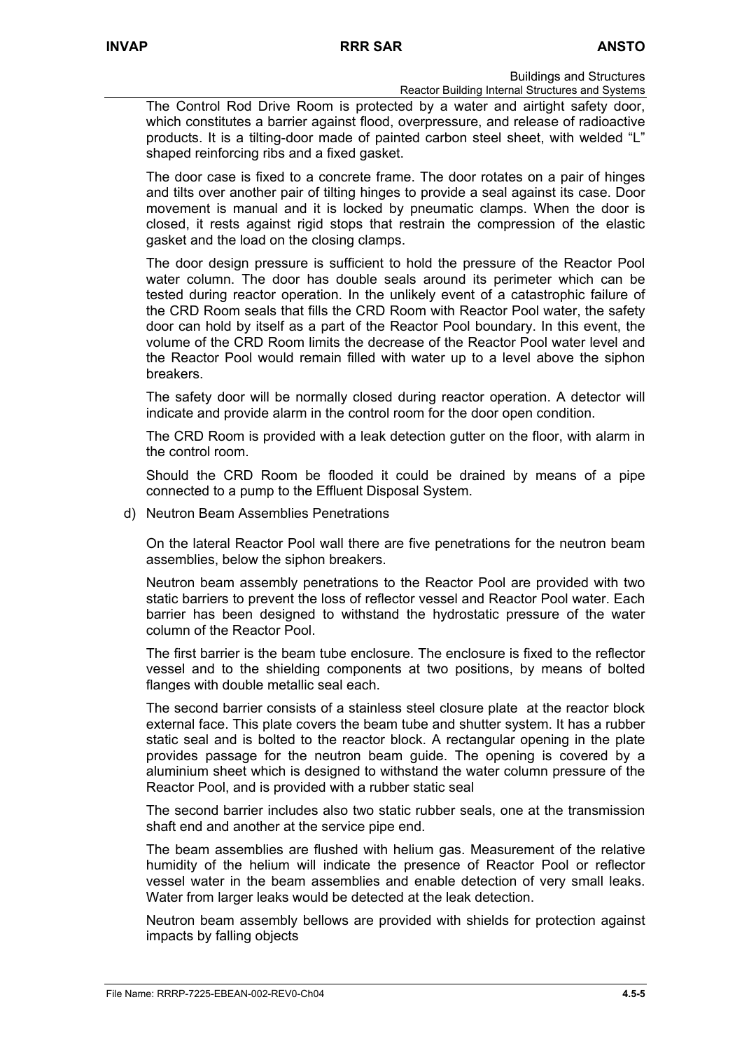The Control Rod Drive Room is protected by a water and airtight safety door, which constitutes a barrier against flood, overpressure, and release of radioactive products. It is a tilting-door made of painted carbon steel sheet, with welded "L" shaped reinforcing ribs and a fixed gasket.

The door case is fixed to a concrete frame. The door rotates on a pair of hinges and tilts over another pair of tilting hinges to provide a seal against its case. Door movement is manual and it is locked by pneumatic clamps. When the door is closed, it rests against rigid stops that restrain the compression of the elastic gasket and the load on the closing clamps.

The door design pressure is sufficient to hold the pressure of the Reactor Pool water column. The door has double seals around its perimeter which can be tested during reactor operation. In the unlikely event of a catastrophic failure of the CRD Room seals that fills the CRD Room with Reactor Pool water, the safety door can hold by itself as a part of the Reactor Pool boundary. In this event, the volume of the CRD Room limits the decrease of the Reactor Pool water level and the Reactor Pool would remain filled with water up to a level above the siphon breakers.

The safety door will be normally closed during reactor operation. A detector will indicate and provide alarm in the control room for the door open condition.

The CRD Room is provided with a leak detection gutter on the floor, with alarm in the control room.

Should the CRD Room be flooded it could be drained by means of a pipe connected to a pump to the Effluent Disposal System.

d) Neutron Beam Assemblies Penetrations

On the lateral Reactor Pool wall there are five penetrations for the neutron beam assemblies, below the siphon breakers.

Neutron beam assembly penetrations to the Reactor Pool are provided with two static barriers to prevent the loss of reflector vessel and Reactor Pool water. Each barrier has been designed to withstand the hydrostatic pressure of the water column of the Reactor Pool.

The first barrier is the beam tube enclosure. The enclosure is fixed to the reflector vessel and to the shielding components at two positions, by means of bolted flanges with double metallic seal each.

The second barrier consists of a stainless steel closure plate at the reactor block external face. This plate covers the beam tube and shutter system. It has a rubber static seal and is bolted to the reactor block. A rectangular opening in the plate provides passage for the neutron beam guide. The opening is covered by a aluminium sheet which is designed to withstand the water column pressure of the Reactor Pool, and is provided with a rubber static seal

The second barrier includes also two static rubber seals, one at the transmission shaft end and another at the service pipe end.

The beam assemblies are flushed with helium gas. Measurement of the relative humidity of the helium will indicate the presence of Reactor Pool or reflector vessel water in the beam assemblies and enable detection of very small leaks. Water from larger leaks would be detected at the leak detection.

Neutron beam assembly bellows are provided with shields for protection against impacts by falling objects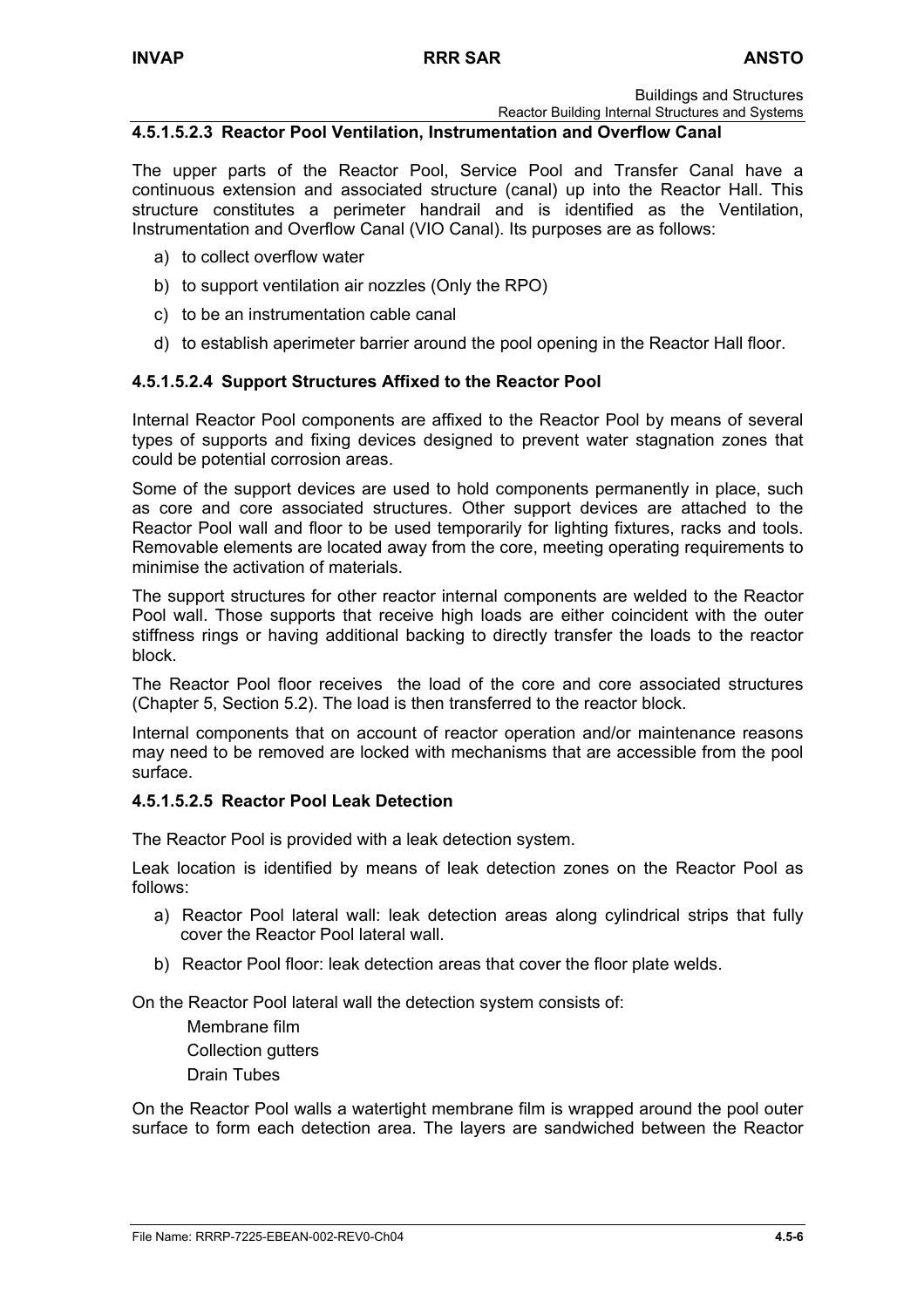#### 4.5.1.5.2.3 Reactor Pool Ventilation, Instrumentation and Overflow Canal

The upper parts of the Reactor Pool, Service Pool and Transfer Canal have a continuous extension and associated structure (canal) up into the Reactor Hall. This structure constitutes a perimeter handrail and is identified as the Ventilation, Instrumentation and Overflow Canal (VIO Canal). Its purposes are as follows:

a) to collect overflow water

b) to support ventilation air nozzles (Only the RPO)

c) to be an instrumentation cable canal

d) to establish aperimeter barrier around the pool opening in the Reactor Hall floor.

#### 4.5.1.5.2.4 Support Structures Affixed to the Reactor Pool

Internal Reactor Pool components are affixed to the Reactor Pool by means of several types of supports and fixing devices designed to prevent water stagnation zones that could be potential corrosion areas.

Some of the support devices are used to hold components permanently in place, such as core and core associated structures. Other support devices are attached to the Reactor Pool wall and floor to be used temporarily for lighting fixtures, racks and tools. Removable elements are located away from the core, meeting operating requirements to minimise the activation of materials.

The support structures for other reactor internal components are welded to the Reactor Pool wall. Those supports that receive high loads are either coincident with the outer stiffness rings or having additional backing to directly transfer the loads to the reactor block.

The Reactor Pool floor receives the load of the core and core associated structures (Chapter 5, Section 5.2). The load is then transferred to the reactor block.

Internal components that on account of reactor operation and/or maintenance reasons may need to be removed are locked with mechanisms that are accessible from the pool surface.

#### 4.5.1.5.2.5 Reactor Pool Leak Detection

The Reactor Pool is provided with a leak detection system.

Leak location is identified by means of leak detection zones on the Reactor Pool as follows:

a) Reactor Pool lateral wall: leak detection areas along cylindrical strips that fully cover the Reactor Pool lateral wall.

b) Reactor Pool floor: leak detection areas that cover the floor plate welds.

On the Reactor Pool lateral wall the detection system consists of:

Membrane film
Collection gutters
Drain Tubes

On the Reactor Pool walls a watertight membrane film is wrapped around the pool outer surface to form each detection area. The layers are sandwiched between the Reactor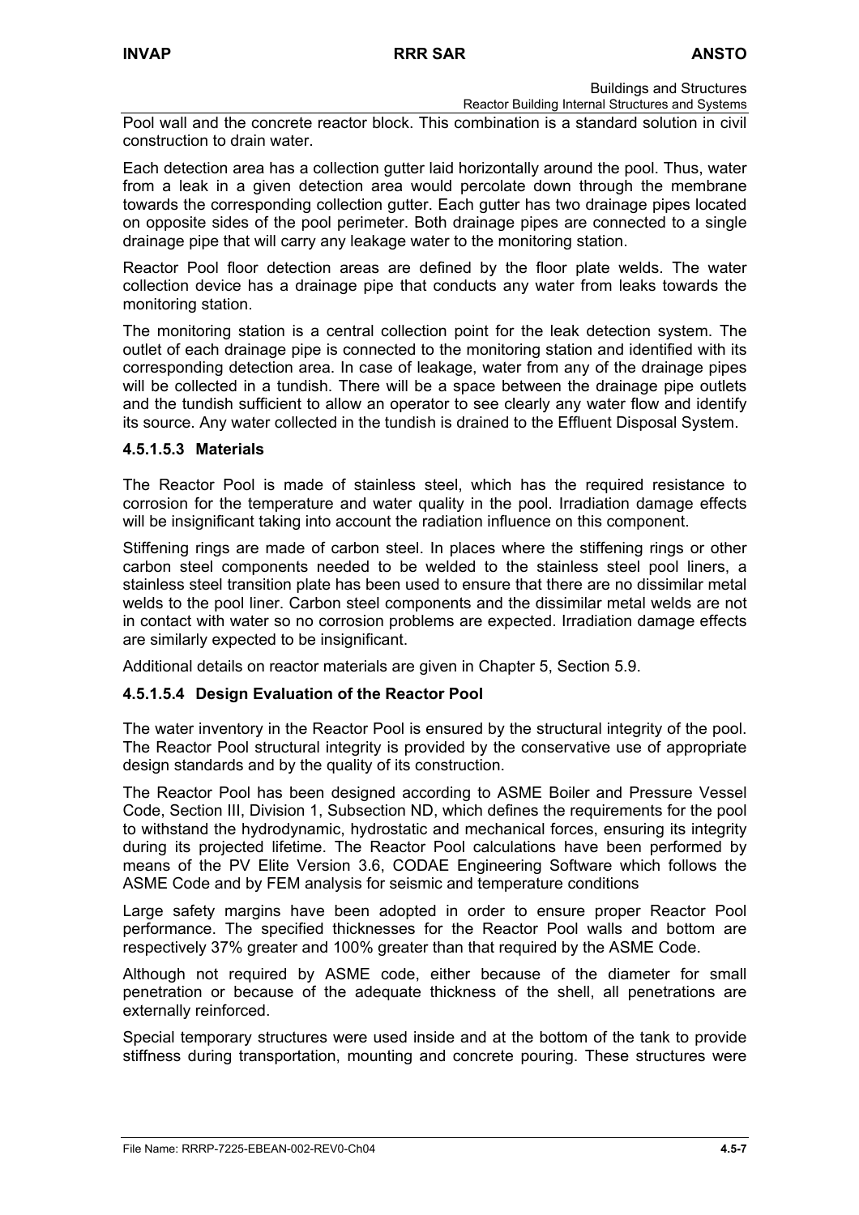Pool wall and the concrete reactor block. This combination is a standard solution in civil construction to drain water.

Each detection area has a collection gutter laid horizontally around the pool. Thus, water from a leak in a given detection area would percolate down through the membrane towards the corresponding collection gutter. Each gutter has two drainage pipes located on opposite sides of the pool perimeter. Both drainage pipes are connected to a single drainage pipe that will carry any leakage water to the monitoring station.

Reactor Pool floor detection areas are defined by the floor plate welds. The water collection device has a drainage pipe that conducts any water from leaks towards the monitoring station.

The monitoring station is a central collection point for the leak detection system. The outlet of each drainage pipe is connected to the monitoring station and identified with its corresponding detection area. In case of leakage, water from any of the drainage pipes will be collected in a tundish. There will be a space between the drainage pipe outlets and the tundish sufficient to allow an operator to see clearly any water flow and identify its source. Any water collected in the tundish is drained to the Effluent Disposal System.

#### 4.5.1.5.3 Materials

The Reactor Pool is made of stainless steel, which has the required resistance to corrosion for the temperature and water quality in the pool. Irradiation damage effects will be insignificant taking into account the radiation influence on this component.

Stiffening rings are made of carbon steel. In places where the stiffening rings or other carbon steel components needed to be welded to the stainless steel pool liners, a stainless steel transition plate has been used to ensure that there are no dissimilar metal welds to the pool liner. Carbon steel components and the dissimilar metal welds are not in contact with water so no corrosion problems are expected. Irradiation damage effects are similarly expected to be insignificant.

Additional details on reactor materials are given in Chapter 5, Section 5.9.

#### 4.5.1.5.4 Design Evaluation of the Reactor Pool

The water inventory in the Reactor Pool is ensured by the structural integrity of the pool. The Reactor Pool structural integrity is provided by the conservative use of appropriate design standards and by the quality of its construction.

The Reactor Pool has been designed according to ASME Boiler and Pressure Vessel Code, Section III, Division 1, Subsection ND, which defines the requirements for the pool to withstand the hydrodynamic, hydrostatic and mechanical forces, ensuring its integrity during its projected lifetime. The Reactor Pool calculations have been performed by means of the PV Elite Version 3.6, CODAE Engineering Software which follows the ASME Code and by FEM analysis for seismic and temperature conditions

Large safety margins have been adopted in order to ensure proper Reactor Pool performance. The specified thicknesses for the Reactor Pool walls and bottom are respectively 37% greater and 100% greater than that required by the ASME Code.

Although not required by ASME code, either because of the diameter for small penetration or because of the adequate thickness of the shell, all penetrations are externally reinforced.

Special temporary structures were used inside and at the bottom of the tank to provide stiffness during transportation, mounting and concrete pouring. These structures were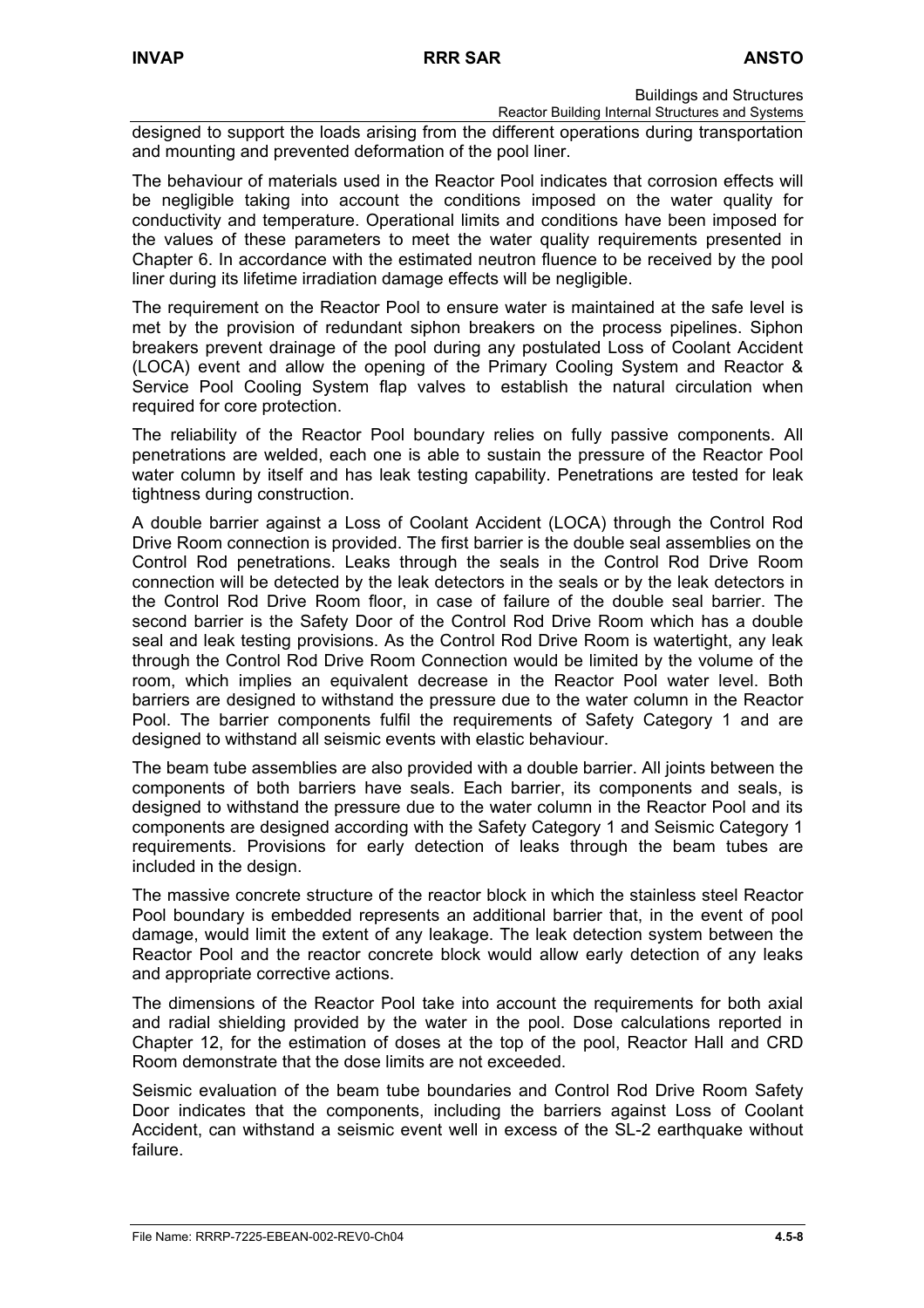designed to support the loads arising from the different operations during transportation and mounting and prevented deformation of the pool liner.

The behaviour of materials used in the Reactor Pool indicates that corrosion effects will be negligible taking into account the conditions imposed on the water quality for conductivity and temperature. Operational limits and conditions have been imposed for the values of these parameters to meet the water quality requirements presented in Chapter 6. In accordance with the estimated neutron fluence to be received by the pool liner during its lifetime irradiation damage effects will be negligible.

The requirement on the Reactor Pool to ensure water is maintained at the safe level is met by the provision of redundant siphon breakers on the process pipelines. Siphon breakers prevent drainage of the pool during any postulated Loss of Coolant Accident (LOCA) event and allow the opening of the Primary Cooling System and Reactor & Service Pool Cooling System flap valves to establish the natural circulation when required for core protection.

The reliability of the Reactor Pool boundary relies on fully passive components. All penetrations are welded, each one is able to sustain the pressure of the Reactor Pool water column by itself and has leak testing capability. Penetrations are tested for leak tightness during construction.

A double barrier against a Loss of Coolant Accident (LOCA) through the Control Rod Drive Room connection is provided. The first barrier is the double seal assemblies on the Control Rod penetrations. Leaks through the seals in the Control Rod Drive Room connection will be detected by the leak detectors in the seals or by the leak detectors in the Control Rod Drive Room floor, in case of failure of the double seal barrier. The second barrier is the Safety Door of the Control Rod Drive Room which has a double seal and leak testing provisions. As the Control Rod Drive Room is watertight, any leak through the Control Rod Drive Room Connection would be limited by the volume of the room, which implies an equivalent decrease in the Reactor Pool water level. Both barriers are designed to withstand the pressure due to the water column in the Reactor Pool. The barrier components fulfil the requirements of Safety Category 1 and are designed to withstand all seismic events with elastic behaviour.

The beam tube assemblies are also provided with a double barrier. All joints between the components of both barriers have seals. Each barrier, its components and seals, is designed to withstand the pressure due to the water column in the Reactor Pool and its components are designed according with the Safety Category 1 and Seismic Category 1 requirements. Provisions for early detection of leaks through the beam tubes are included in the design.

The massive concrete structure of the reactor block in which the stainless steel Reactor Pool boundary is embedded represents an additional barrier that, in the event of pool damage, would limit the extent of any leakage. The leak detection system between the Reactor Pool and the reactor concrete block would allow early detection of any leaks and appropriate corrective actions.

The dimensions of the Reactor Pool take into account the requirements for both axial and radial shielding provided by the water in the pool. Dose calculations reported in Chapter 12, for the estimation of doses at the top of the pool, Reactor Hall and CRD Room demonstrate that the dose limits are not exceeded.

Seismic evaluation of the beam tube boundaries and Control Rod Drive Room Safety Door indicates that the components, including the barriers against Loss of Coolant Accident, can withstand a seismic event well in excess of the SL-2 earthquake without failure.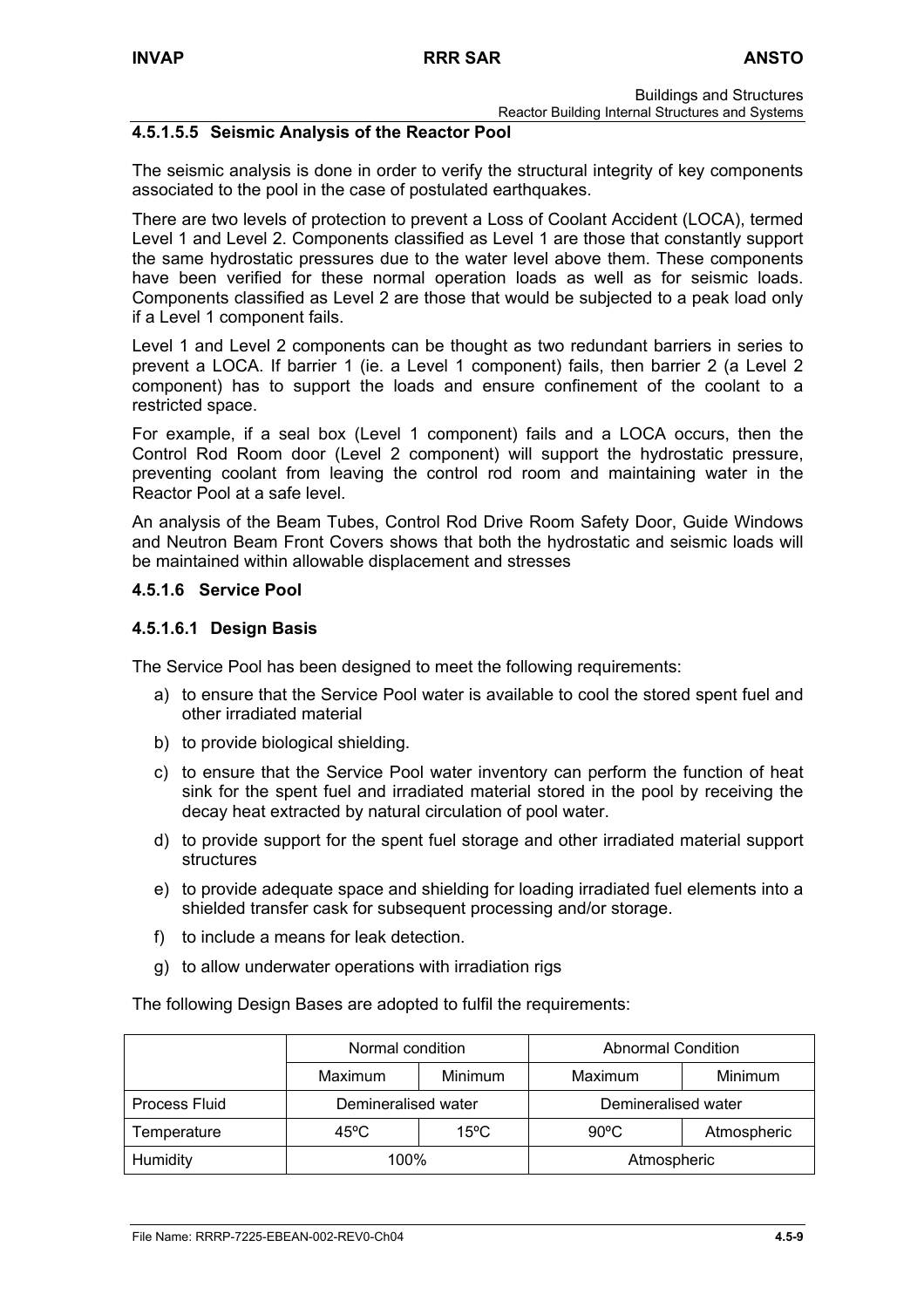#### 4.5.1.5.5 Seismic Analysis of the Reactor Pool

The seismic analysis is done in order to verify the structural integrity of key components associated to the pool in the case of postulated earthquakes.

There are two levels of protection to prevent a Loss of Coolant Accident (LOCA), termed Level 1 and Level 2. Components classified as Level 1 are those that constantly support the same hydrostatic pressures due to the water level above them. These components have been verified for these normal operation loads as well as for seismic loads. Components classified as Level 2 are those that would be subjected to a peak load only if a Level 1 component fails.

Level 1 and Level 2 components can be thought as two redundant barriers in series to prevent a LOCA. If barrier 1 (ie. a Level 1 component) fails, then barrier 2 (a Level 2 component) has to support the loads and ensure confinement of the coolant to a restricted space.

For example, if a seal box (Level 1 component) fails and a LOCA occurs, then the Control Rod Room door (Level 2 component) will support the hydrostatic pressure, preventing coolant from leaving the control rod room and maintaining water in the Reactor Pool at a safe level.

An analysis of the Beam Tubes, Control Rod Drive Room Safety Door, Guide Windows and Neutron Beam Front Covers shows that both the hydrostatic and seismic loads will be maintained within allowable displacement and stresses

### 4.5.1.6 Service Pool

#### 4.5.1.6.1 Design Basis

The Service Pool has been designed to meet the following requirements:

a) to ensure that the Service Pool water is available to cool the stored spent fuel and other irradiated material

b) to provide biological shielding.

c) to ensure that the Service Pool water inventory can perform the function of heat sink for the spent fuel and irradiated material stored in the pool by receiving the decay heat extracted by natural circulation of pool water.

d) to provide support for the spent fuel storage and other irradiated material support structures

e) to provide adequate space and shielding for loading irradiated fuel elements into a shielded transfer cask for subsequent processing and/or storage.

f) to include a means for leak detection.

g) to allow underwater operations with irradiation rigs

The following Design Bases are adopted to fulfil the requirements:

| | Normal condition | | Abnormal Condition | |
|---|---|---|---|---|
| | Maximum | Minimum | Maximum | Minimum |
| Process Fluid | Demineralised water | | Demineralised water | |
| Temperature | 45ºC | 15ºC | 90ºC | Atmospheric |
| Humidity | 100% | | Atmospheric | |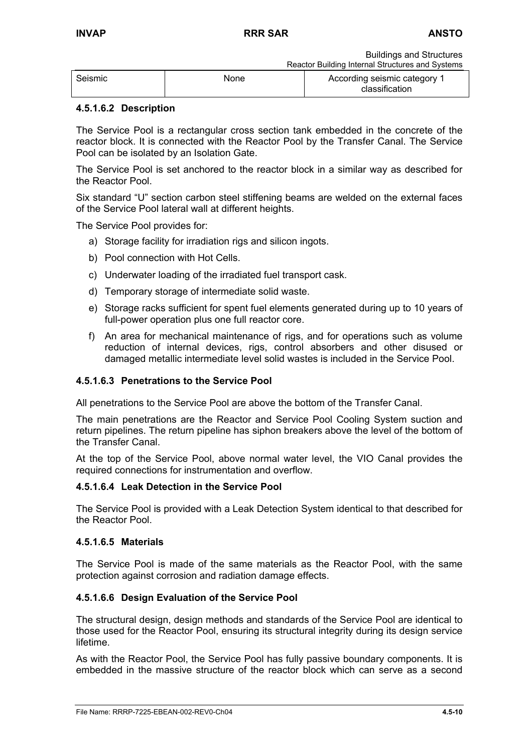| Seismic | None | According seismic category 1 classification |
|---|---|---|

#### 4.5.1.6.2 Description

The Service Pool is a rectangular cross section tank embedded in the concrete of the reactor block. It is connected with the Reactor Pool by the Transfer Canal. The Service Pool can be isolated by an Isolation Gate.

The Service Pool is set anchored to the reactor block in a similar way as described for the Reactor Pool.

Six standard "U" section carbon steel stiffening beams are welded on the external faces of the Service Pool lateral wall at different heights.

The Service Pool provides for:

a) Storage facility for irradiation rigs and silicon ingots.
b) Pool connection with Hot Cells.
c) Underwater loading of the irradiated fuel transport cask.
d) Temporary storage of intermediate solid waste.
e) Storage racks sufficient for spent fuel elements generated during up to 10 years of full-power operation plus one full reactor core.
f) An area for mechanical maintenance of rigs, and for operations such as volume reduction of internal devices, rigs, control absorbers and other disused or damaged metallic intermediate level solid wastes is included in the Service Pool.

#### 4.5.1.6.3 Penetrations to the Service Pool

All penetrations to the Service Pool are above the bottom of the Transfer Canal.

The main penetrations are the Reactor and Service Pool Cooling System suction and return pipelines. The return pipeline has siphon breakers above the level of the bottom of the Transfer Canal.

At the top of the Service Pool, above normal water level, the VIO Canal provides the required connections for instrumentation and overflow.

#### 4.5.1.6.4 Leak Detection in the Service Pool

The Service Pool is provided with a Leak Detection System identical to that described for the Reactor Pool.

#### 4.5.1.6.5 Materials

The Service Pool is made of the same materials as the Reactor Pool, with the same protection against corrosion and radiation damage effects.

#### 4.5.1.6.6 Design Evaluation of the Service Pool

The structural design, design methods and standards of the Service Pool are identical to those used for the Reactor Pool, ensuring its structural integrity during its design service lifetime.

As with the Reactor Pool, the Service Pool has fully passive boundary components. It is embedded in the massive structure of the reactor block which can serve as a second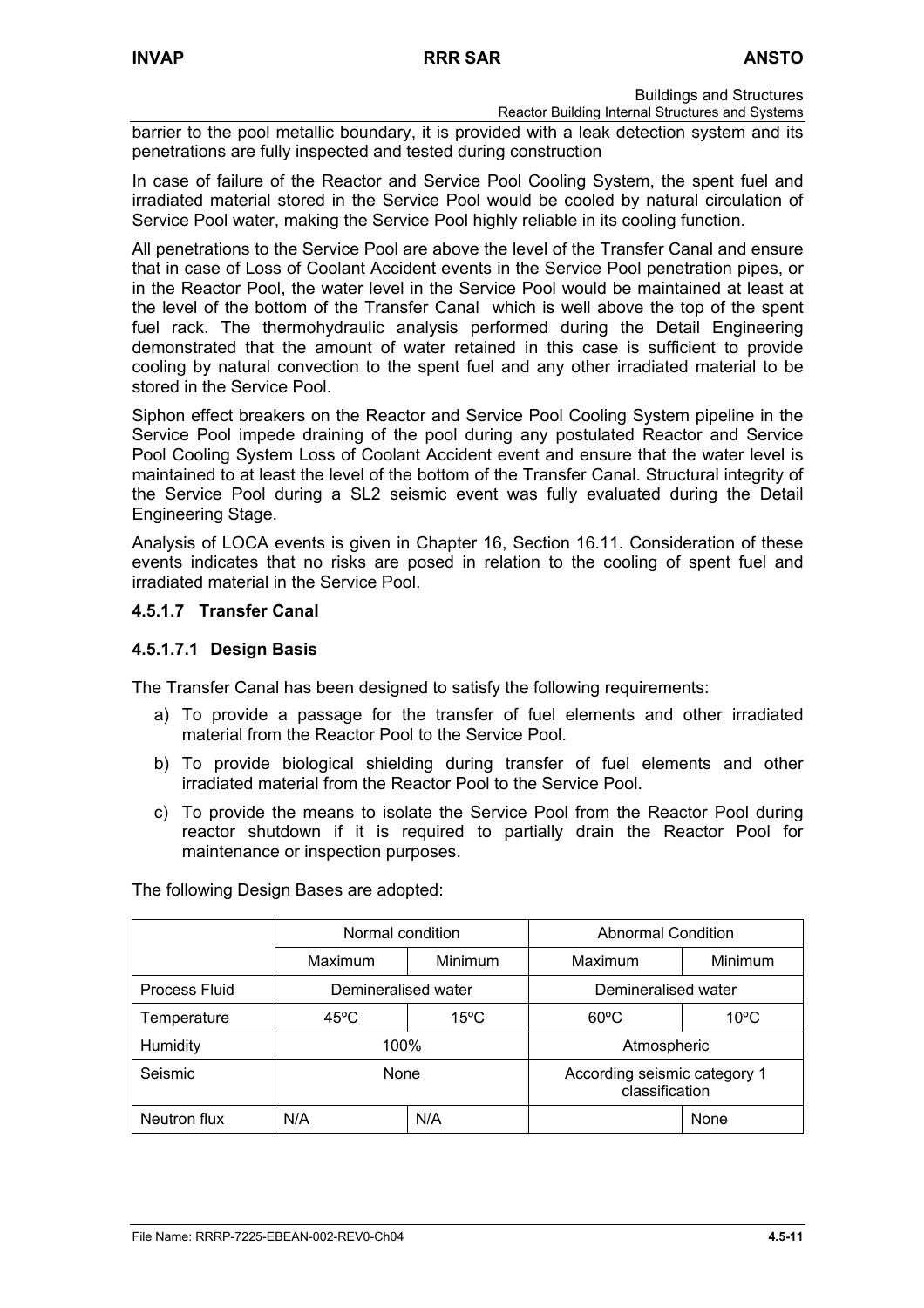barrier to the pool metallic boundary, it is provided with a leak detection system and its penetrations are fully inspected and tested during construction

In case of failure of the Reactor and Service Pool Cooling System, the spent fuel and irradiated material stored in the Service Pool would be cooled by natural circulation of Service Pool water, making the Service Pool highly reliable in its cooling function.

All penetrations to the Service Pool are above the level of the Transfer Canal and ensure that in case of Loss of Coolant Accident events in the Service Pool penetration pipes, or in the Reactor Pool, the water level in the Service Pool would be maintained at least at the level of the bottom of the Transfer Canal which is well above the top of the spent fuel rack. The thermohydraulic analysis performed during the Detail Engineering demonstrated that the amount of water retained in this case is sufficient to provide cooling by natural convection to the spent fuel and any other irradiated material to be stored in the Service Pool.

Siphon effect breakers on the Reactor and Service Pool Cooling System pipeline in the Service Pool impede draining of the pool during any postulated Reactor and Service Pool Cooling System Loss of Coolant Accident event and ensure that the water level is maintained to at least the level of the bottom of the Transfer Canal. Structural integrity of the Service Pool during a SL2 seismic event was fully evaluated during the Detail Engineering Stage.

Analysis of LOCA events is given in Chapter 16, Section 16.11. Consideration of these events indicates that no risks are posed in relation to the cooling of spent fuel and irradiated material in the Service Pool.

### 4.5.1.7 Transfer Canal

#### 4.5.1.7.1 Design Basis

The Transfer Canal has been designed to satisfy the following requirements:

a) To provide a passage for the transfer of fuel elements and other irradiated material from the Reactor Pool to the Service Pool.

b) To provide biological shielding during transfer of fuel elements and other irradiated material from the Reactor Pool to the Service Pool.

c) To provide the means to isolate the Service Pool from the Reactor Pool during reactor shutdown if it is required to partially drain the Reactor Pool for maintenance or inspection purposes.

The following Design Bases are adopted:

| | Normal condition | | Abnormal Condition | |
|---|---|---|---|---|
| | Maximum | Minimum | Maximum | Minimum |
| Process Fluid | Demineralised water | | Demineralised water | |
| Temperature | 45ºC | 15ºC | 60ºC | 10ºC |
| Humidity | 100% | | Atmospheric | |
| Seismic | None | | According seismic category 1 classification | |
| Neutron flux | N/A | N/A | | None |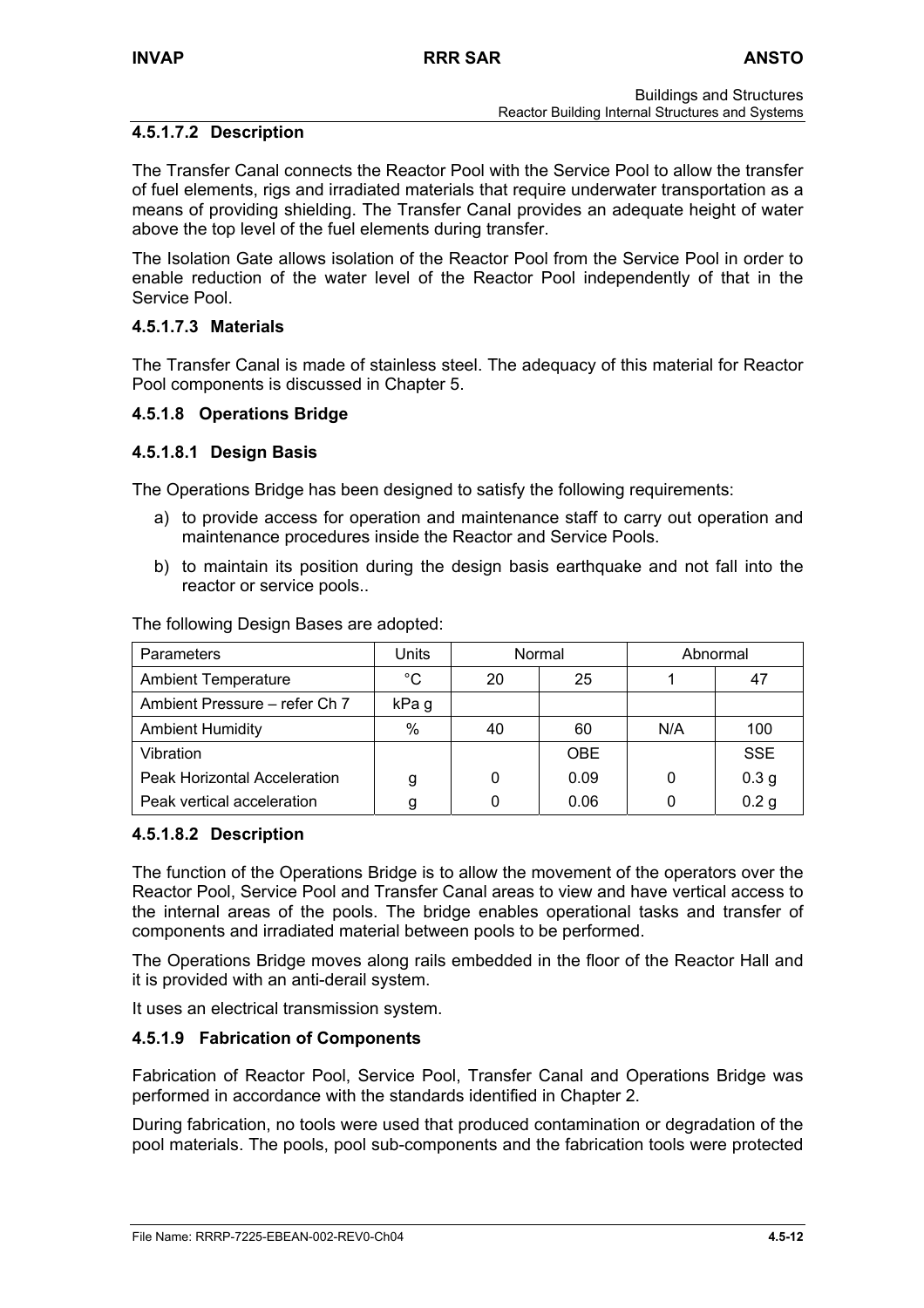#### 4.5.1.7.2 Description

The Transfer Canal connects the Reactor Pool with the Service Pool to allow the transfer of fuel elements, rigs and irradiated materials that require underwater transportation as a means of providing shielding. The Transfer Canal provides an adequate height of water above the top level of the fuel elements during transfer.

The Isolation Gate allows isolation of the Reactor Pool from the Service Pool in order to enable reduction of the water level of the Reactor Pool independently of that in the Service Pool.

#### 4.5.1.7.3 Materials

The Transfer Canal is made of stainless steel. The adequacy of this material for Reactor Pool components is discussed in Chapter 5.

### 4.5.1.8 Operations Bridge

#### 4.5.1.8.1 Design Basis

The Operations Bridge has been designed to satisfy the following requirements:

a) to provide access for operation and maintenance staff to carry out operation and maintenance procedures inside the Reactor and Service Pools.

b) to maintain its position during the design basis earthquake and not fall into the reactor or service pools..

The following Design Bases are adopted:

| Parameters | Units | Normal | | Abnormal | |
|---|---|---|---|---|---|
| Ambient Temperature | °C | 20 | 25 | 1 | 47 |
| Ambient Pressure – refer Ch 7 | kPa g | | | | |
| Ambient Humidity | % | 40 | 60 | N/A | 100 |
| Vibration | | | OBE | | SSE |
| Peak Horizontal Acceleration | g | 0 | 0.09 | 0 | 0.3 g |
| Peak vertical acceleration | g | 0 | 0.06 | 0 | 0.2 g |

#### 4.5.1.8.2 Description

The function of the Operations Bridge is to allow the movement of the operators over the Reactor Pool, Service Pool and Transfer Canal areas to view and have vertical access to the internal areas of the pools. The bridge enables operational tasks and transfer of components and irradiated material between pools to be performed.

The Operations Bridge moves along rails embedded in the floor of the Reactor Hall and it is provided with an anti-derail system.

It uses an electrical transmission system.

### 4.5.1.9 Fabrication of Components

Fabrication of Reactor Pool, Service Pool, Transfer Canal and Operations Bridge was performed in accordance with the standards identified in Chapter 2.

During fabrication, no tools were used that produced contamination or degradation of the pool materials. The pools, pool sub-components and the fabrication tools were protected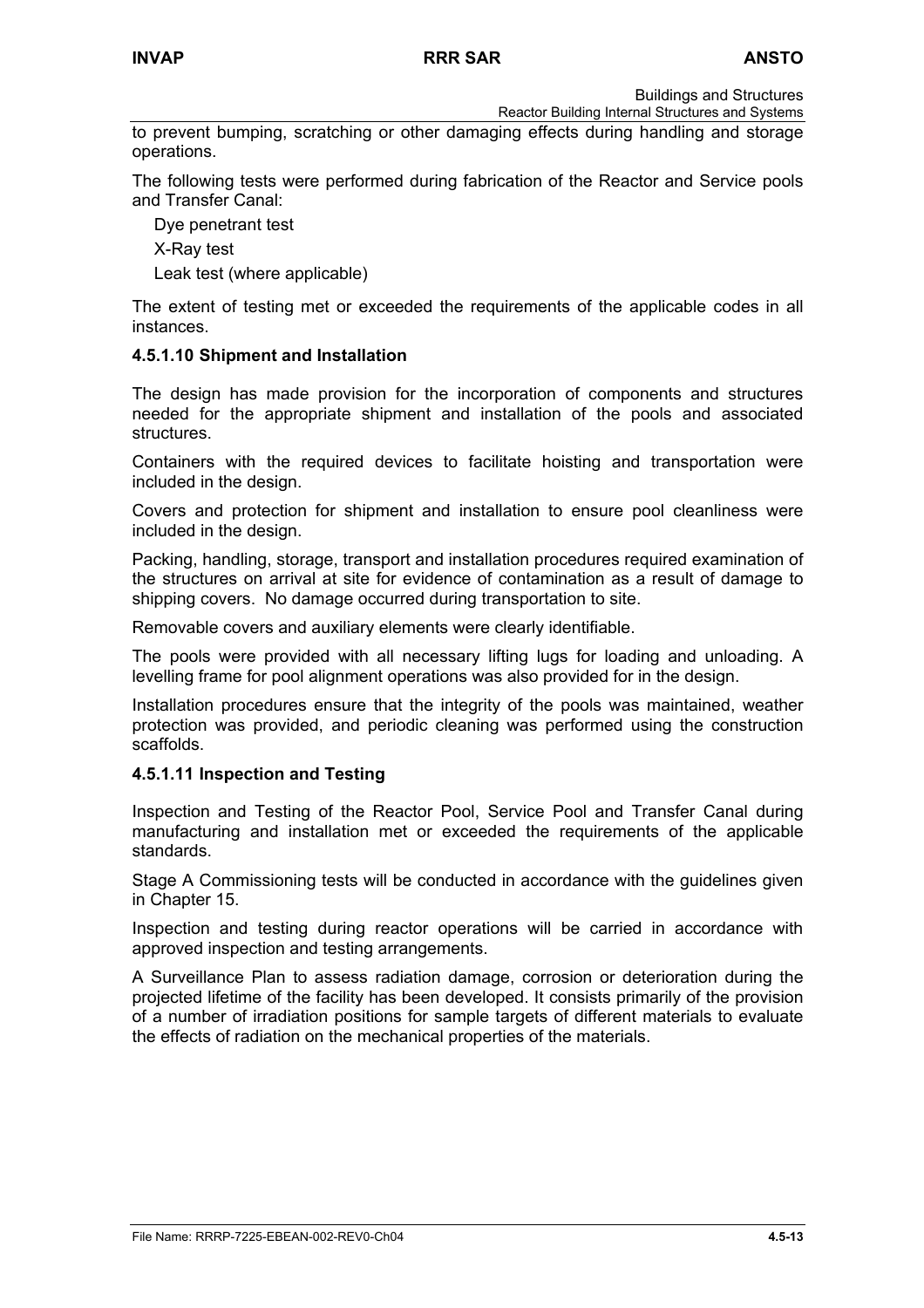to prevent bumping, scratching or other damaging effects during handling and storage operations.

The following tests were performed during fabrication of the Reactor and Service pools and Transfer Canal:

- Dye penetrant test
- X-Ray test
- Leak test (where applicable)

The extent of testing met or exceeded the requirements of the applicable codes in all instances.

### 4.5.1.10 Shipment and Installation

The design has made provision for the incorporation of components and structures needed for the appropriate shipment and installation of the pools and associated structures.

Containers with the required devices to facilitate hoisting and transportation were included in the design.

Covers and protection for shipment and installation to ensure pool cleanliness were included in the design.

Packing, handling, storage, transport and installation procedures required examination of the structures on arrival at site for evidence of contamination as a result of damage to shipping covers. No damage occurred during transportation to site.

Removable covers and auxiliary elements were clearly identifiable.

The pools were provided with all necessary lifting lugs for loading and unloading. A levelling frame for pool alignment operations was also provided for in the design.

Installation procedures ensure that the integrity of the pools was maintained, weather protection was provided, and periodic cleaning was performed using the construction scaffolds.

### 4.5.1.11 Inspection and Testing

Inspection and Testing of the Reactor Pool, Service Pool and Transfer Canal during manufacturing and installation met or exceeded the requirements of the applicable standards.

Stage A Commissioning tests will be conducted in accordance with the guidelines given in Chapter 15.

Inspection and testing during reactor operations will be carried in accordance with approved inspection and testing arrangements.

A Surveillance Plan to assess radiation damage, corrosion or deterioration during the projected lifetime of the facility has been developed. It consists primarily of the provision of a number of irradiation positions for sample targets of different materials to evaluate the effects of radiation on the mechanical properties of the materials.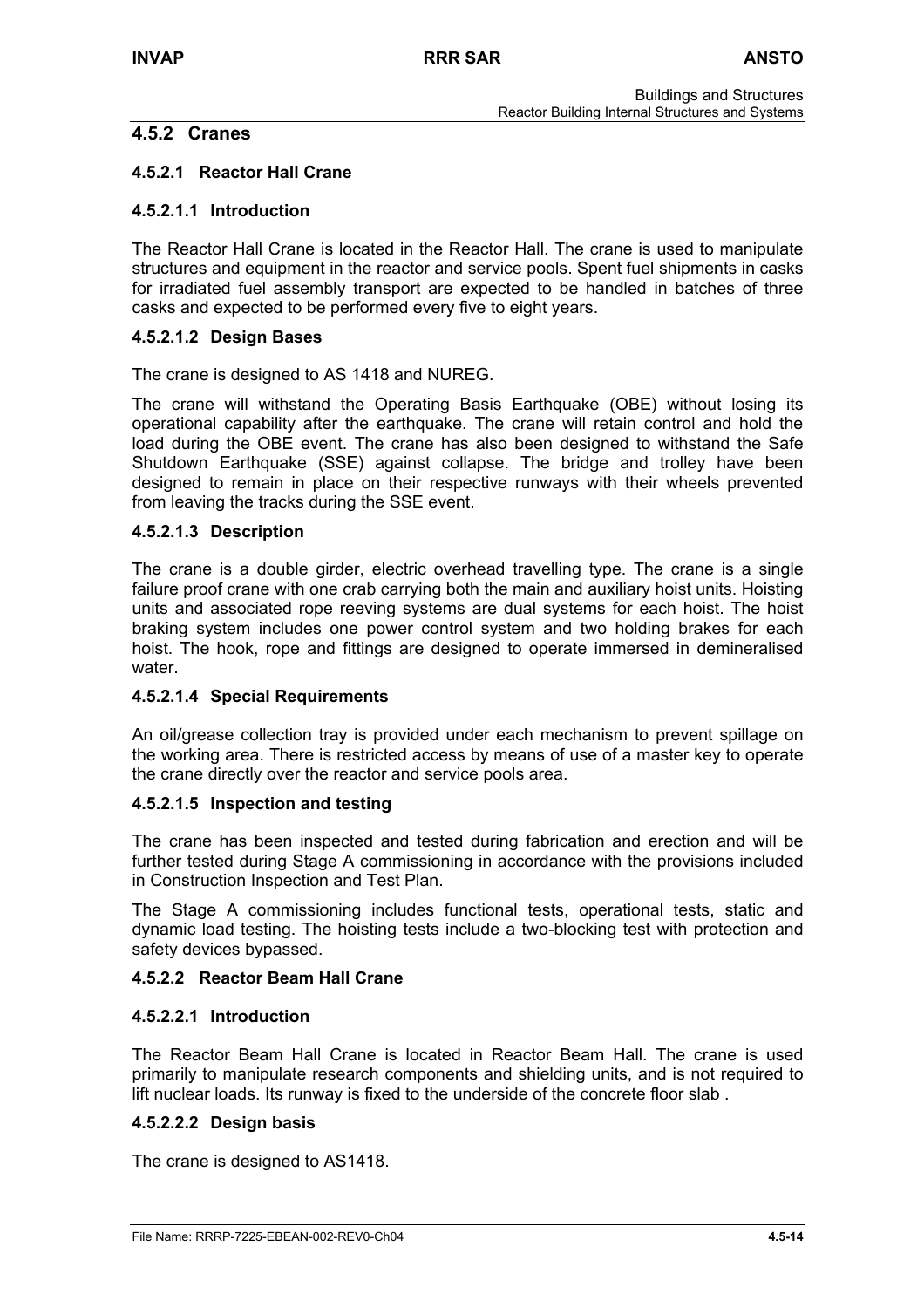## 4.5.2 Cranes

### 4.5.2.1 Reactor Hall Crane

#### 4.5.2.1.1 Introduction

The Reactor Hall Crane is located in the Reactor Hall. The crane is used to manipulate structures and equipment in the reactor and service pools. Spent fuel shipments in casks for irradiated fuel assembly transport are expected to be handled in batches of three casks and expected to be performed every five to eight years.

#### 4.5.2.1.2 Design Bases

The crane is designed to AS 1418 and NUREG.

The crane will withstand the Operating Basis Earthquake (OBE) without losing its operational capability after the earthquake. The crane will retain control and hold the load during the OBE event. The crane has also been designed to withstand the Safe Shutdown Earthquake (SSE) against collapse. The bridge and trolley have been designed to remain in place on their respective runways with their wheels prevented from leaving the tracks during the SSE event.

#### 4.5.2.1.3 Description

The crane is a double girder, electric overhead travelling type. The crane is a single failure proof crane with one crab carrying both the main and auxiliary hoist units. Hoisting units and associated rope reeving systems are dual systems for each hoist. The hoist braking system includes one power control system and two holding brakes for each hoist. The hook, rope and fittings are designed to operate immersed in demineralised water.

#### 4.5.2.1.4 Special Requirements

An oil/grease collection tray is provided under each mechanism to prevent spillage on the working area. There is restricted access by means of use of a master key to operate the crane directly over the reactor and service pools area.

#### 4.5.2.1.5 Inspection and testing

The crane has been inspected and tested during fabrication and erection and will be further tested during Stage A commissioning in accordance with the provisions included in Construction Inspection and Test Plan.

The Stage A commissioning includes functional tests, operational tests, static and dynamic load testing. The hoisting tests include a two-blocking test with protection and safety devices bypassed.

### 4.5.2.2 Reactor Beam Hall Crane

#### 4.5.2.2.1 Introduction

The Reactor Beam Hall Crane is located in Reactor Beam Hall. The crane is used primarily to manipulate research components and shielding units, and is not required to lift nuclear loads. Its runway is fixed to the underside of the concrete floor slab .

#### 4.5.2.2.2 Design basis

The crane is designed to AS1418.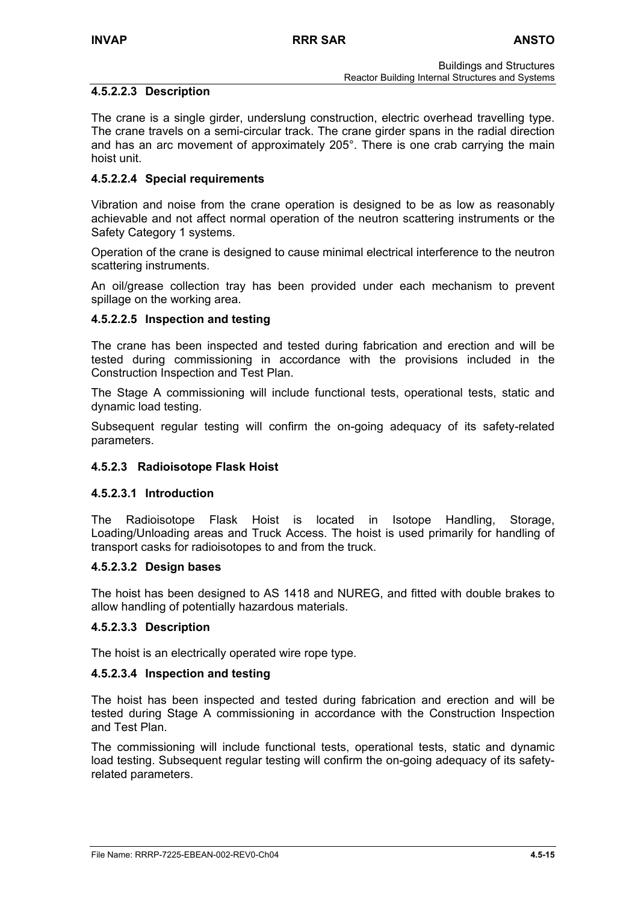#### 4.5.2.2.3 Description

The crane is a single girder, underslung construction, electric overhead travelling type. The crane travels on a semi-circular track. The crane girder spans in the radial direction and has an arc movement of approximately 205°. There is one crab carrying the main hoist unit.

#### 4.5.2.2.4 Special requirements

Vibration and noise from the crane operation is designed to be as low as reasonably achievable and not affect normal operation of the neutron scattering instruments or the Safety Category 1 systems.

Operation of the crane is designed to cause minimal electrical interference to the neutron scattering instruments.

An oil/grease collection tray has been provided under each mechanism to prevent spillage on the working area.

#### 4.5.2.2.5 Inspection and testing

The crane has been inspected and tested during fabrication and erection and will be tested during commissioning in accordance with the provisions included in the Construction Inspection and Test Plan.

The Stage A commissioning will include functional tests, operational tests, static and dynamic load testing.

Subsequent regular testing will confirm the on-going adequacy of its safety-related parameters.

### 4.5.2.3 Radioisotope Flask Hoist

#### 4.5.2.3.1 Introduction

The Radioisotope Flask Hoist is located in Isotope Handling, Storage, Loading/Unloading areas and Truck Access. The hoist is used primarily for handling of transport casks for radioisotopes to and from the truck.

#### 4.5.2.3.2 Design bases

The hoist has been designed to AS 1418 and NUREG, and fitted with double brakes to allow handling of potentially hazardous materials.

#### 4.5.2.3.3 Description

The hoist is an electrically operated wire rope type.

#### 4.5.2.3.4 Inspection and testing

The hoist has been inspected and tested during fabrication and erection and will be tested during Stage A commissioning in accordance with the Construction Inspection and Test Plan.

The commissioning will include functional tests, operational tests, static and dynamic load testing. Subsequent regular testing will confirm the on-going adequacy of its safety-related parameters.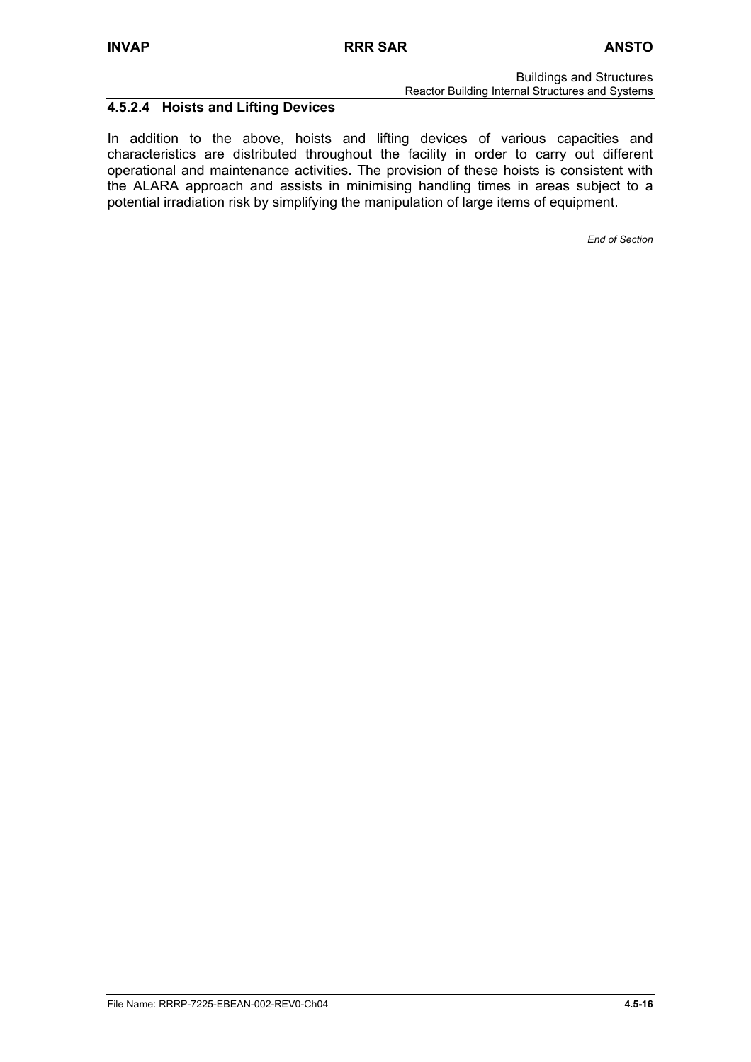#### 4.5.2.4 Hoists and Lifting Devices

In addition to the above, hoists and lifting devices of various capacities and characteristics are distributed throughout the facility in order to carry out different operational and maintenance activities. The provision of these hoists is consistent with the ALARA approach and assists in minimising handling times in areas subject to a potential irradiation risk by simplifying the manipulation of large items of equipment.

*End of Section*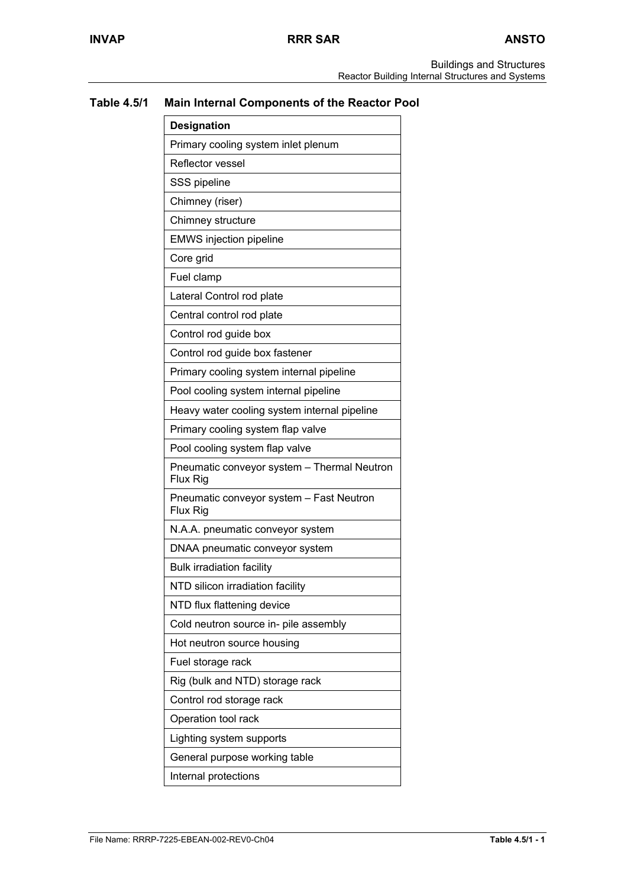**Table 4.5/1 Main Internal Components of the Reactor Pool**

| Designation |
|---|
| Primary cooling system inlet plenum |
| Reflector vessel |
| SSS pipeline |
| Chimney (riser) |
| Chimney structure |
| EMWS injection pipeline |
| Core grid |
| Fuel clamp |
| Lateral Control rod plate |
| Central control rod plate |
| Control rod guide box |
| Control rod guide box fastener |
| Primary cooling system internal pipeline |
| Pool cooling system internal pipeline |
| Heavy water cooling system internal pipeline |
| Primary cooling system flap valve |
| Pool cooling system flap valve |
| Pneumatic conveyor system – Thermal Neutron Flux Rig |
| Pneumatic conveyor system – Fast Neutron Flux Rig |
| N.A.A. pneumatic conveyor system |
| DNAA pneumatic conveyor system |
| Bulk irradiation facility |
| NTD silicon irradiation facility |
| NTD flux flattening device |
| Cold neutron source in- pile assembly |
| Hot neutron source housing |
| Fuel storage rack |
| Rig (bulk and NTD) storage rack |
| Control rod storage rack |
| Operation tool rack |
| Lighting system supports |
| General purpose working table |
| Internal protections |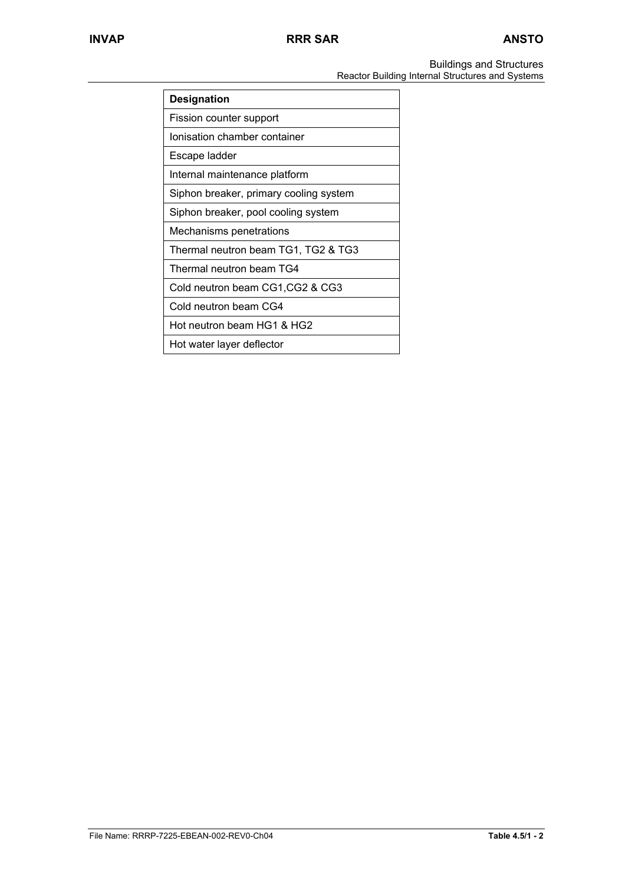| Designation |
| --- |
| Fission counter support |
| Ionisation chamber container |
| Escape ladder |
| Internal maintenance platform |
| Siphon breaker, primary cooling system |
| Siphon breaker, pool cooling system |
| Mechanisms penetrations |
| Thermal neutron beam TG1, TG2 & TG3 |
| Thermal neutron beam TG4 |
| Cold neutron beam CG1,CG2 & CG3 |
| Cold neutron beam CG4 |
| Hot neutron beam HG1 & HG2 |
| Hot water layer deflector |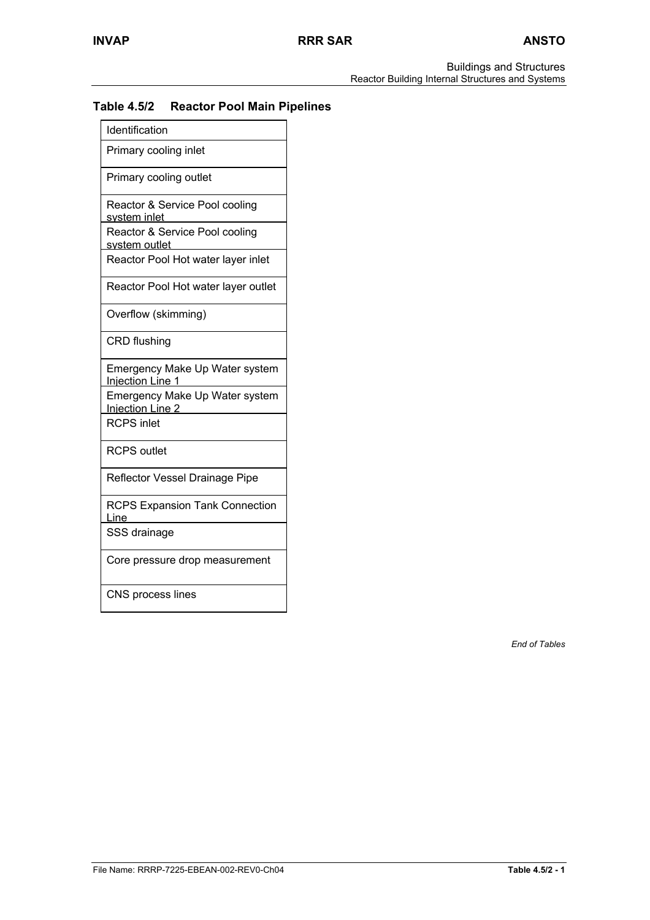**Table 4.5/2 Reactor Pool Main Pipelines**

| Identification |
| --- |
| Primary cooling inlet |
| Primary cooling outlet |
| Reactor & Service Pool cooling system inlet |
| Reactor & Service Pool cooling system outlet |
| Reactor Pool Hot water layer inlet |
| Reactor Pool Hot water layer outlet |
| Overflow (skimming) |
| CRD flushing |
| Emergency Make Up Water system Injection Line 1 |
| Emergency Make Up Water system Injection Line 2 |
| RCPS inlet |
| RCPS outlet |
| Reflector Vessel Drainage Pipe |
| RCPS Expansion Tank Connection Line |
| SSS drainage |
| Core pressure drop measurement |
| CNS process lines |

*End of Tables*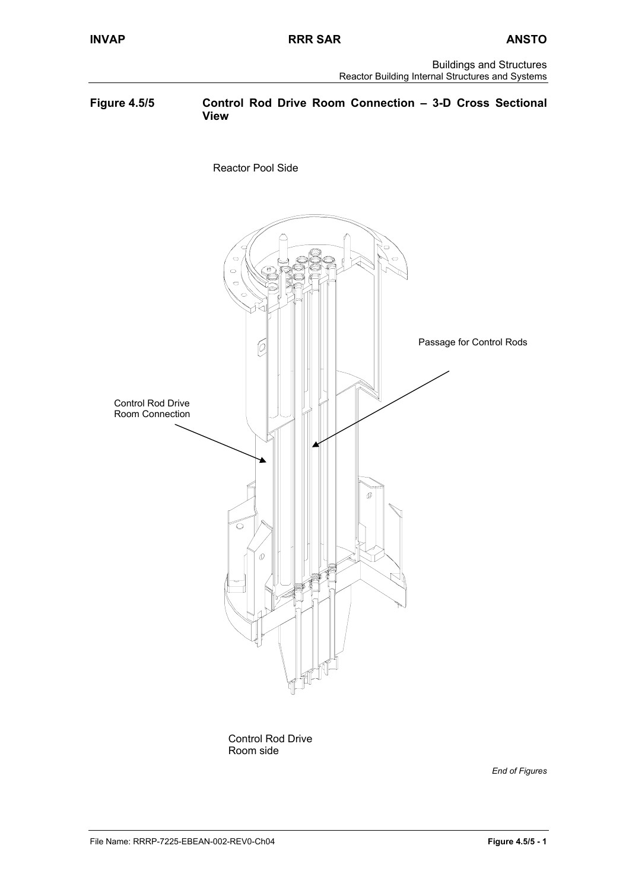**Figure 4.5/5 Control Rod Drive Room Connection – 3-D Cross Sectional View**

Reactor Pool Side

Passage for Control Rods

Control Rod Drive Room Connection

Control Rod Drive Room side

*End of Figures*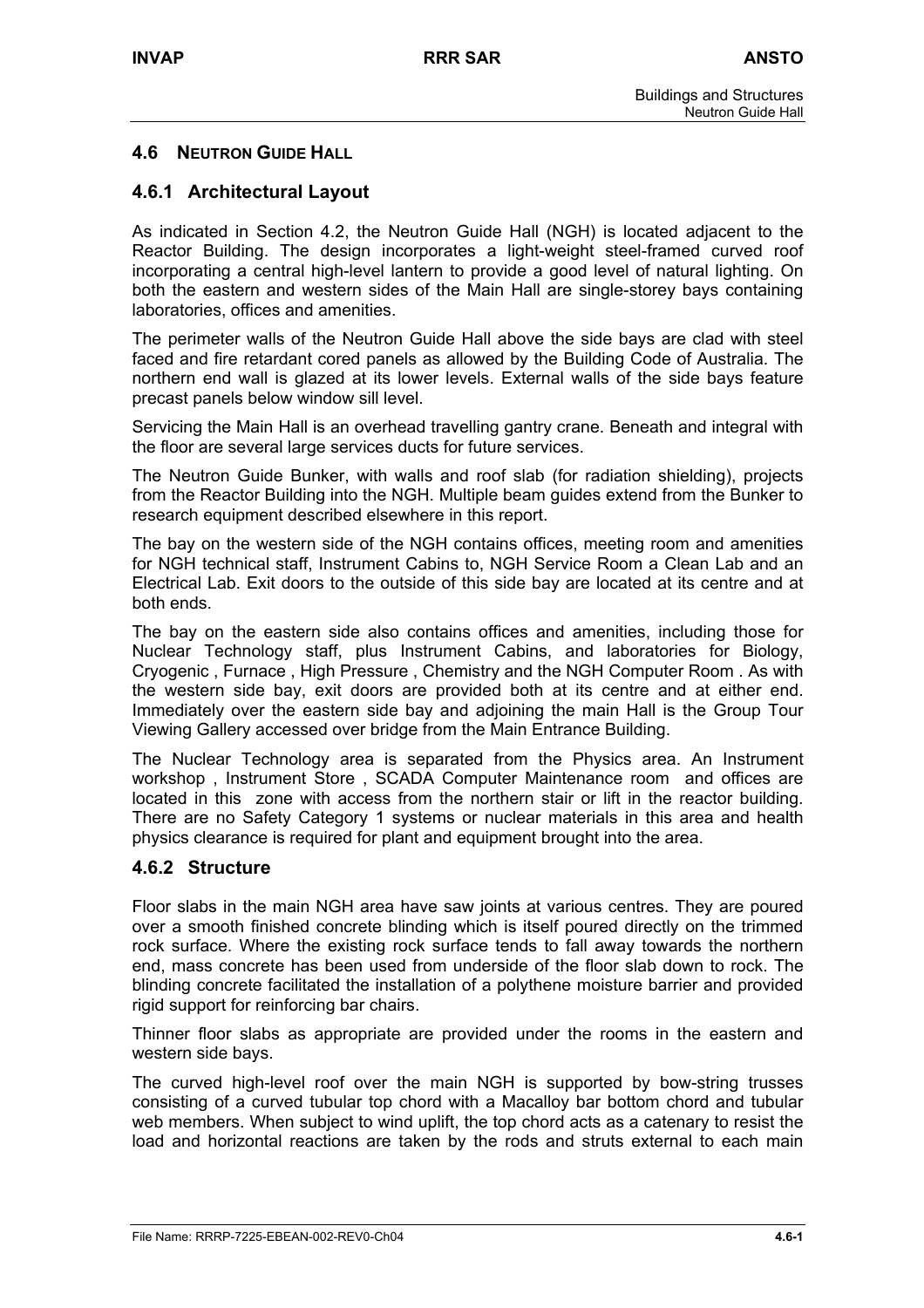## 4.6 NEUTRON GUIDE HALL

### 4.6.1 Architectural Layout

As indicated in Section 4.2, the Neutron Guide Hall (NGH) is located adjacent to the Reactor Building. The design incorporates a light-weight steel-framed curved roof incorporating a central high-level lantern to provide a good level of natural lighting. On both the eastern and western sides of the Main Hall are single-storey bays containing laboratories, offices and amenities.

The perimeter walls of the Neutron Guide Hall above the side bays are clad with steel faced and fire retardant cored panels as allowed by the Building Code of Australia. The northern end wall is glazed at its lower levels. External walls of the side bays feature precast panels below window sill level.

Servicing the Main Hall is an overhead travelling gantry crane. Beneath and integral with the floor are several large services ducts for future services.

The Neutron Guide Bunker, with walls and roof slab (for radiation shielding), projects from the Reactor Building into the NGH. Multiple beam guides extend from the Bunker to research equipment described elsewhere in this report.

The bay on the western side of the NGH contains offices, meeting room and amenities for NGH technical staff, Instrument Cabins to, NGH Service Room a Clean Lab and an Electrical Lab. Exit doors to the outside of this side bay are located at its centre and at both ends.

The bay on the eastern side also contains offices and amenities, including those for Nuclear Technology staff, plus Instrument Cabins, and laboratories for Biology, Cryogenic , Furnace , High Pressure , Chemistry and the NGH Computer Room . As with the western side bay, exit doors are provided both at its centre and at either end. Immediately over the eastern side bay and adjoining the main Hall is the Group Tour Viewing Gallery accessed over bridge from the Main Entrance Building.

The Nuclear Technology area is separated from the Physics area. An Instrument workshop , Instrument Store , SCADA Computer Maintenance room  and offices are located in this  zone with access from the northern stair or lift in the reactor building. There are no Safety Category 1 systems or nuclear materials in this area and health physics clearance is required for plant and equipment brought into the area.

### 4.6.2 Structure

Floor slabs in the main NGH area have saw joints at various centres. They are poured over a smooth finished concrete blinding which is itself poured directly on the trimmed rock surface. Where the existing rock surface tends to fall away towards the northern end, mass concrete has been used from underside of the floor slab down to rock. The blinding concrete facilitated the installation of a polythene moisture barrier and provided rigid support for reinforcing bar chairs.

Thinner floor slabs as appropriate are provided under the rooms in the eastern and western side bays.

The curved high-level roof over the main NGH is supported by bow-string trusses consisting of a curved tubular top chord with a Macalloy bar bottom chord and tubular web members. When subject to wind uplift, the top chord acts as a catenary to resist the load and horizontal reactions are taken by the rods and struts external to each main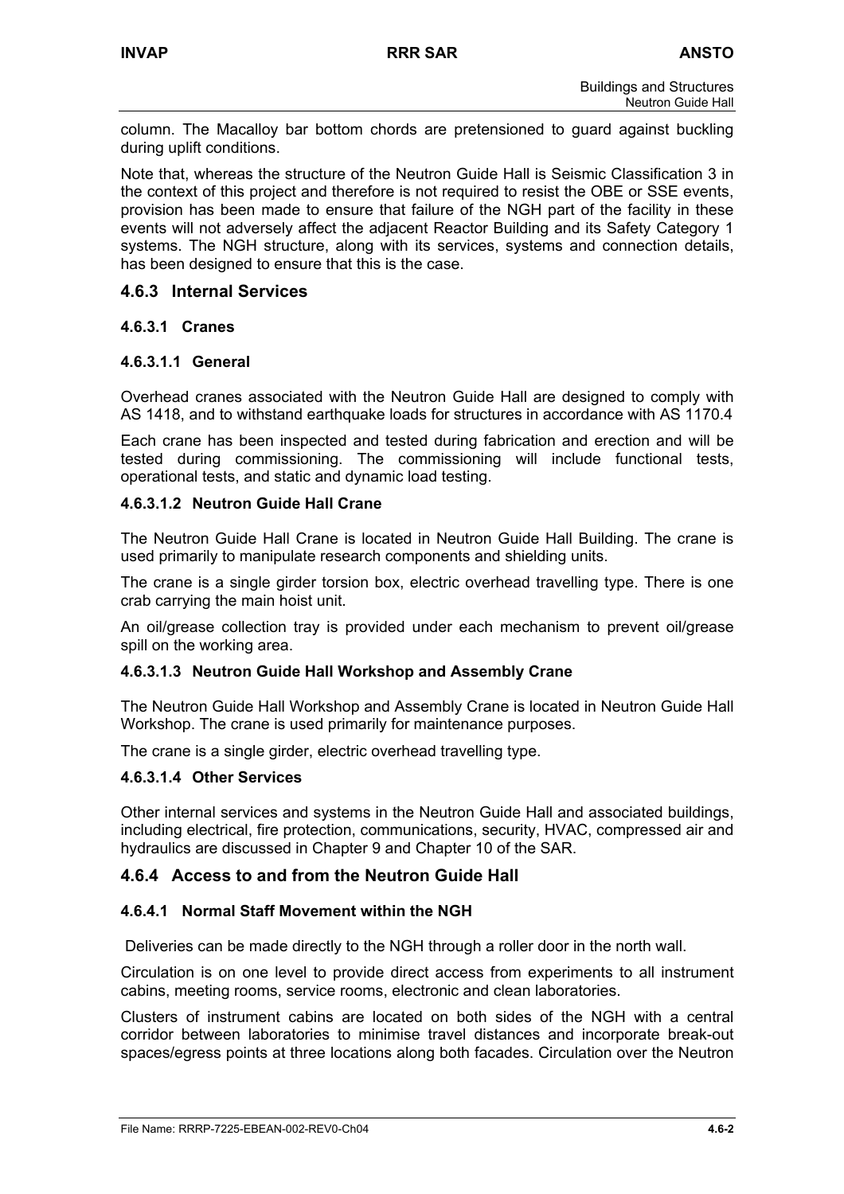column. The Macalloy bar bottom chords are pretensioned to guard against buckling during uplift conditions.

Note that, whereas the structure of the Neutron Guide Hall is Seismic Classification 3 in the context of this project and therefore is not required to resist the OBE or SSE events, provision has been made to ensure that failure of the NGH part of the facility in these events will not adversely affect the adjacent Reactor Building and its Safety Category 1 systems. The NGH structure, along with its services, systems and connection details, has been designed to ensure that this is the case.

## 4.6.3 Internal Services

### 4.6.3.1 Cranes

#### 4.6.3.1.1 General

Overhead cranes associated with the Neutron Guide Hall are designed to comply with AS 1418, and to withstand earthquake loads for structures in accordance with AS 1170.4

Each crane has been inspected and tested during fabrication and erection and will be tested during commissioning. The commissioning will include functional tests, operational tests, and static and dynamic load testing.

#### 4.6.3.1.2 Neutron Guide Hall Crane

The Neutron Guide Hall Crane is located in Neutron Guide Hall Building. The crane is used primarily to manipulate research components and shielding units.

The crane is a single girder torsion box, electric overhead travelling type. There is one crab carrying the main hoist unit.

An oil/grease collection tray is provided under each mechanism to prevent oil/grease spill on the working area.

#### 4.6.3.1.3 Neutron Guide Hall Workshop and Assembly Crane

The Neutron Guide Hall Workshop and Assembly Crane is located in Neutron Guide Hall Workshop. The crane is used primarily for maintenance purposes.

The crane is a single girder, electric overhead travelling type.

#### 4.6.3.1.4 Other Services

Other internal services and systems in the Neutron Guide Hall and associated buildings, including electrical, fire protection, communications, security, HVAC, compressed air and hydraulics are discussed in Chapter 9 and Chapter 10 of the SAR.

## 4.6.4 Access to and from the Neutron Guide Hall

### 4.6.4.1 Normal Staff Movement within the NGH

Deliveries can be made directly to the NGH through a roller door in the north wall.

Circulation is on one level to provide direct access from experiments to all instrument cabins, meeting rooms, service rooms, electronic and clean laboratories.

Clusters of instrument cabins are located on both sides of the NGH with a central corridor between laboratories to minimise travel distances and incorporate break-out spaces/egress points at three locations along both facades. Circulation over the Neutron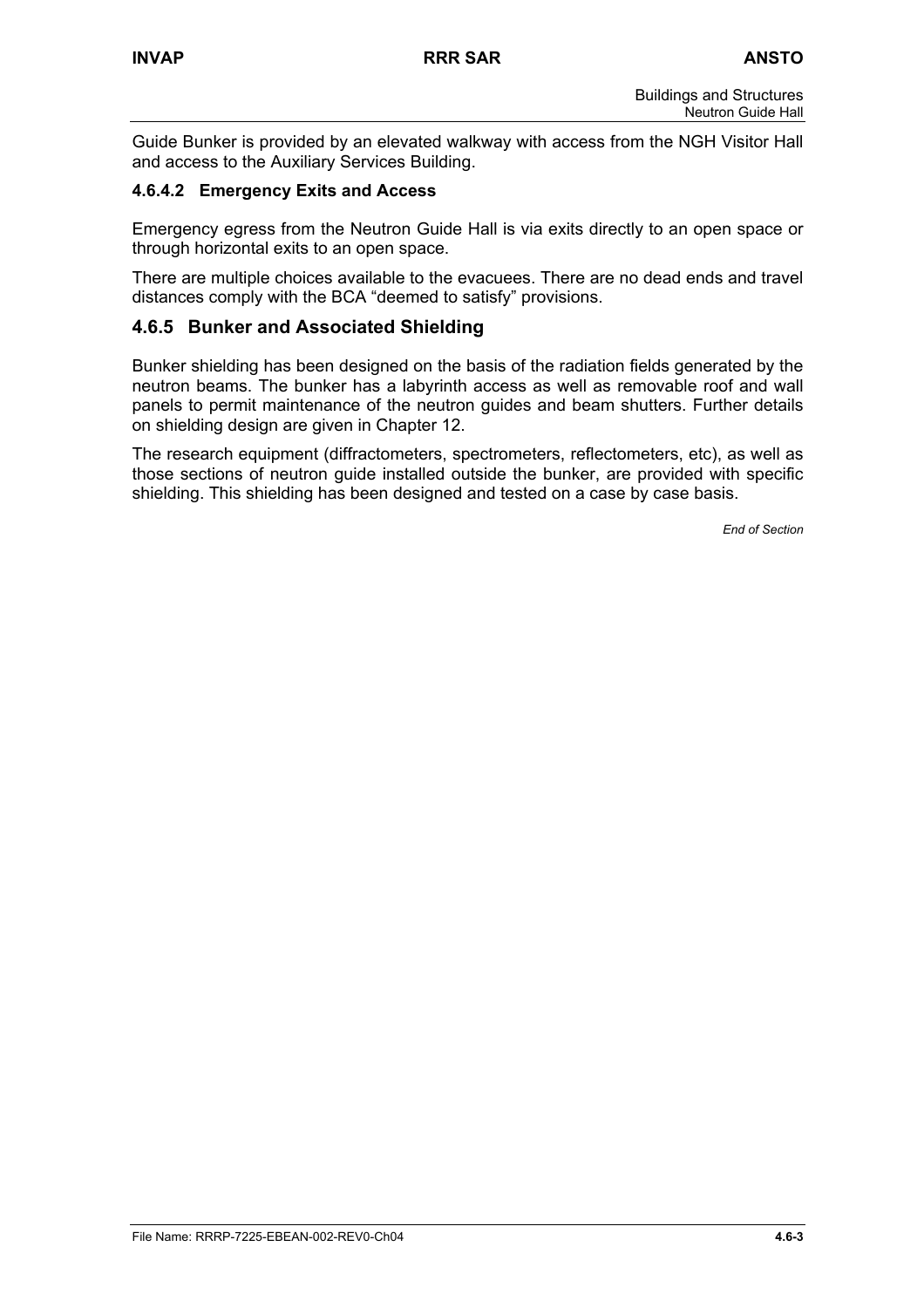Guide Bunker is provided by an elevated walkway with access from the NGH Visitor Hall and access to the Auxiliary Services Building.

#### 4.6.4.2 Emergency Exits and Access

Emergency egress from the Neutron Guide Hall is via exits directly to an open space or through horizontal exits to an open space.

There are multiple choices available to the evacuees. There are no dead ends and travel distances comply with the BCA “deemed to satisfy” provisions.

### 4.6.5 Bunker and Associated Shielding

Bunker shielding has been designed on the basis of the radiation fields generated by the neutron beams. The bunker has a labyrinth access as well as removable roof and wall panels to permit maintenance of the neutron guides and beam shutters. Further details on shielding design are given in Chapter 12.

The research equipment (diffractometers, spectrometers, reflectometers, etc), as well as those sections of neutron guide installed outside the bunker, are provided with specific shielding. This shielding has been designed and tested on a case by case basis.

*End of Section*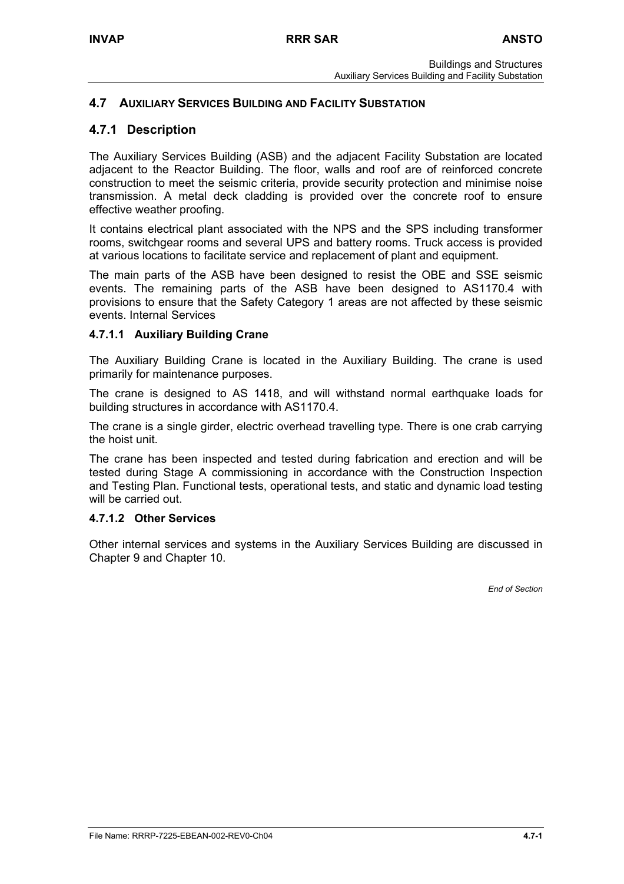## 4.7 AUXILIARY SERVICES BUILDING AND FACILITY SUBSTATION

### 4.7.1 Description

The Auxiliary Services Building (ASB) and the adjacent Facility Substation are located adjacent to the Reactor Building. The floor, walls and roof are of reinforced concrete construction to meet the seismic criteria, provide security protection and minimise noise transmission. A metal deck cladding is provided over the concrete roof to ensure effective weather proofing.

It contains electrical plant associated with the NPS and the SPS including transformer rooms, switchgear rooms and several UPS and battery rooms. Truck access is provided at various locations to facilitate service and replacement of plant and equipment.

The main parts of the ASB have been designed to resist the OBE and SSE seismic events. The remaining parts of the ASB have been designed to AS1170.4 with provisions to ensure that the Safety Category 1 areas are not affected by these seismic events. Internal Services

#### 4.7.1.1 Auxiliary Building Crane

The Auxiliary Building Crane is located in the Auxiliary Building. The crane is used primarily for maintenance purposes.

The crane is designed to AS 1418, and will withstand normal earthquake loads for building structures in accordance with AS1170.4.

The crane is a single girder, electric overhead travelling type. There is one crab carrying the hoist unit.

The crane has been inspected and tested during fabrication and erection and will be tested during Stage A commissioning in accordance with the Construction Inspection and Testing Plan. Functional tests, operational tests, and static and dynamic load testing will be carried out.

#### 4.7.1.2 Other Services

Other internal services and systems in the Auxiliary Services Building are discussed in Chapter 9 and Chapter 10.

*End of Section*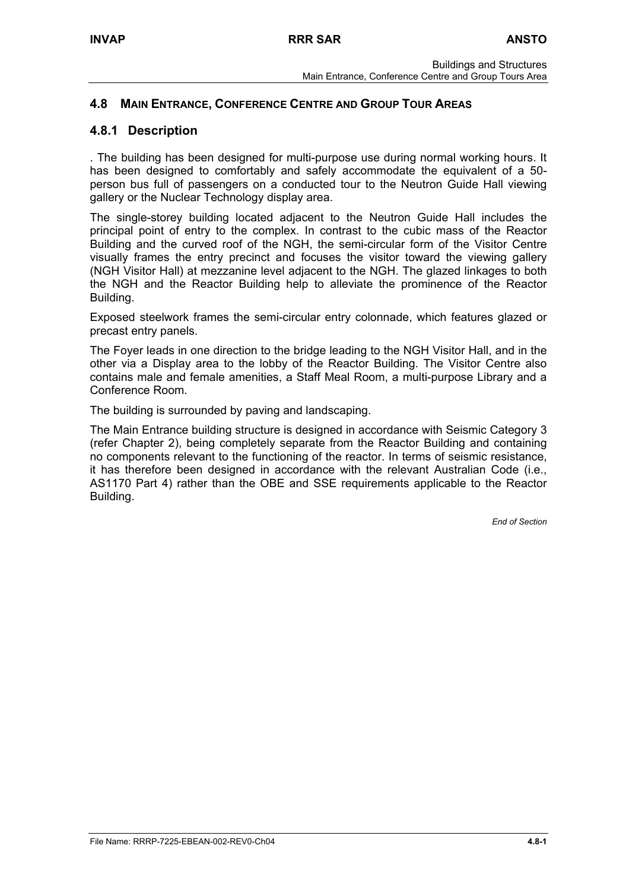## 4.8 Main Entrance, Conference Centre and Group Tour Areas

### 4.8.1 Description

. The building has been designed for multi-purpose use during normal working hours. It has been designed to comfortably and safely accommodate the equivalent of a 50-person bus full of passengers on a conducted tour to the Neutron Guide Hall viewing gallery or the Nuclear Technology display area.

The single-storey building located adjacent to the Neutron Guide Hall includes the principal point of entry to the complex. In contrast to the cubic mass of the Reactor Building and the curved roof of the NGH, the semi-circular form of the Visitor Centre visually frames the entry precinct and focuses the visitor toward the viewing gallery (NGH Visitor Hall) at mezzanine level adjacent to the NGH. The glazed linkages to both the NGH and the Reactor Building help to alleviate the prominence of the Reactor Building.

Exposed steelwork frames the semi-circular entry colonnade, which features glazed or precast entry panels.

The Foyer leads in one direction to the bridge leading to the NGH Visitor Hall, and in the other via a Display area to the lobby of the Reactor Building. The Visitor Centre also contains male and female amenities, a Staff Meal Room, a multi-purpose Library and a Conference Room.

The building is surrounded by paving and landscaping.

The Main Entrance building structure is designed in accordance with Seismic Category 3 (refer Chapter 2), being completely separate from the Reactor Building and containing no components relevant to the functioning of the reactor. In terms of seismic resistance, it has therefore been designed in accordance with the relevant Australian Code (i.e., AS1170 Part 4) rather than the OBE and SSE requirements applicable to the Reactor Building.

*End of Section*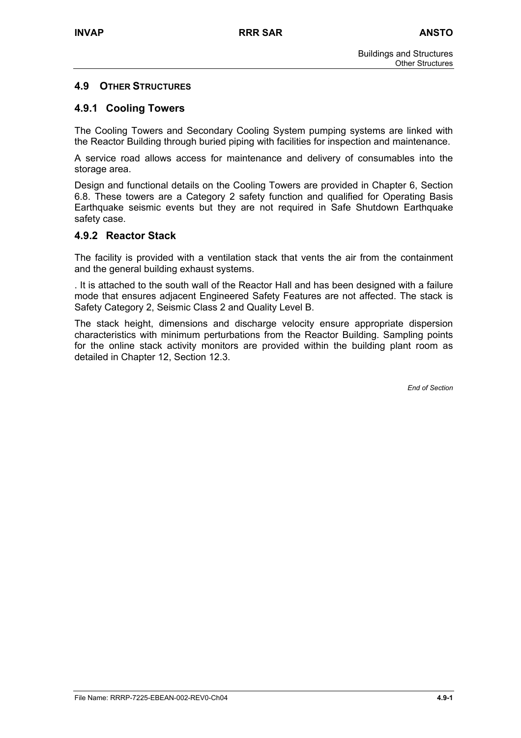## 4.9 OTHER STRUCTURES

### 4.9.1 Cooling Towers

The Cooling Towers and Secondary Cooling System pumping systems are linked with the Reactor Building through buried piping with facilities for inspection and maintenance.

A service road allows access for maintenance and delivery of consumables into the storage area.

Design and functional details on the Cooling Towers are provided in Chapter 6, Section 6.8. These towers are a Category 2 safety function and qualified for Operating Basis Earthquake seismic events but they are not required in Safe Shutdown Earthquake safety case.

### 4.9.2 Reactor Stack

The facility is provided with a ventilation stack that vents the air from the containment and the general building exhaust systems.

. It is attached to the south wall of the Reactor Hall and has been designed with a failure mode that ensures adjacent Engineered Safety Features are not affected. The stack is Safety Category 2, Seismic Class 2 and Quality Level B.

The stack height, dimensions and discharge velocity ensure appropriate dispersion characteristics with minimum perturbations from the Reactor Building. Sampling points for the online stack activity monitors are provided within the building plant room as detailed in Chapter 12, Section 12.3.

*End of Section*